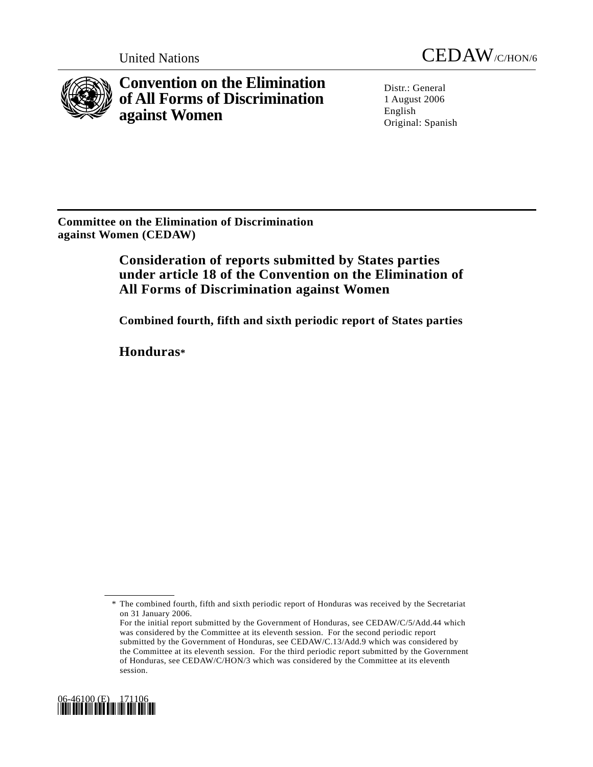United Nations

CEDAW/C/HON/6

# Convention on the Elimination of All Forms of Discrimination against Women

Distr.: General
1 August 2006
English
Original: Spanish

**Committee on the Elimination of Discrimination against Women (CEDAW)**

## Consideration of reports submitted by States parties under article 18 of the Convention on the Elimination of All Forms of Discrimination against Women

### Combined fourth, fifth and sixth periodic report of States parties

## Honduras*

---

\* The combined fourth, fifth and sixth periodic report of Honduras was received by the Secretariat on 31 January 2006.
For the initial report submitted by the Government of Honduras, see CEDAW/C/5/Add.44 which was considered by the Committee at its eleventh session. For the second periodic report submitted by the Government of Honduras, see CEDAW/C.13/Add.9 which was considered by the Committee at its eleventh session. For the third periodic report submitted by the Government of Honduras, see CEDAW/C/HON/3 which was considered by the Committee at its eleventh session.

06-46100 (E) 171106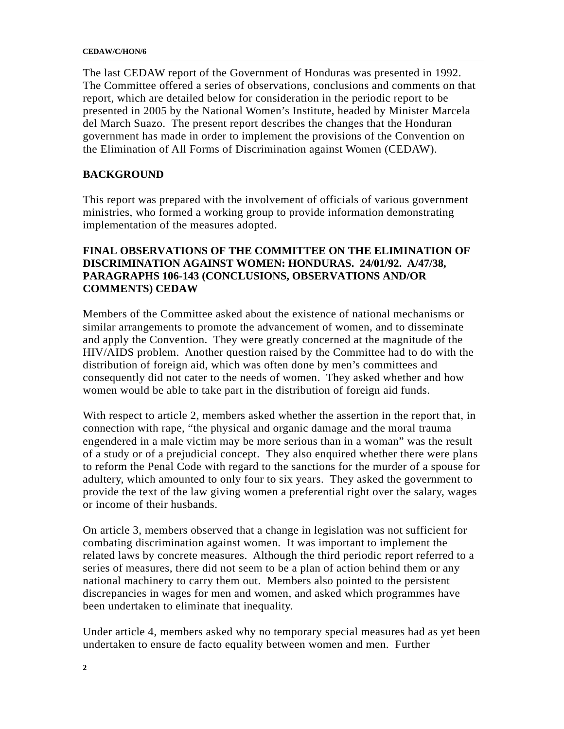The last CEDAW report of the Government of Honduras was presented in 1992. The Committee offered a series of observations, conclusions and comments on that report, which are detailed below for consideration in the periodic report to be presented in 2005 by the National Women's Institute, headed by Minister Marcela del March Suazo. The present report describes the changes that the Honduran government has made in order to implement the provisions of the Convention on the Elimination of All Forms of Discrimination against Women (CEDAW).

## BACKGROUND

This report was prepared with the involvement of officials of various government ministries, who formed a working group to provide information demonstrating implementation of the measures adopted.

## FINAL OBSERVATIONS OF THE COMMITTEE ON THE ELIMINATION OF DISCRIMINATION AGAINST WOMEN: HONDURAS. 24/01/92. A/47/38, PARAGRAPHS 106-143 (CONCLUSIONS, OBSERVATIONS AND/OR COMMENTS) CEDAW

Members of the Committee asked about the existence of national mechanisms or similar arrangements to promote the advancement of women, and to disseminate and apply the Convention. They were greatly concerned at the magnitude of the HIV/AIDS problem. Another question raised by the Committee had to do with the distribution of foreign aid, which was often done by men's committees and consequently did not cater to the needs of women. They asked whether and how women would be able to take part in the distribution of foreign aid funds.

With respect to article 2, members asked whether the assertion in the report that, in connection with rape, "the physical and organic damage and the moral trauma engendered in a male victim may be more serious than in a woman" was the result of a study or of a prejudicial concept. They also enquired whether there were plans to reform the Penal Code with regard to the sanctions for the murder of a spouse for adultery, which amounted to only four to six years. They asked the government to provide the text of the law giving women a preferential right over the salary, wages or income of their husbands.

On article 3, members observed that a change in legislation was not sufficient for combating discrimination against women. It was important to implement the related laws by concrete measures. Although the third periodic report referred to a series of measures, there did not seem to be a plan of action behind them or any national machinery to carry them out. Members also pointed to the persistent discrepancies in wages for men and women, and asked which programmes have been undertaken to eliminate that inequality.

Under article 4, members asked why no temporary special measures had as yet been undertaken to ensure de facto equality between women and men. Further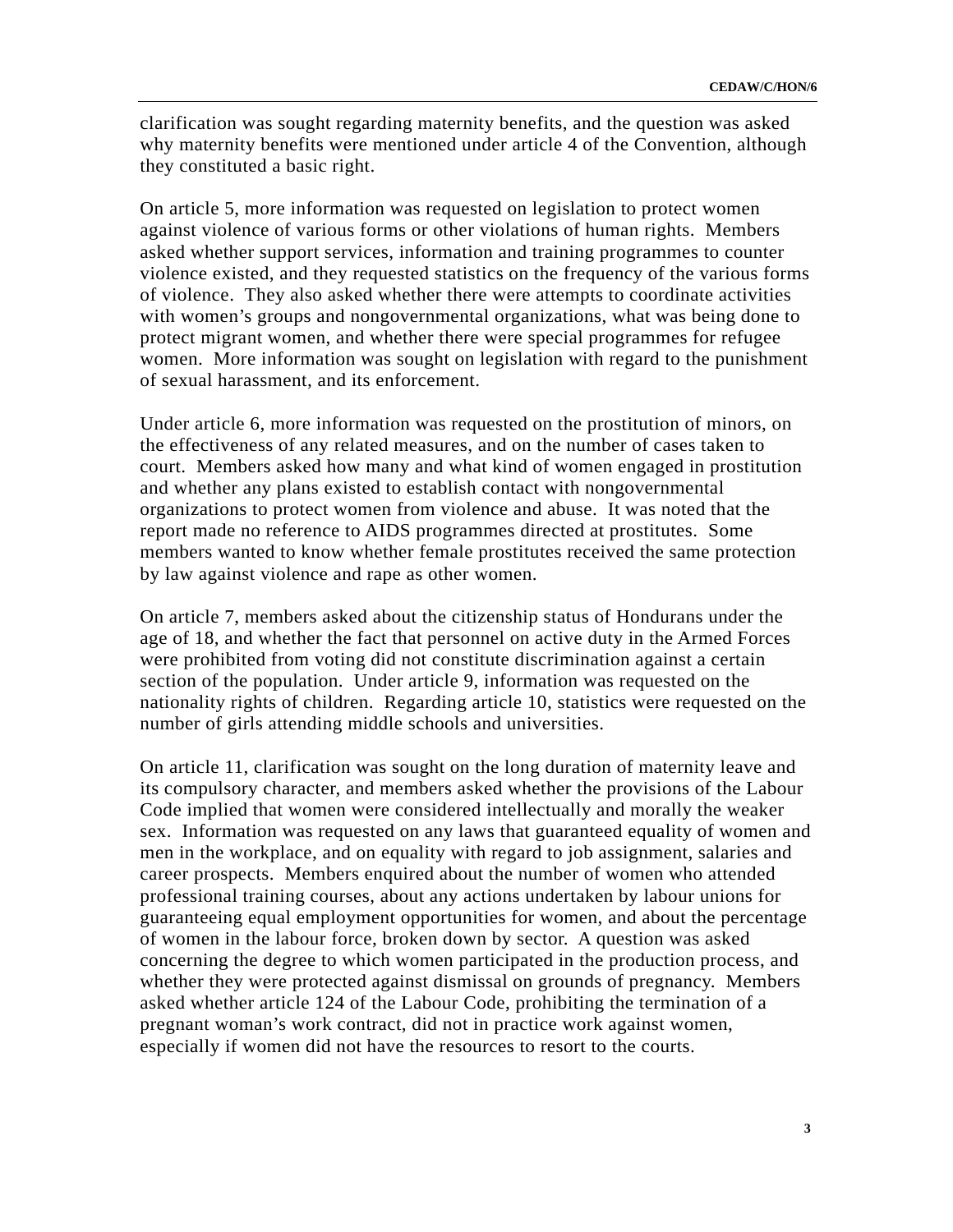clarification was sought regarding maternity benefits, and the question was asked why maternity benefits were mentioned under article 4 of the Convention, although they constituted a basic right.

On article 5, more information was requested on legislation to protect women against violence of various forms or other violations of human rights. Members asked whether support services, information and training programmes to counter violence existed, and they requested statistics on the frequency of the various forms of violence. They also asked whether there were attempts to coordinate activities with women's groups and nongovernmental organizations, what was being done to protect migrant women, and whether there were special programmes for refugee women. More information was sought on legislation with regard to the punishment of sexual harassment, and its enforcement.

Under article 6, more information was requested on the prostitution of minors, on the effectiveness of any related measures, and on the number of cases taken to court. Members asked how many and what kind of women engaged in prostitution and whether any plans existed to establish contact with nongovernmental organizations to protect women from violence and abuse. It was noted that the report made no reference to AIDS programmes directed at prostitutes. Some members wanted to know whether female prostitutes received the same protection by law against violence and rape as other women.

On article 7, members asked about the citizenship status of Hondurans under the age of 18, and whether the fact that personnel on active duty in the Armed Forces were prohibited from voting did not constitute discrimination against a certain section of the population. Under article 9, information was requested on the nationality rights of children. Regarding article 10, statistics were requested on the number of girls attending middle schools and universities.

On article 11, clarification was sought on the long duration of maternity leave and its compulsory character, and members asked whether the provisions of the Labour Code implied that women were considered intellectually and morally the weaker sex. Information was requested on any laws that guaranteed equality of women and men in the workplace, and on equality with regard to job assignment, salaries and career prospects. Members enquired about the number of women who attended professional training courses, about any actions undertaken by labour unions for guaranteeing equal employment opportunities for women, and about the percentage of women in the labour force, broken down by sector. A question was asked concerning the degree to which women participated in the production process, and whether they were protected against dismissal on grounds of pregnancy. Members asked whether article 124 of the Labour Code, prohibiting the termination of a pregnant woman's work contract, did not in practice work against women, especially if women did not have the resources to resort to the courts.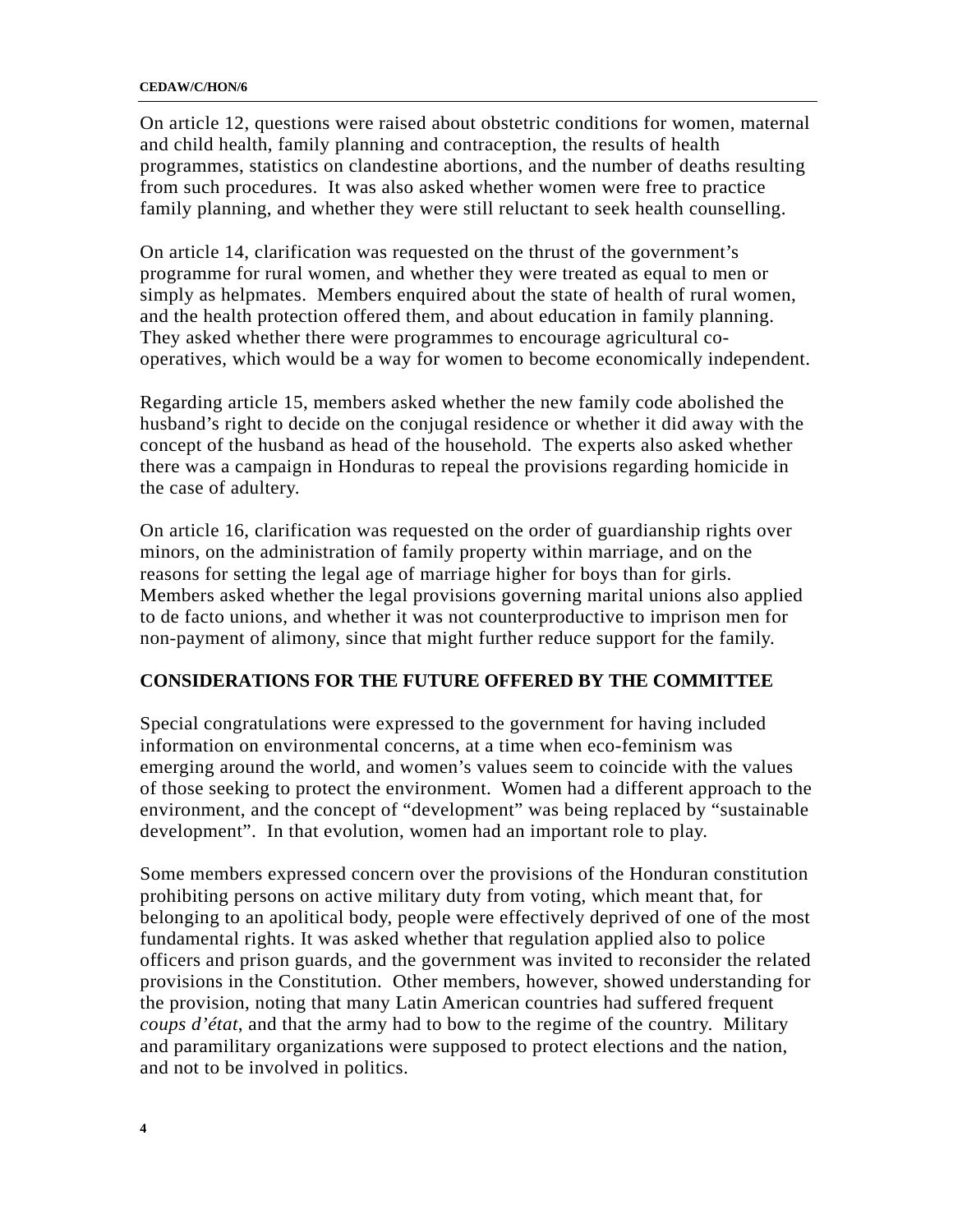On article 12, questions were raised about obstetric conditions for women, maternal and child health, family planning and contraception, the results of health programmes, statistics on clandestine abortions, and the number of deaths resulting from such procedures. It was also asked whether women were free to practice family planning, and whether they were still reluctant to seek health counselling.

On article 14, clarification was requested on the thrust of the government's programme for rural women, and whether they were treated as equal to men or simply as helpmates. Members enquired about the state of health of rural women, and the health protection offered them, and about education in family planning. They asked whether there were programmes to encourage agricultural co-operatives, which would be a way for women to become economically independent.

Regarding article 15, members asked whether the new family code abolished the husband's right to decide on the conjugal residence or whether it did away with the concept of the husband as head of the household. The experts also asked whether there was a campaign in Honduras to repeal the provisions regarding homicide in the case of adultery.

On article 16, clarification was requested on the order of guardianship rights over minors, on the administration of family property within marriage, and on the reasons for setting the legal age of marriage higher for boys than for girls. Members asked whether the legal provisions governing marital unions also applied to de facto unions, and whether it was not counterproductive to imprison men for non-payment of alimony, since that might further reduce support for the family.

## CONSIDERATIONS FOR THE FUTURE OFFERED BY THE COMMITTEE

Special congratulations were expressed to the government for having included information on environmental concerns, at a time when eco-feminism was emerging around the world, and women's values seem to coincide with the values of those seeking to protect the environment. Women had a different approach to the environment, and the concept of "development" was being replaced by "sustainable development". In that evolution, women had an important role to play.

Some members expressed concern over the provisions of the Honduran constitution prohibiting persons on active military duty from voting, which meant that, for belonging to an apolitical body, people were effectively deprived of one of the most fundamental rights. It was asked whether that regulation applied also to police officers and prison guards, and the government was invited to reconsider the related provisions in the Constitution. Other members, however, showed understanding for the provision, noting that many Latin American countries had suffered frequent *coups d'état*, and that the army had to bow to the regime of the country. Military and paramilitary organizations were supposed to protect elections and the nation, and not to be involved in politics.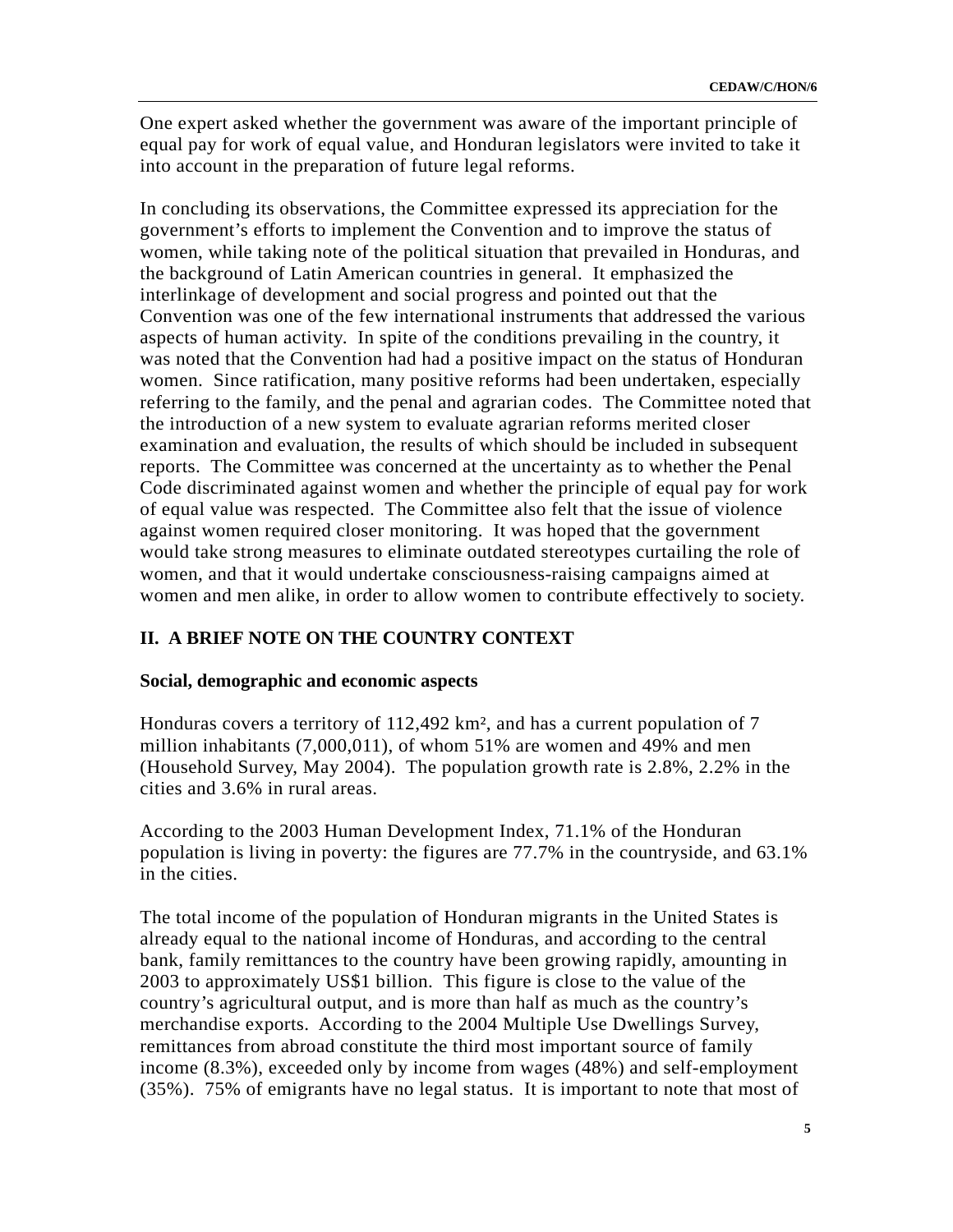One expert asked whether the government was aware of the important principle of equal pay for work of equal value, and Honduran legislators were invited to take it into account in the preparation of future legal reforms.

In concluding its observations, the Committee expressed its appreciation for the government's efforts to implement the Convention and to improve the status of women, while taking note of the political situation that prevailed in Honduras, and the background of Latin American countries in general. It emphasized the interlinkage of development and social progress and pointed out that the Convention was one of the few international instruments that addressed the various aspects of human activity. In spite of the conditions prevailing in the country, it was noted that the Convention had had a positive impact on the status of Honduran women. Since ratification, many positive reforms had been undertaken, especially referring to the family, and the penal and agrarian codes. The Committee noted that the introduction of a new system to evaluate agrarian reforms merited closer examination and evaluation, the results of which should be included in subsequent reports. The Committee was concerned at the uncertainty as to whether the Penal Code discriminated against women and whether the principle of equal pay for work of equal value was respected. The Committee also felt that the issue of violence against women required closer monitoring. It was hoped that the government would take strong measures to eliminate outdated stereotypes curtailing the role of women, and that it would undertake consciousness-raising campaigns aimed at women and men alike, in order to allow women to contribute effectively to society.

## II. A BRIEF NOTE ON THE COUNTRY CONTEXT

### Social, demographic and economic aspects

Honduras covers a territory of 112,492 km², and has a current population of 7 million inhabitants (7,000,011), of whom 51% are women and 49% and men (Household Survey, May 2004). The population growth rate is 2.8%, 2.2% in the cities and 3.6% in rural areas.

According to the 2003 Human Development Index, 71.1% of the Honduran population is living in poverty: the figures are 77.7% in the countryside, and 63.1% in the cities.

The total income of the population of Honduran migrants in the United States is already equal to the national income of Honduras, and according to the central bank, family remittances to the country have been growing rapidly, amounting in 2003 to approximately US$1 billion. This figure is close to the value of the country's agricultural output, and is more than half as much as the country's merchandise exports. According to the 2004 Multiple Use Dwellings Survey, remittances from abroad constitute the third most important source of family income (8.3%), exceeded only by income from wages (48%) and self-employment (35%). 75% of emigrants have no legal status. It is important to note that most of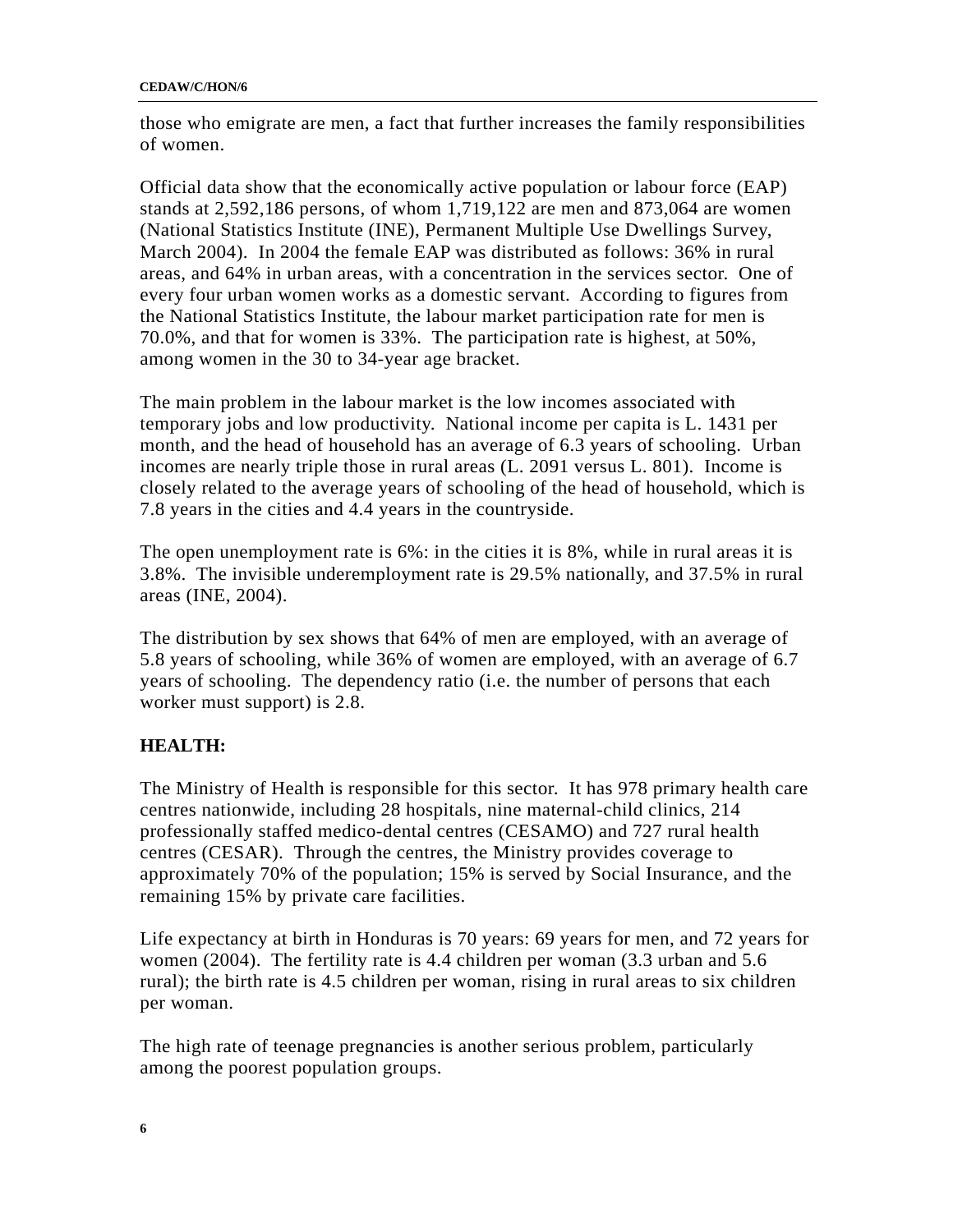those who emigrate are men, a fact that further increases the family responsibilities of women.

Official data show that the economically active population or labour force (EAP) stands at 2,592,186 persons, of whom 1,719,122 are men and 873,064 are women (National Statistics Institute (INE), Permanent Multiple Use Dwellings Survey, March 2004). In 2004 the female EAP was distributed as follows: 36% in rural areas, and 64% in urban areas, with a concentration in the services sector. One of every four urban women works as a domestic servant. According to figures from the National Statistics Institute, the labour market participation rate for men is 70.0%, and that for women is 33%. The participation rate is highest, at 50%, among women in the 30 to 34-year age bracket.

The main problem in the labour market is the low incomes associated with temporary jobs and low productivity. National income per capita is L. 1431 per month, and the head of household has an average of 6.3 years of schooling. Urban incomes are nearly triple those in rural areas (L. 2091 versus L. 801). Income is closely related to the average years of schooling of the head of household, which is 7.8 years in the cities and 4.4 years in the countryside.

The open unemployment rate is 6%: in the cities it is 8%, while in rural areas it is 3.8%. The invisible underemployment rate is 29.5% nationally, and 37.5% in rural areas (INE, 2004).

The distribution by sex shows that 64% of men are employed, with an average of 5.8 years of schooling, while 36% of women are employed, with an average of 6.7 years of schooling. The dependency ratio (i.e. the number of persons that each worker must support) is 2.8.

**HEALTH:**

The Ministry of Health is responsible for this sector. It has 978 primary health care centres nationwide, including 28 hospitals, nine maternal-child clinics, 214 professionally staffed medico-dental centres (CESAMO) and 727 rural health centres (CESAR). Through the centres, the Ministry provides coverage to approximately 70% of the population; 15% is served by Social Insurance, and the remaining 15% by private care facilities.

Life expectancy at birth in Honduras is 70 years: 69 years for men, and 72 years for women (2004). The fertility rate is 4.4 children per woman (3.3 urban and 5.6 rural); the birth rate is 4.5 children per woman, rising in rural areas to six children per woman.

The high rate of teenage pregnancies is another serious problem, particularly among the poorest population groups.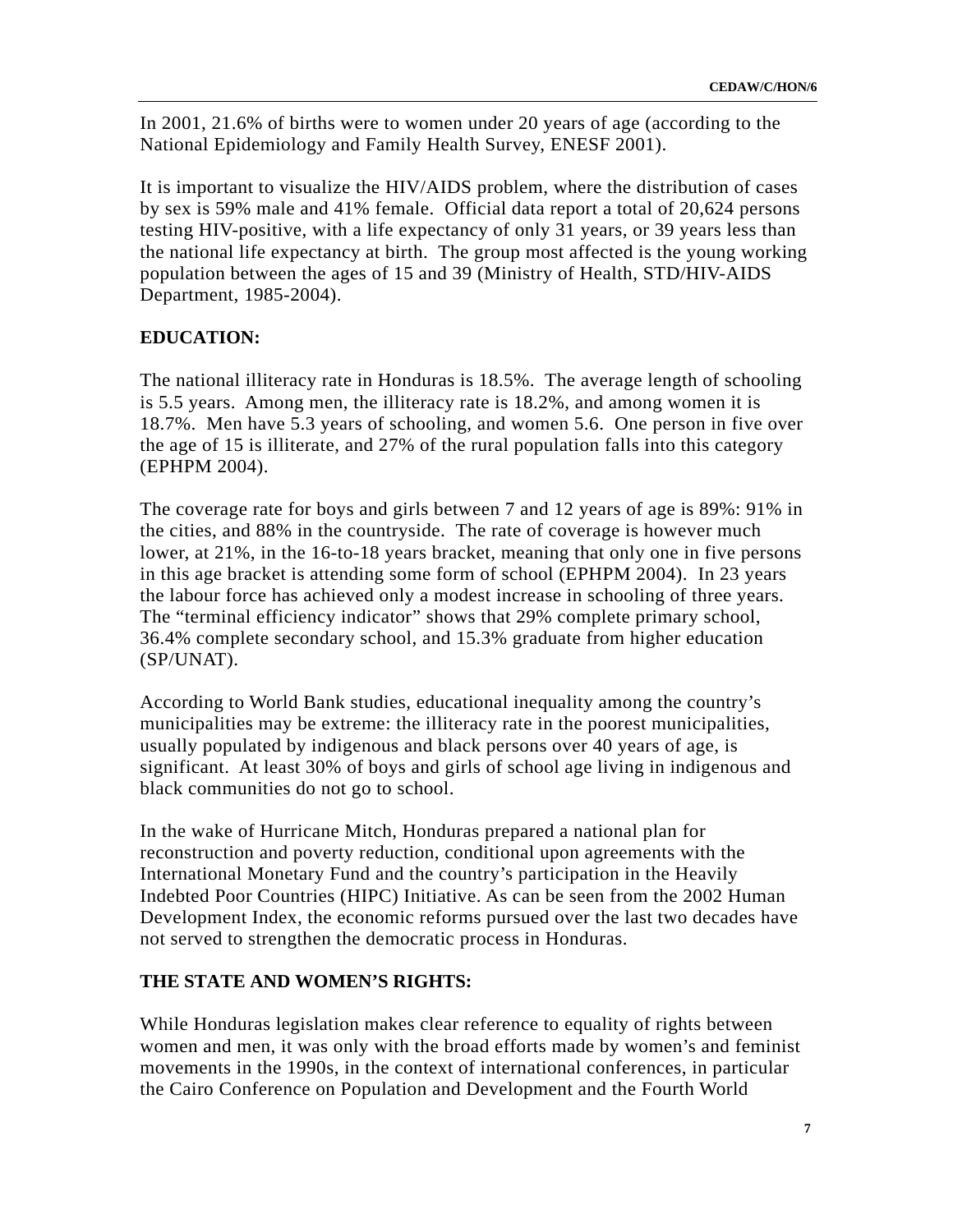In 2001, 21.6% of births were to women under 20 years of age (according to the National Epidemiology and Family Health Survey, ENESF 2001).

It is important to visualize the HIV/AIDS problem, where the distribution of cases by sex is 59% male and 41% female. Official data report a total of 20,624 persons testing HIV-positive, with a life expectancy of only 31 years, or 39 years less than the national life expectancy at birth. The group most affected is the young working population between the ages of 15 and 39 (Ministry of Health, STD/HIV-AIDS Department, 1985-2004).

**EDUCATION:**

The national illiteracy rate in Honduras is 18.5%. The average length of schooling is 5.5 years. Among men, the illiteracy rate is 18.2%, and among women it is 18.7%. Men have 5.3 years of schooling, and women 5.6. One person in five over the age of 15 is illiterate, and 27% of the rural population falls into this category (EPHPM 2004).

The coverage rate for boys and girls between 7 and 12 years of age is 89%: 91% in the cities, and 88% in the countryside. The rate of coverage is however much lower, at 21%, in the 16-to-18 years bracket, meaning that only one in five persons in this age bracket is attending some form of school (EPHPM 2004). In 23 years the labour force has achieved only a modest increase in schooling of three years. The "terminal efficiency indicator" shows that 29% complete primary school, 36.4% complete secondary school, and 15.3% graduate from higher education (SP/UNAT).

According to World Bank studies, educational inequality among the country's municipalities may be extreme: the illiteracy rate in the poorest municipalities, usually populated by indigenous and black persons over 40 years of age, is significant. At least 30% of boys and girls of school age living in indigenous and black communities do not go to school.

In the wake of Hurricane Mitch, Honduras prepared a national plan for reconstruction and poverty reduction, conditional upon agreements with the International Monetary Fund and the country's participation in the Heavily Indebted Poor Countries (HIPC) Initiative. As can be seen from the 2002 Human Development Index, the economic reforms pursued over the last two decades have not served to strengthen the democratic process in Honduras.

**THE STATE AND WOMEN'S RIGHTS:**

While Honduras legislation makes clear reference to equality of rights between women and men, it was only with the broad efforts made by women's and feminist movements in the 1990s, in the context of international conferences, in particular the Cairo Conference on Population and Development and the Fourth World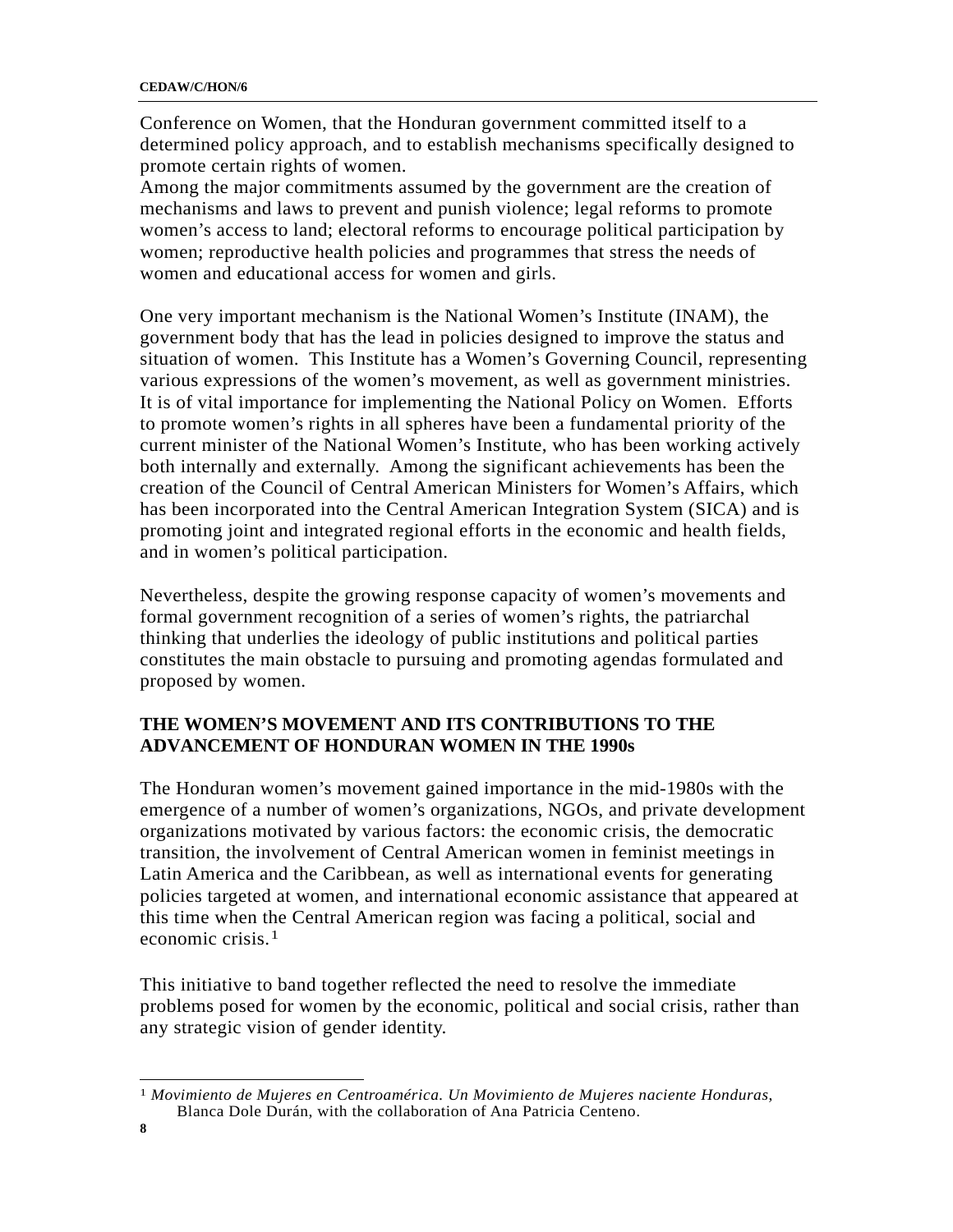Conference on Women, that the Honduran government committed itself to a determined policy approach, and to establish mechanisms specifically designed to promote certain rights of women.
Among the major commitments assumed by the government are the creation of mechanisms and laws to prevent and punish violence; legal reforms to promote women's access to land; electoral reforms to encourage political participation by women; reproductive health policies and programmes that stress the needs of women and educational access for women and girls.

One very important mechanism is the National Women's Institute (INAM), the government body that has the lead in policies designed to improve the status and situation of women. This Institute has a Women's Governing Council, representing various expressions of the women's movement, as well as government ministries. It is of vital importance for implementing the National Policy on Women. Efforts to promote women's rights in all spheres have been a fundamental priority of the current minister of the National Women's Institute, who has been working actively both internally and externally. Among the significant achievements has been the creation of the Council of Central American Ministers for Women's Affairs, which has been incorporated into the Central American Integration System (SICA) and is promoting joint and integrated regional efforts in the economic and health fields, and in women's political participation.

Nevertheless, despite the growing response capacity of women's movements and formal government recognition of a series of women's rights, the patriarchal thinking that underlies the ideology of public institutions and political parties constitutes the main obstacle to pursuing and promoting agendas formulated and proposed by women.

## THE WOMEN'S MOVEMENT AND ITS CONTRIBUTIONS TO THE ADVANCEMENT OF HONDURAN WOMEN IN THE 1990s

The Honduran women's movement gained importance in the mid-1980s with the emergence of a number of women's organizations, NGOs, and private development organizations motivated by various factors: the economic crisis, the democratic transition, the involvement of Central American women in feminist meetings in Latin America and the Caribbean, as well as international events for generating policies targeted at women, and international economic assistance that appeared at this time when the Central American region was facing a political, social and economic crisis.[1]

This initiative to band together reflected the need to resolve the immediate problems posed for women by the economic, political and social crisis, rather than any strategic vision of gender identity.

---

[1] *Movimiento de Mujeres en Centroamérica. Un Movimiento de Mujeres naciente Honduras*, Blanca Dole Durán, with the collaboration of Ana Patricia Centeno.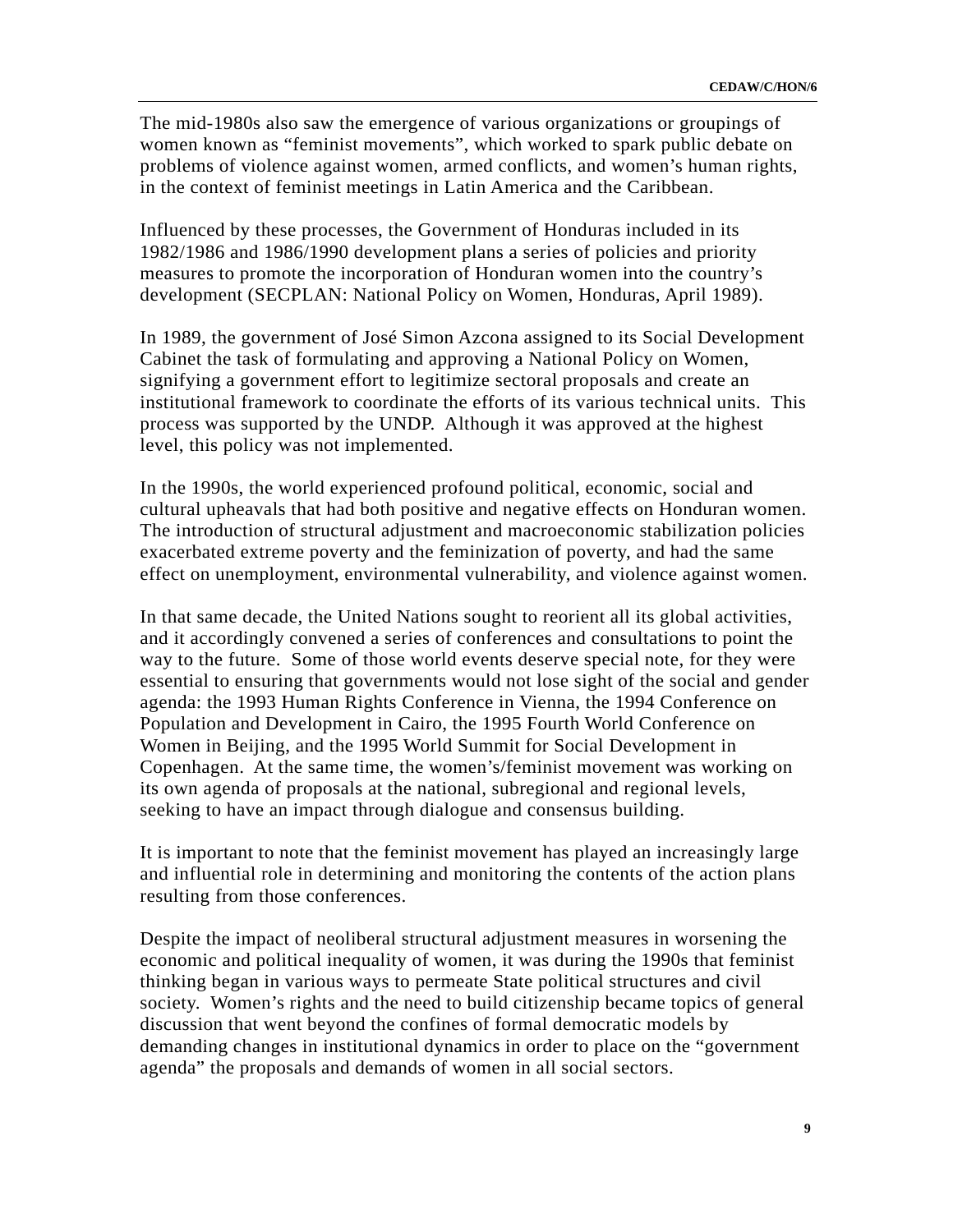The mid-1980s also saw the emergence of various organizations or groupings of women known as “feminist movements”, which worked to spark public debate on problems of violence against women, armed conflicts, and women’s human rights, in the context of feminist meetings in Latin America and the Caribbean.

Influenced by these processes, the Government of Honduras included in its 1982/1986 and 1986/1990 development plans a series of policies and priority measures to promote the incorporation of Honduran women into the country’s development (SECPLAN: National Policy on Women, Honduras, April 1989).

In 1989, the government of José Simon Azcona assigned to its Social Development Cabinet the task of formulating and approving a National Policy on Women, signifying a government effort to legitimize sectoral proposals and create an institutional framework to coordinate the efforts of its various technical units. This process was supported by the UNDP. Although it was approved at the highest level, this policy was not implemented.

In the 1990s, the world experienced profound political, economic, social and cultural upheavals that had both positive and negative effects on Honduran women. The introduction of structural adjustment and macroeconomic stabilization policies exacerbated extreme poverty and the feminization of poverty, and had the same effect on unemployment, environmental vulnerability, and violence against women.

In that same decade, the United Nations sought to reorient all its global activities, and it accordingly convened a series of conferences and consultations to point the way to the future. Some of those world events deserve special note, for they were essential to ensuring that governments would not lose sight of the social and gender agenda: the 1993 Human Rights Conference in Vienna, the 1994 Conference on Population and Development in Cairo, the 1995 Fourth World Conference on Women in Beijing, and the 1995 World Summit for Social Development in Copenhagen. At the same time, the women’s/feminist movement was working on its own agenda of proposals at the national, subregional and regional levels, seeking to have an impact through dialogue and consensus building.

It is important to note that the feminist movement has played an increasingly large and influential role in determining and monitoring the contents of the action plans resulting from those conferences.

Despite the impact of neoliberal structural adjustment measures in worsening the economic and political inequality of women, it was during the 1990s that feminist thinking began in various ways to permeate State political structures and civil society. Women’s rights and the need to build citizenship became topics of general discussion that went beyond the confines of formal democratic models by demanding changes in institutional dynamics in order to place on the “government agenda” the proposals and demands of women in all social sectors.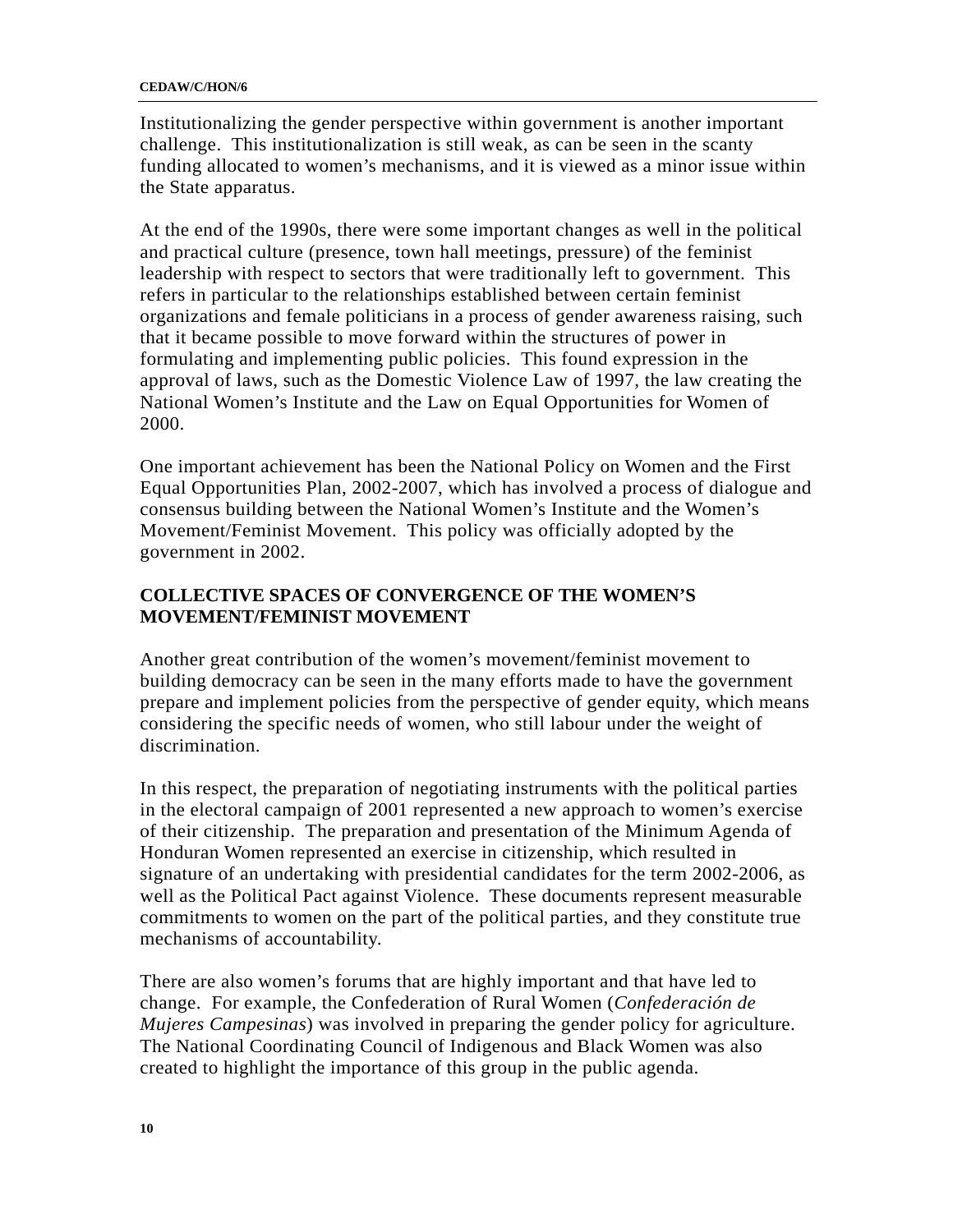Institutionalizing the gender perspective within government is another important challenge. This institutionalization is still weak, as can be seen in the scanty funding allocated to women's mechanisms, and it is viewed as a minor issue within the State apparatus.

At the end of the 1990s, there were some important changes as well in the political and practical culture (presence, town hall meetings, pressure) of the feminist leadership with respect to sectors that were traditionally left to government. This refers in particular to the relationships established between certain feminist organizations and female politicians in a process of gender awareness raising, such that it became possible to move forward within the structures of power in formulating and implementing public policies. This found expression in the approval of laws, such as the Domestic Violence Law of 1997, the law creating the National Women's Institute and the Law on Equal Opportunities for Women of 2000.

One important achievement has been the National Policy on Women and the First Equal Opportunities Plan, 2002-2007, which has involved a process of dialogue and consensus building between the National Women's Institute and the Women's Movement/Feminist Movement. This policy was officially adopted by the government in 2002.

## COLLECTIVE SPACES OF CONVERGENCE OF THE WOMEN'S MOVEMENT/FEMINIST MOVEMENT

Another great contribution of the women's movement/feminist movement to building democracy can be seen in the many efforts made to have the government prepare and implement policies from the perspective of gender equity, which means considering the specific needs of women, who still labour under the weight of discrimination.

In this respect, the preparation of negotiating instruments with the political parties in the electoral campaign of 2001 represented a new approach to women's exercise of their citizenship. The preparation and presentation of the Minimum Agenda of Honduran Women represented an exercise in citizenship, which resulted in signature of an undertaking with presidential candidates for the term 2002-2006, as well as the Political Pact against Violence. These documents represent measurable commitments to women on the part of the political parties, and they constitute true mechanisms of accountability.

There are also women's forums that are highly important and that have led to change. For example, the Confederation of Rural Women (*Confederación de Mujeres Campesinas*) was involved in preparing the gender policy for agriculture. The National Coordinating Council of Indigenous and Black Women was also created to highlight the importance of this group in the public agenda.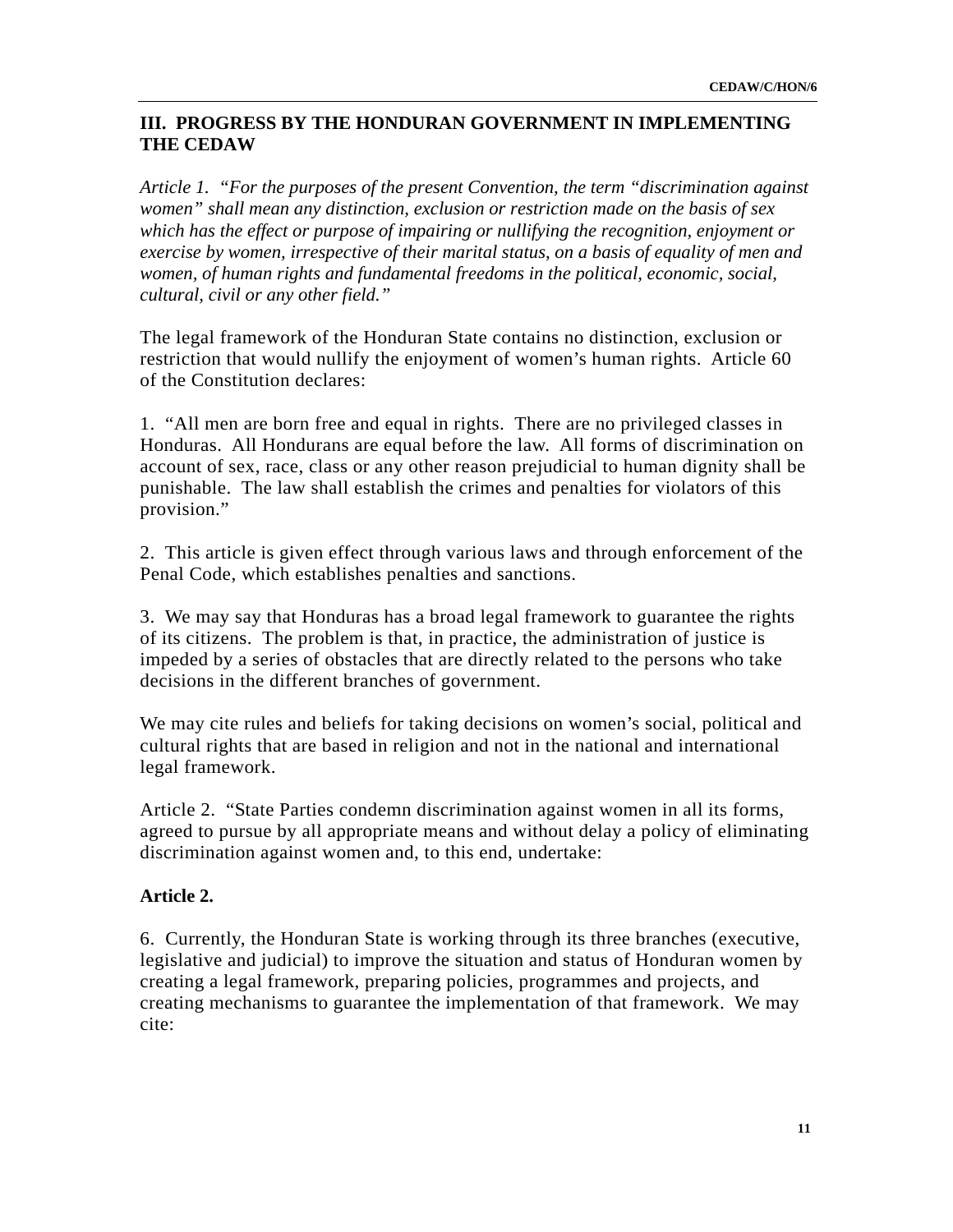## III. PROGRESS BY THE HONDURAN GOVERNMENT IN IMPLEMENTING THE CEDAW

*Article 1. "For the purposes of the present Convention, the term "discrimination against women" shall mean any distinction, exclusion or restriction made on the basis of sex which has the effect or purpose of impairing or nullifying the recognition, enjoyment or exercise by women, irrespective of their marital status, on a basis of equality of men and women, of human rights and fundamental freedoms in the political, economic, social, cultural, civil or any other field."*

The legal framework of the Honduran State contains no distinction, exclusion or restriction that would nullify the enjoyment of women's human rights. Article 60 of the Constitution declares:

1. "All men are born free and equal in rights. There are no privileged classes in Honduras. All Hondurans are equal before the law. All forms of discrimination on account of sex, race, class or any other reason prejudicial to human dignity shall be punishable. The law shall establish the crimes and penalties for violators of this provision."

2. This article is given effect through various laws and through enforcement of the Penal Code, which establishes penalties and sanctions.

3. We may say that Honduras has a broad legal framework to guarantee the rights of its citizens. The problem is that, in practice, the administration of justice is impeded by a series of obstacles that are directly related to the persons who take decisions in the different branches of government.

We may cite rules and beliefs for taking decisions on women's social, political and cultural rights that are based in religion and not in the national and international legal framework.

Article 2. "State Parties condemn discrimination against women in all its forms, agreed to pursue by all appropriate means and without delay a policy of eliminating discrimination against women and, to this end, undertake:

**Article 2.**

6. Currently, the Honduran State is working through its three branches (executive, legislative and judicial) to improve the situation and status of Honduran women by creating a legal framework, preparing policies, programmes and projects, and creating mechanisms to guarantee the implementation of that framework. We may cite: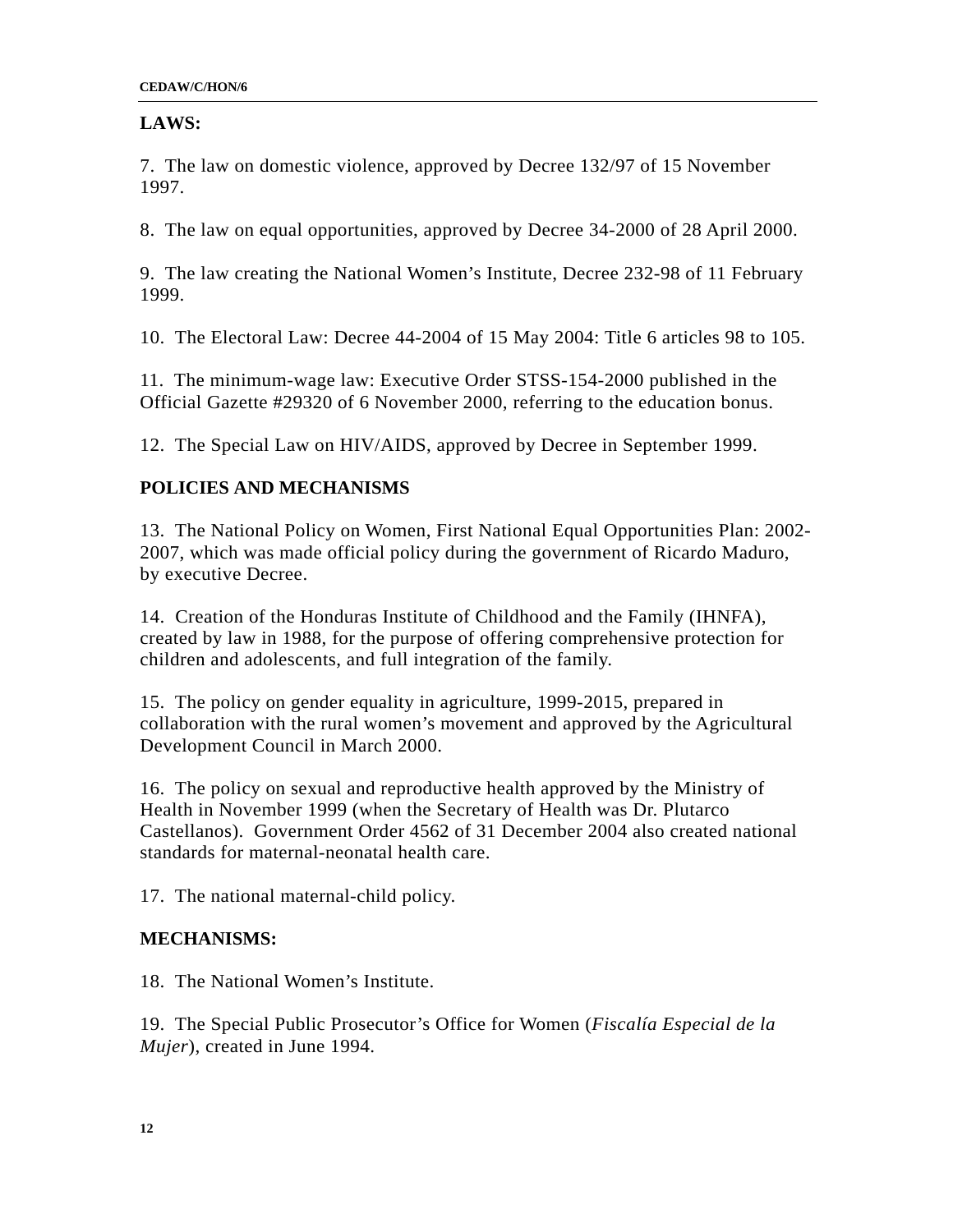**LAWS:**

7. The law on domestic violence, approved by Decree 132/97 of 15 November 1997.

8. The law on equal opportunities, approved by Decree 34-2000 of 28 April 2000.

9. The law creating the National Women's Institute, Decree 232-98 of 11 February 1999.

10. The Electoral Law: Decree 44-2004 of 15 May 2004: Title 6 articles 98 to 105.

11. The minimum-wage law: Executive Order STSS-154-2000 published in the Official Gazette #29320 of 6 November 2000, referring to the education bonus.

12. The Special Law on HIV/AIDS, approved by Decree in September 1999.

**POLICIES AND MECHANISMS**

13. The National Policy on Women, First National Equal Opportunities Plan: 2002-2007, which was made official policy during the government of Ricardo Maduro, by executive Decree.

14. Creation of the Honduras Institute of Childhood and the Family (IHNFA), created by law in 1988, for the purpose of offering comprehensive protection for children and adolescents, and full integration of the family.

15. The policy on gender equality in agriculture, 1999-2015, prepared in collaboration with the rural women's movement and approved by the Agricultural Development Council in March 2000.

16. The policy on sexual and reproductive health approved by the Ministry of Health in November 1999 (when the Secretary of Health was Dr. Plutarco Castellanos). Government Order 4562 of 31 December 2004 also created national standards for maternal-neonatal health care.

17. The national maternal-child policy.

**MECHANISMS:**

18. The National Women's Institute.

19. The Special Public Prosecutor's Office for Women (*Fiscalía Especial de la Mujer*), created in June 1994.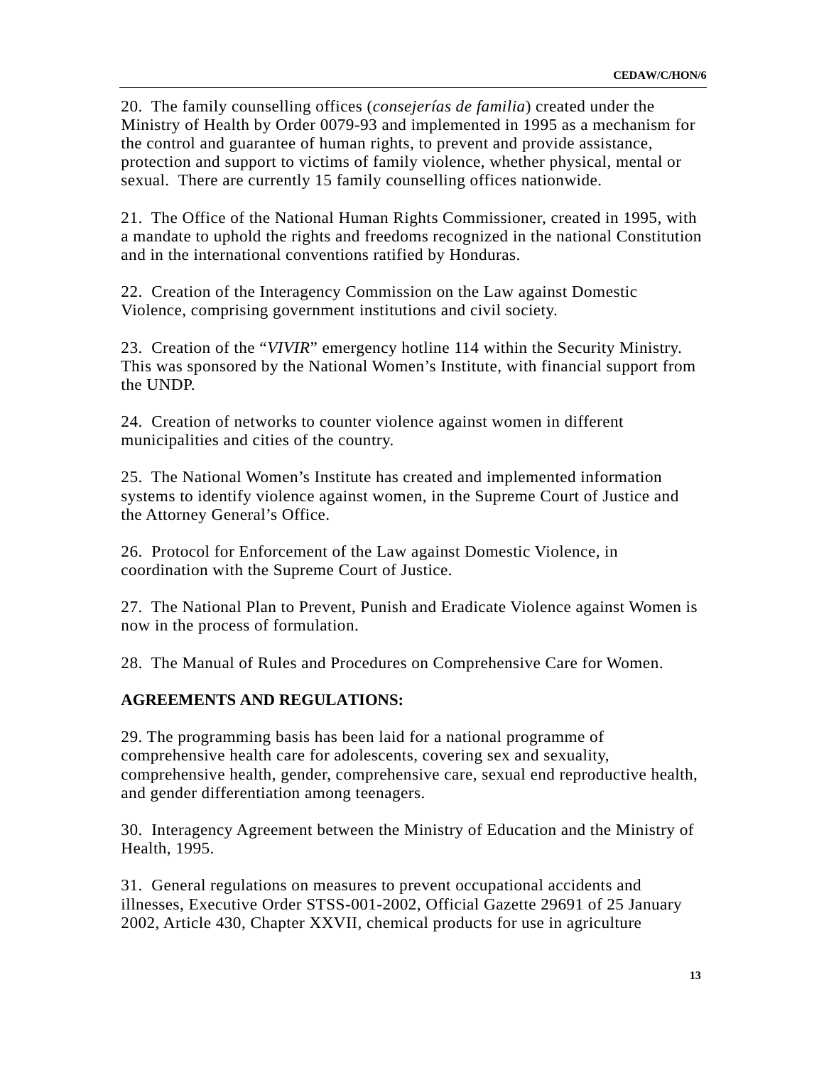20. The family counselling offices (*consejerías de familia*) created under the Ministry of Health by Order 0079-93 and implemented in 1995 as a mechanism for the control and guarantee of human rights, to prevent and provide assistance, protection and support to victims of family violence, whether physical, mental or sexual. There are currently 15 family counselling offices nationwide.

21. The Office of the National Human Rights Commissioner, created in 1995, with a mandate to uphold the rights and freedoms recognized in the national Constitution and in the international conventions ratified by Honduras.

22. Creation of the Interagency Commission on the Law against Domestic Violence, comprising government institutions and civil society.

23. Creation of the "*VIVIR*" emergency hotline 114 within the Security Ministry. This was sponsored by the National Women's Institute, with financial support from the UNDP.

24. Creation of networks to counter violence against women in different municipalities and cities of the country.

25. The National Women's Institute has created and implemented information systems to identify violence against women, in the Supreme Court of Justice and the Attorney General's Office.

26. Protocol for Enforcement of the Law against Domestic Violence, in coordination with the Supreme Court of Justice.

27. The National Plan to Prevent, Punish and Eradicate Violence against Women is now in the process of formulation.

28. The Manual of Rules and Procedures on Comprehensive Care for Women.

**AGREEMENTS AND REGULATIONS:**

29. The programming basis has been laid for a national programme of comprehensive health care for adolescents, covering sex and sexuality, comprehensive health, gender, comprehensive care, sexual end reproductive health, and gender differentiation among teenagers.

30. Interagency Agreement between the Ministry of Education and the Ministry of Health, 1995.

31. General regulations on measures to prevent occupational accidents and illnesses, Executive Order STSS-001-2002, Official Gazette 29691 of 25 January 2002, Article 430, Chapter XXVII, chemical products for use in agriculture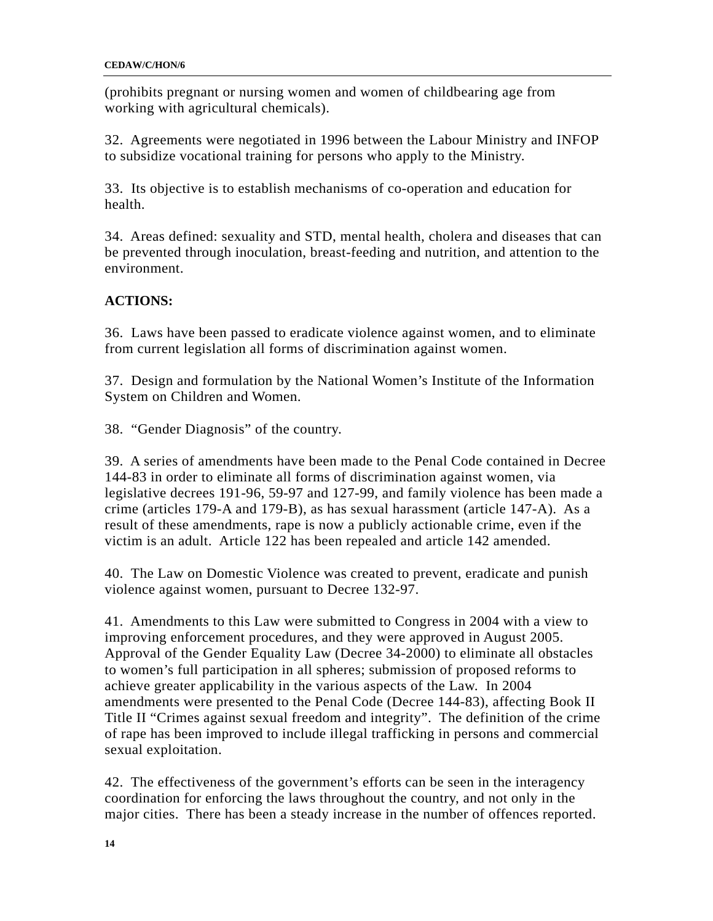(prohibits pregnant or nursing women and women of childbearing age from working with agricultural chemicals).

32. Agreements were negotiated in 1996 between the Labour Ministry and INFOP to subsidize vocational training for persons who apply to the Ministry.

33. Its objective is to establish mechanisms of co-operation and education for health.

34. Areas defined: sexuality and STD, mental health, cholera and diseases that can be prevented through inoculation, breast-feeding and nutrition, and attention to the environment.

**ACTIONS:**

36. Laws have been passed to eradicate violence against women, and to eliminate from current legislation all forms of discrimination against women.

37. Design and formulation by the National Women's Institute of the Information System on Children and Women.

38. "Gender Diagnosis" of the country.

39. A series of amendments have been made to the Penal Code contained in Decree 144-83 in order to eliminate all forms of discrimination against women, via legislative decrees 191-96, 59-97 and 127-99, and family violence has been made a crime (articles 179-A and 179-B), as has sexual harassment (article 147-A). As a result of these amendments, rape is now a publicly actionable crime, even if the victim is an adult. Article 122 has been repealed and article 142 amended.

40. The Law on Domestic Violence was created to prevent, eradicate and punish violence against women, pursuant to Decree 132-97.

41. Amendments to this Law were submitted to Congress in 2004 with a view to improving enforcement procedures, and they were approved in August 2005. Approval of the Gender Equality Law (Decree 34-2000) to eliminate all obstacles to women's full participation in all spheres; submission of proposed reforms to achieve greater applicability in the various aspects of the Law. In 2004 amendments were presented to the Penal Code (Decree 144-83), affecting Book II Title II "Crimes against sexual freedom and integrity". The definition of the crime of rape has been improved to include illegal trafficking in persons and commercial sexual exploitation.

42. The effectiveness of the government's efforts can be seen in the interagency coordination for enforcing the laws throughout the country, and not only in the major cities. There has been a steady increase in the number of offences reported.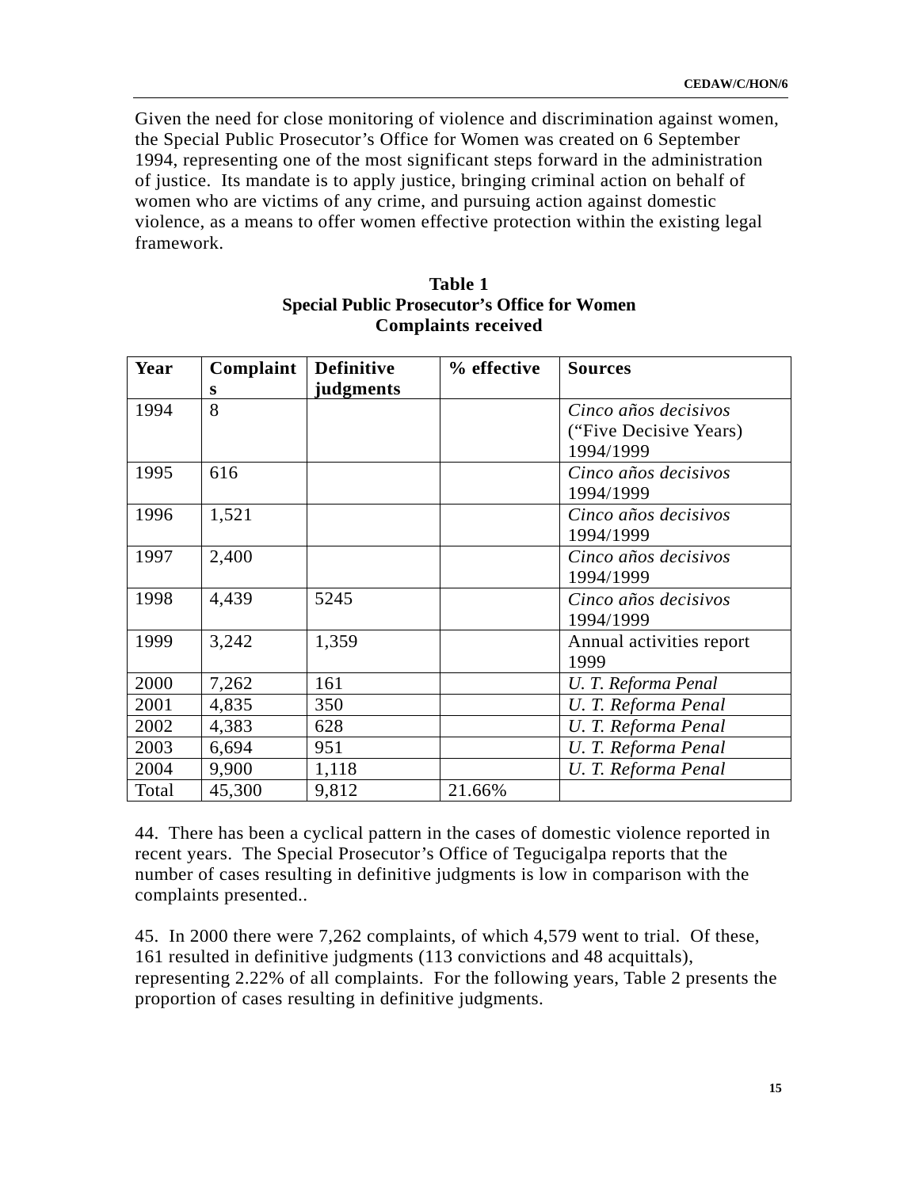Given the need for close monitoring of violence and discrimination against women, the Special Public Prosecutor's Office for Women was created on 6 September 1994, representing one of the most significant steps forward in the administration of justice. Its mandate is to apply justice, bringing criminal action on behalf of women who are victims of any crime, and pursuing action against domestic violence, as a means to offer women effective protection within the existing legal framework.

**Table 1**
**Special Public Prosecutor's Office for Women**
**Complaints received**

| Year | Complaints | Definitive judgments | % effective | Sources |
|---|---|---|---|---|
| 1994 | 8 | | | *Cinco años decisivos* ("Five Decisive Years) 1994/1999 |
| 1995 | 616 | | | *Cinco años decisivos* 1994/1999 |
| 1996 | 1,521 | | | *Cinco años decisivos* 1994/1999 |
| 1997 | 2,400 | | | *Cinco años decisivos* 1994/1999 |
| 1998 | 4,439 | 5245 | | *Cinco años decisivos* 1994/1999 |
| 1999 | 3,242 | 1,359 | | Annual activities report 1999 |
| 2000 | 7,262 | 161 | | *U. T. Reforma Penal* |
| 2001 | 4,835 | 350 | | *U. T. Reforma Penal* |
| 2002 | 4,383 | 628 | | *U. T. Reforma Penal* |
| 2003 | 6,694 | 951 | | *U. T. Reforma Penal* |
| 2004 | 9,900 | 1,118 | | *U. T. Reforma Penal* |
| Total | 45,300 | 9,812 | 21.66% | |

44. There has been a cyclical pattern in the cases of domestic violence reported in recent years. The Special Prosecutor's Office of Tegucigalpa reports that the number of cases resulting in definitive judgments is low in comparison with the complaints presented..

45. In 2000 there were 7,262 complaints, of which 4,579 went to trial. Of these, 161 resulted in definitive judgments (113 convictions and 48 acquittals), representing 2.22% of all complaints. For the following years, Table 2 presents the proportion of cases resulting in definitive judgments.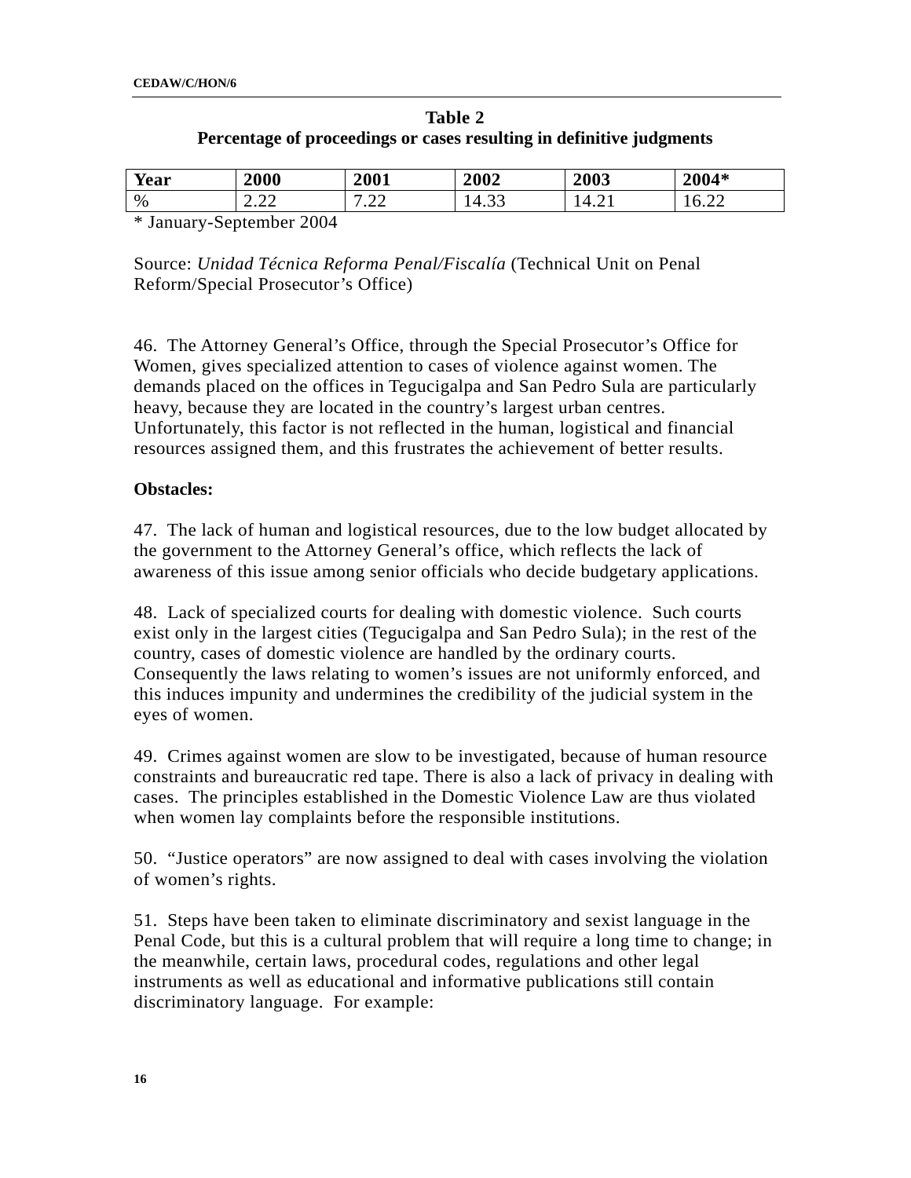**Table 2**
**Percentage of proceedings or cases resulting in definitive judgments**

| Year | 2000 | 2001 | 2002 | 2003 | 2004* |
|---|---|---|---|---|---|
| % | 2.22 | 7.22 | 14.33 | 14.21 | 16.22 |

* January-September 2004

Source: *Unidad Técnica Reforma Penal/Fiscalía* (Technical Unit on Penal Reform/Special Prosecutor's Office)

46. The Attorney General's Office, through the Special Prosecutor's Office for Women, gives specialized attention to cases of violence against women. The demands placed on the offices in Tegucigalpa and San Pedro Sula are particularly heavy, because they are located in the country's largest urban centres. Unfortunately, this factor is not reflected in the human, logistical and financial resources assigned them, and this frustrates the achievement of better results.

**Obstacles:**

47. The lack of human and logistical resources, due to the low budget allocated by the government to the Attorney General's office, which reflects the lack of awareness of this issue among senior officials who decide budgetary applications.

48. Lack of specialized courts for dealing with domestic violence. Such courts exist only in the largest cities (Tegucigalpa and San Pedro Sula); in the rest of the country, cases of domestic violence are handled by the ordinary courts. Consequently the laws relating to women's issues are not uniformly enforced, and this induces impunity and undermines the credibility of the judicial system in the eyes of women.

49. Crimes against women are slow to be investigated, because of human resource constraints and bureaucratic red tape. There is also a lack of privacy in dealing with cases. The principles established in the Domestic Violence Law are thus violated when women lay complaints before the responsible institutions.

50. "Justice operators" are now assigned to deal with cases involving the violation of women's rights.

51. Steps have been taken to eliminate discriminatory and sexist language in the Penal Code, but this is a cultural problem that will require a long time to change; in the meanwhile, certain laws, procedural codes, regulations and other legal instruments as well as educational and informative publications still contain discriminatory language. For example: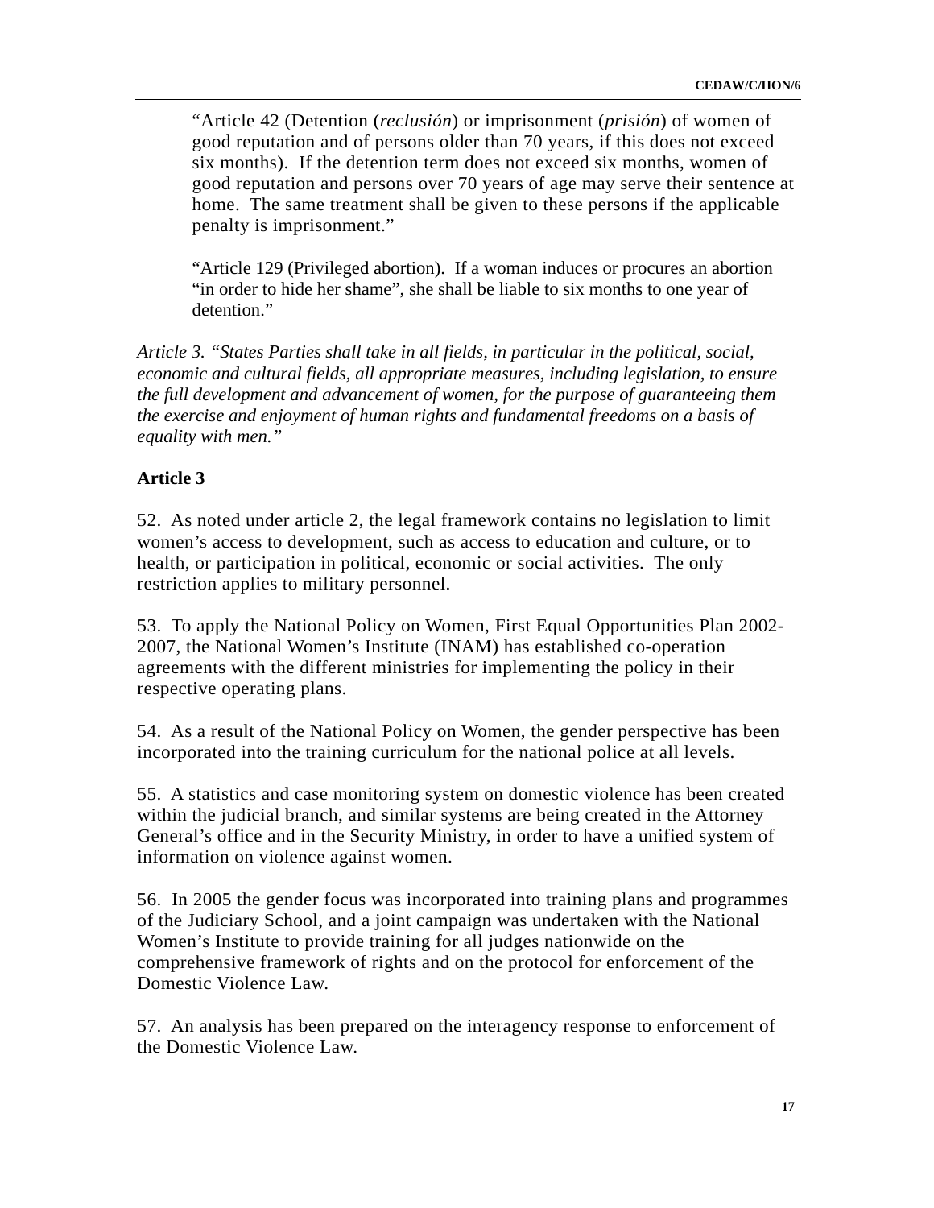> "Article 42 (Detention (*reclusión*) or imprisonment (*prisión*) of women of good reputation and of persons older than 70 years, if this does not exceed six months). If the detention term does not exceed six months, women of good reputation and persons over 70 years of age may serve their sentence at home. The same treatment shall be given to these persons if the applicable penalty is imprisonment."
>
> "Article 129 (Privileged abortion). If a woman induces or procures an abortion "in order to hide her shame", she shall be liable to six months to one year of detention."

*Article 3. "States Parties shall take in all fields, in particular in the political, social, economic and cultural fields, all appropriate measures, including legislation, to ensure the full development and advancement of women, for the purpose of guaranteeing them the exercise and enjoyment of human rights and fundamental freedoms on a basis of equality with men."*

**Article 3**

52. As noted under article 2, the legal framework contains no legislation to limit women's access to development, such as access to education and culture, or to health, or participation in political, economic or social activities. The only restriction applies to military personnel.

53. To apply the National Policy on Women, First Equal Opportunities Plan 2002-2007, the National Women's Institute (INAM) has established co-operation agreements with the different ministries for implementing the policy in their respective operating plans.

54. As a result of the National Policy on Women, the gender perspective has been incorporated into the training curriculum for the national police at all levels.

55. A statistics and case monitoring system on domestic violence has been created within the judicial branch, and similar systems are being created in the Attorney General's office and in the Security Ministry, in order to have a unified system of information on violence against women.

56. In 2005 the gender focus was incorporated into training plans and programmes of the Judiciary School, and a joint campaign was undertaken with the National Women's Institute to provide training for all judges nationwide on the comprehensive framework of rights and on the protocol for enforcement of the Domestic Violence Law.

57. An analysis has been prepared on the interagency response to enforcement of the Domestic Violence Law.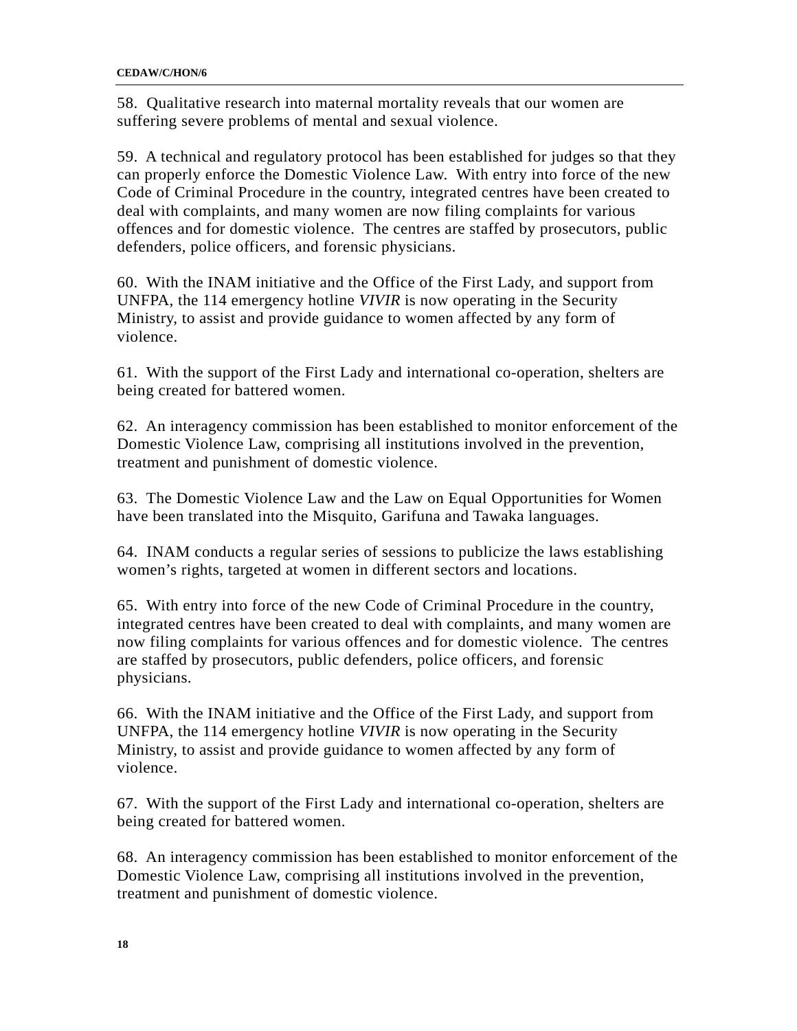58. Qualitative research into maternal mortality reveals that our women are suffering severe problems of mental and sexual violence.

59. A technical and regulatory protocol has been established for judges so that they can properly enforce the Domestic Violence Law. With entry into force of the new Code of Criminal Procedure in the country, integrated centres have been created to deal with complaints, and many women are now filing complaints for various offences and for domestic violence. The centres are staffed by prosecutors, public defenders, police officers, and forensic physicians.

60. With the INAM initiative and the Office of the First Lady, and support from UNFPA, the 114 emergency hotline *VIVIR* is now operating in the Security Ministry, to assist and provide guidance to women affected by any form of violence.

61. With the support of the First Lady and international co-operation, shelters are being created for battered women.

62. An interagency commission has been established to monitor enforcement of the Domestic Violence Law, comprising all institutions involved in the prevention, treatment and punishment of domestic violence.

63. The Domestic Violence Law and the Law on Equal Opportunities for Women have been translated into the Misquito, Garifuna and Tawaka languages.

64. INAM conducts a regular series of sessions to publicize the laws establishing women's rights, targeted at women in different sectors and locations.

65. With entry into force of the new Code of Criminal Procedure in the country, integrated centres have been created to deal with complaints, and many women are now filing complaints for various offences and for domestic violence. The centres are staffed by prosecutors, public defenders, police officers, and forensic physicians.

66. With the INAM initiative and the Office of the First Lady, and support from UNFPA, the 114 emergency hotline *VIVIR* is now operating in the Security Ministry, to assist and provide guidance to women affected by any form of violence.

67. With the support of the First Lady and international co-operation, shelters are being created for battered women.

68. An interagency commission has been established to monitor enforcement of the Domestic Violence Law, comprising all institutions involved in the prevention, treatment and punishment of domestic violence.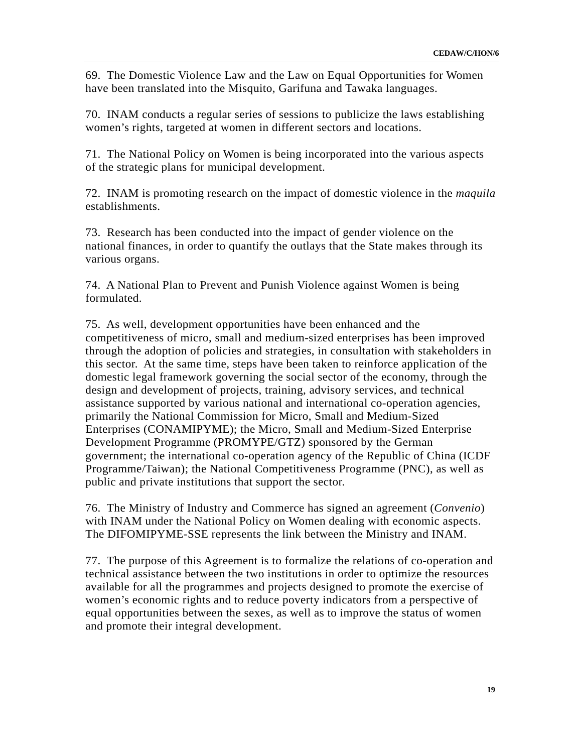69. The Domestic Violence Law and the Law on Equal Opportunities for Women have been translated into the Misquito, Garifuna and Tawaka languages.

70. INAM conducts a regular series of sessions to publicize the laws establishing women's rights, targeted at women in different sectors and locations.

71. The National Policy on Women is being incorporated into the various aspects of the strategic plans for municipal development.

72. INAM is promoting research on the impact of domestic violence in the *maquila* establishments.

73. Research has been conducted into the impact of gender violence on the national finances, in order to quantify the outlays that the State makes through its various organs.

74. A National Plan to Prevent and Punish Violence against Women is being formulated.

75. As well, development opportunities have been enhanced and the competitiveness of micro, small and medium-sized enterprises has been improved through the adoption of policies and strategies, in consultation with stakeholders in this sector. At the same time, steps have been taken to reinforce application of the domestic legal framework governing the social sector of the economy, through the design and development of projects, training, advisory services, and technical assistance supported by various national and international co-operation agencies, primarily the National Commission for Micro, Small and Medium-Sized Enterprises (CONAMIPYME); the Micro, Small and Medium-Sized Enterprise Development Programme (PROMYPE/GTZ) sponsored by the German government; the international co-operation agency of the Republic of China (ICDF Programme/Taiwan); the National Competitiveness Programme (PNC), as well as public and private institutions that support the sector.

76. The Ministry of Industry and Commerce has signed an agreement (*Convenio*) with INAM under the National Policy on Women dealing with economic aspects. The DIFOMIPYME-SSE represents the link between the Ministry and INAM.

77. The purpose of this Agreement is to formalize the relations of co-operation and technical assistance between the two institutions in order to optimize the resources available for all the programmes and projects designed to promote the exercise of women's economic rights and to reduce poverty indicators from a perspective of equal opportunities between the sexes, as well as to improve the status of women and promote their integral development.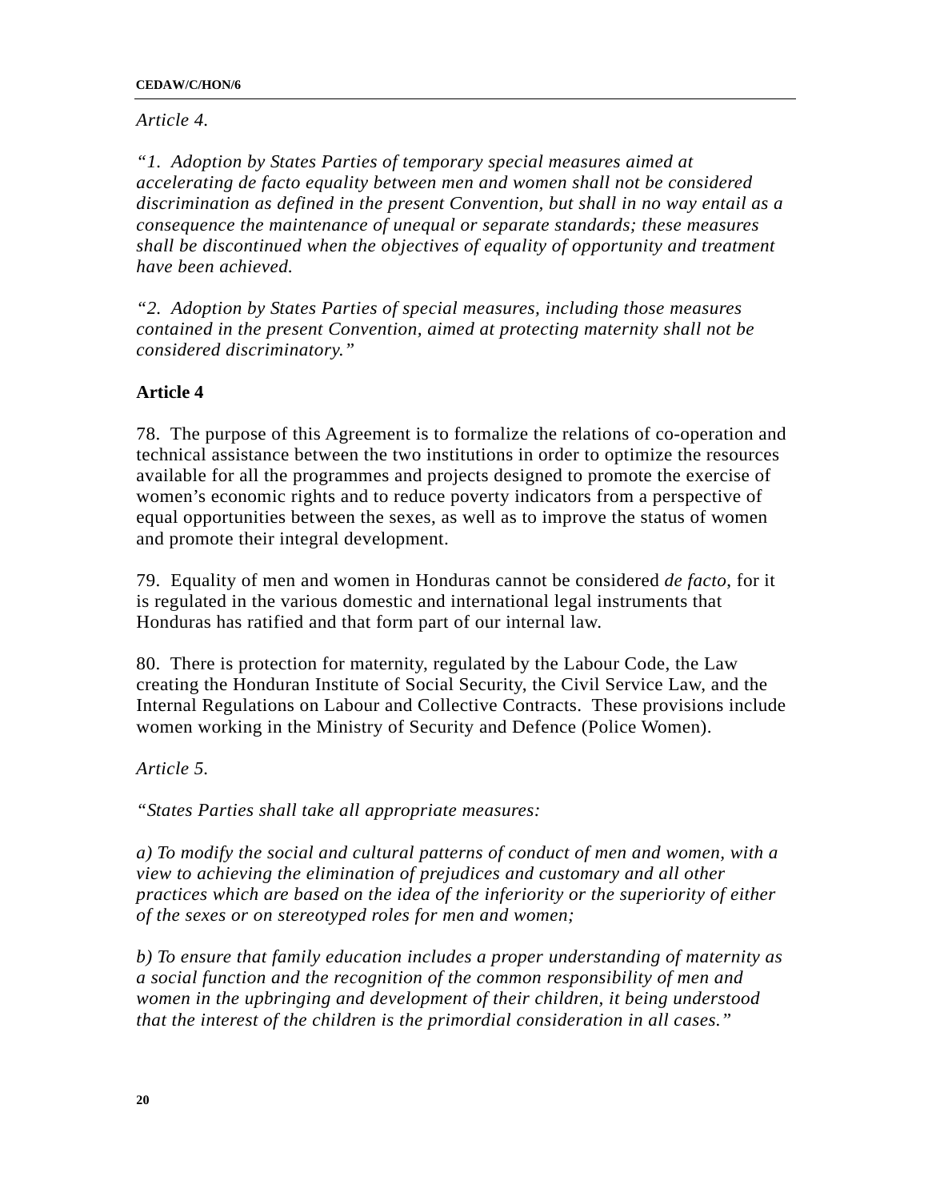*Article 4.*

*"1. Adoption by States Parties of temporary special measures aimed at accelerating de facto equality between men and women shall not be considered discrimination as defined in the present Convention, but shall in no way entail as a consequence the maintenance of unequal or separate standards; these measures shall be discontinued when the objectives of equality of opportunity and treatment have been achieved.*

*"2. Adoption by States Parties of special measures, including those measures contained in the present Convention, aimed at protecting maternity shall not be considered discriminatory."*

**Article 4**

78. The purpose of this Agreement is to formalize the relations of co-operation and technical assistance between the two institutions in order to optimize the resources available for all the programmes and projects designed to promote the exercise of women's economic rights and to reduce poverty indicators from a perspective of equal opportunities between the sexes, as well as to improve the status of women and promote their integral development.

79. Equality of men and women in Honduras cannot be considered *de facto*, for it is regulated in the various domestic and international legal instruments that Honduras has ratified and that form part of our internal law.

80. There is protection for maternity, regulated by the Labour Code, the Law creating the Honduran Institute of Social Security, the Civil Service Law, and the Internal Regulations on Labour and Collective Contracts. These provisions include women working in the Ministry of Security and Defence (Police Women).

*Article 5.*

*"States Parties shall take all appropriate measures:*

*a) To modify the social and cultural patterns of conduct of men and women, with a view to achieving the elimination of prejudices and customary and all other practices which are based on the idea of the inferiority or the superiority of either of the sexes or on stereotyped roles for men and women;*

*b) To ensure that family education includes a proper understanding of maternity as a social function and the recognition of the common responsibility of men and women in the upbringing and development of their children, it being understood that the interest of the children is the primordial consideration in all cases."*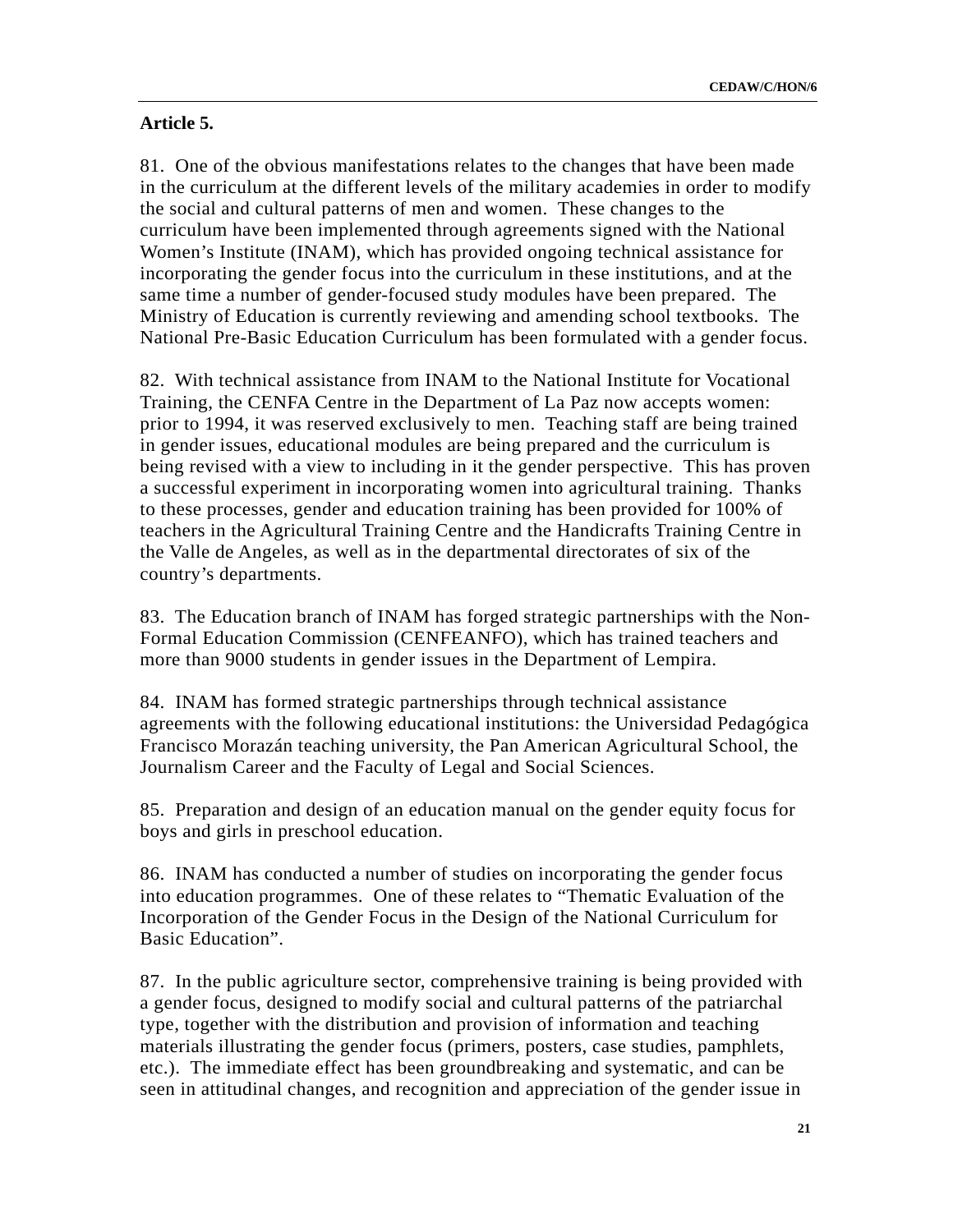**Article 5.**

81. One of the obvious manifestations relates to the changes that have been made in the curriculum at the different levels of the military academies in order to modify the social and cultural patterns of men and women. These changes to the curriculum have been implemented through agreements signed with the National Women's Institute (INAM), which has provided ongoing technical assistance for incorporating the gender focus into the curriculum in these institutions, and at the same time a number of gender-focused study modules have been prepared. The Ministry of Education is currently reviewing and amending school textbooks. The National Pre-Basic Education Curriculum has been formulated with a gender focus.

82. With technical assistance from INAM to the National Institute for Vocational Training, the CENFA Centre in the Department of La Paz now accepts women: prior to 1994, it was reserved exclusively to men. Teaching staff are being trained in gender issues, educational modules are being prepared and the curriculum is being revised with a view to including in it the gender perspective. This has proven a successful experiment in incorporating women into agricultural training. Thanks to these processes, gender and education training has been provided for 100% of teachers in the Agricultural Training Centre and the Handicrafts Training Centre in the Valle de Angeles, as well as in the departmental directorates of six of the country's departments.

83. The Education branch of INAM has forged strategic partnerships with the Non-Formal Education Commission (CENFEANFO), which has trained teachers and more than 9000 students in gender issues in the Department of Lempira.

84. INAM has formed strategic partnerships through technical assistance agreements with the following educational institutions: the Universidad Pedagógica Francisco Morazán teaching university, the Pan American Agricultural School, the Journalism Career and the Faculty of Legal and Social Sciences.

85. Preparation and design of an education manual on the gender equity focus for boys and girls in preschool education.

86. INAM has conducted a number of studies on incorporating the gender focus into education programmes. One of these relates to "Thematic Evaluation of the Incorporation of the Gender Focus in the Design of the National Curriculum for Basic Education".

87. In the public agriculture sector, comprehensive training is being provided with a gender focus, designed to modify social and cultural patterns of the patriarchal type, together with the distribution and provision of information and teaching materials illustrating the gender focus (primers, posters, case studies, pamphlets, etc.). The immediate effect has been groundbreaking and systematic, and can be seen in attitudinal changes, and recognition and appreciation of the gender issue in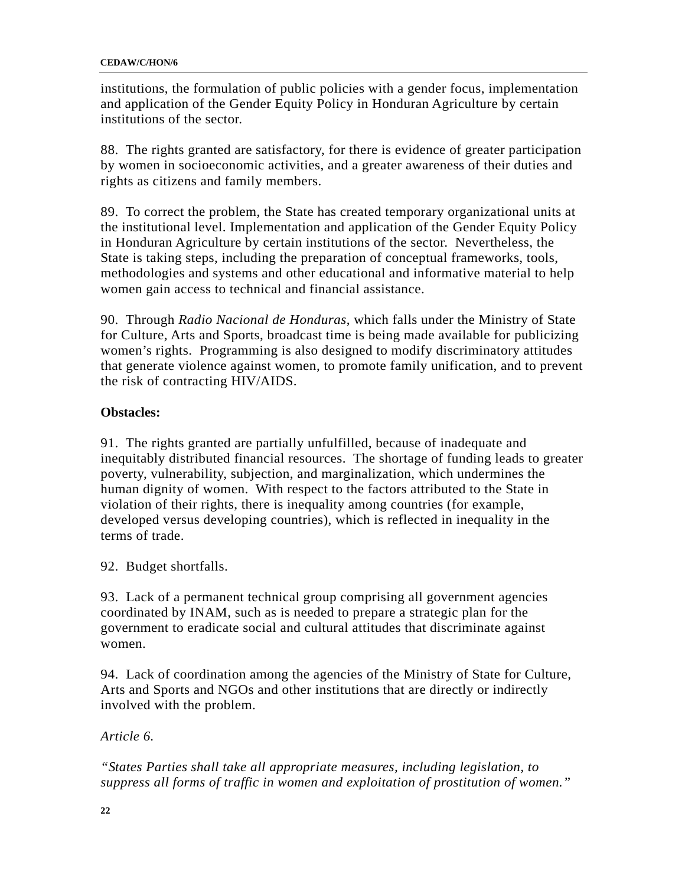institutions, the formulation of public policies with a gender focus, implementation and application of the Gender Equity Policy in Honduran Agriculture by certain institutions of the sector.

88. The rights granted are satisfactory, for there is evidence of greater participation by women in socioeconomic activities, and a greater awareness of their duties and rights as citizens and family members.

89. To correct the problem, the State has created temporary organizational units at the institutional level. Implementation and application of the Gender Equity Policy in Honduran Agriculture by certain institutions of the sector. Nevertheless, the State is taking steps, including the preparation of conceptual frameworks, tools, methodologies and systems and other educational and informative material to help women gain access to technical and financial assistance.

90. Through *Radio Nacional de Honduras*, which falls under the Ministry of State for Culture, Arts and Sports, broadcast time is being made available for publicizing women's rights. Programming is also designed to modify discriminatory attitudes that generate violence against women, to promote family unification, and to prevent the risk of contracting HIV/AIDS.

**Obstacles:**

91. The rights granted are partially unfulfilled, because of inadequate and inequitably distributed financial resources. The shortage of funding leads to greater poverty, vulnerability, subjection, and marginalization, which undermines the human dignity of women. With respect to the factors attributed to the State in violation of their rights, there is inequality among countries (for example, developed versus developing countries), which is reflected in inequality in the terms of trade.

92. Budget shortfalls.

93. Lack of a permanent technical group comprising all government agencies coordinated by INAM, such as is needed to prepare a strategic plan for the government to eradicate social and cultural attitudes that discriminate against women.

94. Lack of coordination among the agencies of the Ministry of State for Culture, Arts and Sports and NGOs and other institutions that are directly or indirectly involved with the problem.

*Article 6.*

*"States Parties shall take all appropriate measures, including legislation, to suppress all forms of traffic in women and exploitation of prostitution of women."*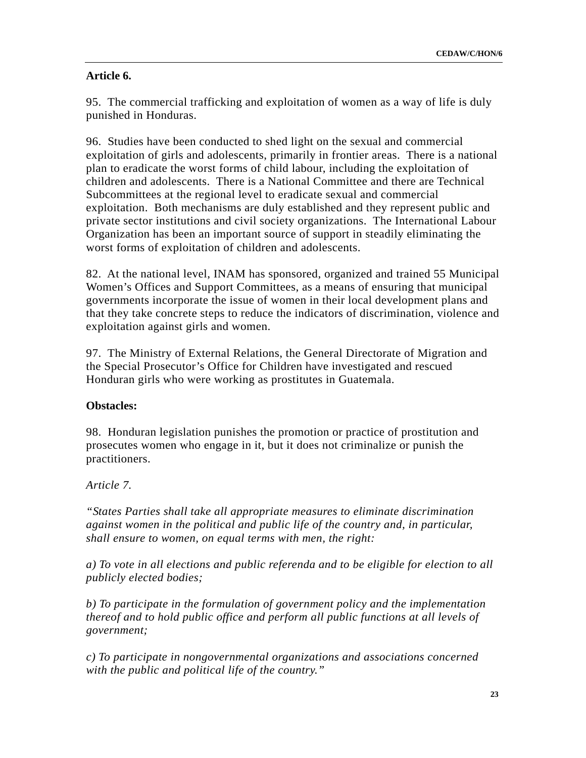**Article 6.**

95. The commercial trafficking and exploitation of women as a way of life is duly punished in Honduras.

96. Studies have been conducted to shed light on the sexual and commercial exploitation of girls and adolescents, primarily in frontier areas. There is a national plan to eradicate the worst forms of child labour, including the exploitation of children and adolescents. There is a National Committee and there are Technical Subcommittees at the regional level to eradicate sexual and commercial exploitation. Both mechanisms are duly established and they represent public and private sector institutions and civil society organizations. The International Labour Organization has been an important source of support in steadily eliminating the worst forms of exploitation of children and adolescents.

82. At the national level, INAM has sponsored, organized and trained 55 Municipal Women’s Offices and Support Committees, as a means of ensuring that municipal governments incorporate the issue of women in their local development plans and that they take concrete steps to reduce the indicators of discrimination, violence and exploitation against girls and women.

97. The Ministry of External Relations, the General Directorate of Migration and the Special Prosecutor’s Office for Children have investigated and rescued Honduran girls who were working as prostitutes in Guatemala.

**Obstacles:**

98. Honduran legislation punishes the promotion or practice of prostitution and prosecutes women who engage in it, but it does not criminalize or punish the practitioners.

*Article 7.*

*“States Parties shall take all appropriate measures to eliminate discrimination against women in the political and public life of the country and, in particular, shall ensure to women, on equal terms with men, the right:*

*a) To vote in all elections and public referenda and to be eligible for election to all publicly elected bodies;*

*b) To participate in the formulation of government policy and the implementation thereof and to hold public office and perform all public functions at all levels of government;*

*c) To participate in nongovernmental organizations and associations concerned with the public and political life of the country.”*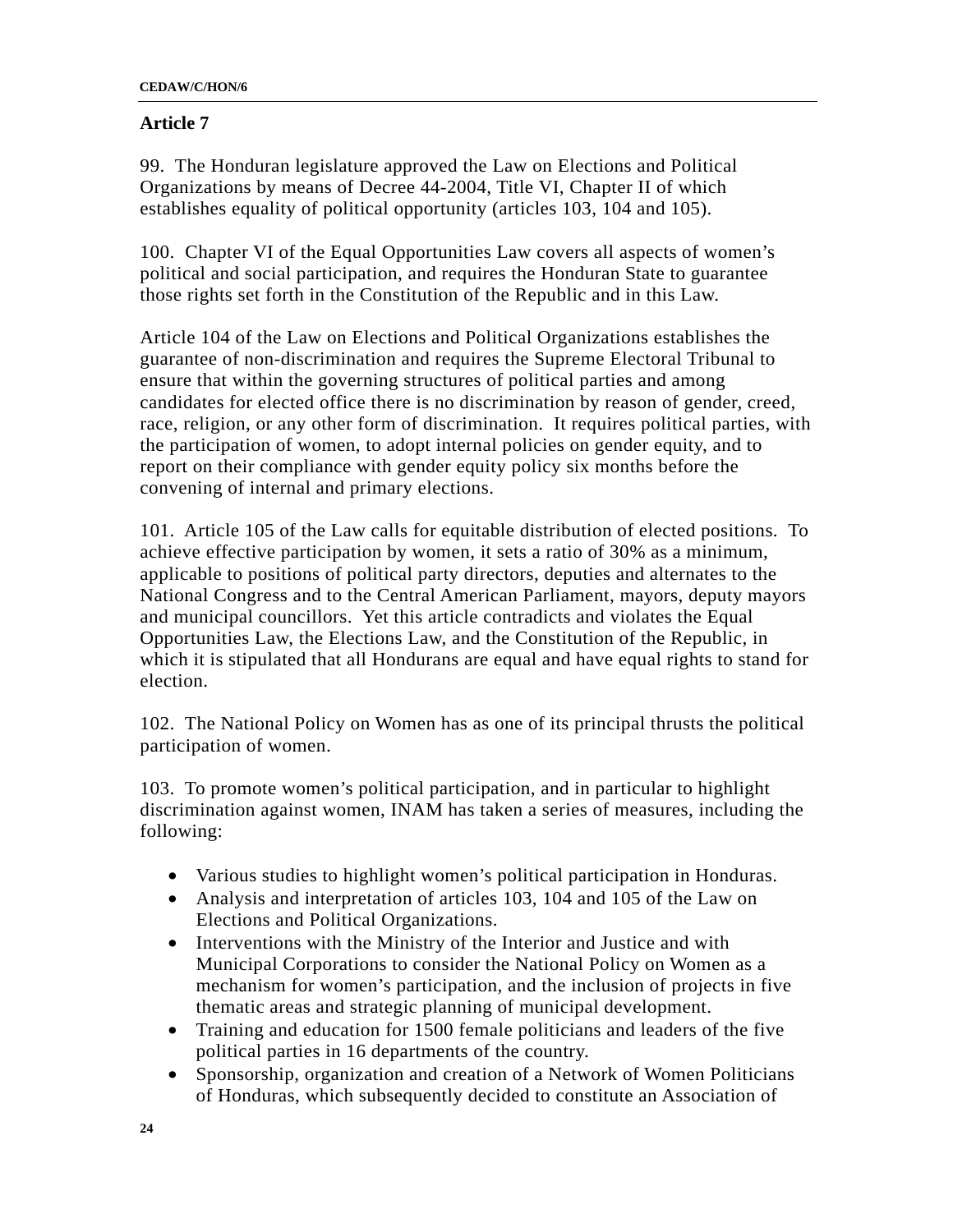## Article 7

99. The Honduran legislature approved the Law on Elections and Political Organizations by means of Decree 44-2004, Title VI, Chapter II of which establishes equality of political opportunity (articles 103, 104 and 105).

100. Chapter VI of the Equal Opportunities Law covers all aspects of women's political and social participation, and requires the Honduran State to guarantee those rights set forth in the Constitution of the Republic and in this Law.

Article 104 of the Law on Elections and Political Organizations establishes the guarantee of non-discrimination and requires the Supreme Electoral Tribunal to ensure that within the governing structures of political parties and among candidates for elected office there is no discrimination by reason of gender, creed, race, religion, or any other form of discrimination. It requires political parties, with the participation of women, to adopt internal policies on gender equity, and to report on their compliance with gender equity policy six months before the convening of internal and primary elections.

101. Article 105 of the Law calls for equitable distribution of elected positions. To achieve effective participation by women, it sets a ratio of 30% as a minimum, applicable to positions of political party directors, deputies and alternates to the National Congress and to the Central American Parliament, mayors, deputy mayors and municipal councillors. Yet this article contradicts and violates the Equal Opportunities Law, the Elections Law, and the Constitution of the Republic, in which it is stipulated that all Hondurans are equal and have equal rights to stand for election.

102. The National Policy on Women has as one of its principal thrusts the political participation of women.

103. To promote women's political participation, and in particular to highlight discrimination against women, INAM has taken a series of measures, including the following:

- Various studies to highlight women's political participation in Honduras.
- Analysis and interpretation of articles 103, 104 and 105 of the Law on Elections and Political Organizations.
- Interventions with the Ministry of the Interior and Justice and with Municipal Corporations to consider the National Policy on Women as a mechanism for women's participation, and the inclusion of projects in five thematic areas and strategic planning of municipal development.
- Training and education for 1500 female politicians and leaders of the five political parties in 16 departments of the country.
- Sponsorship, organization and creation of a Network of Women Politicians of Honduras, which subsequently decided to constitute an Association of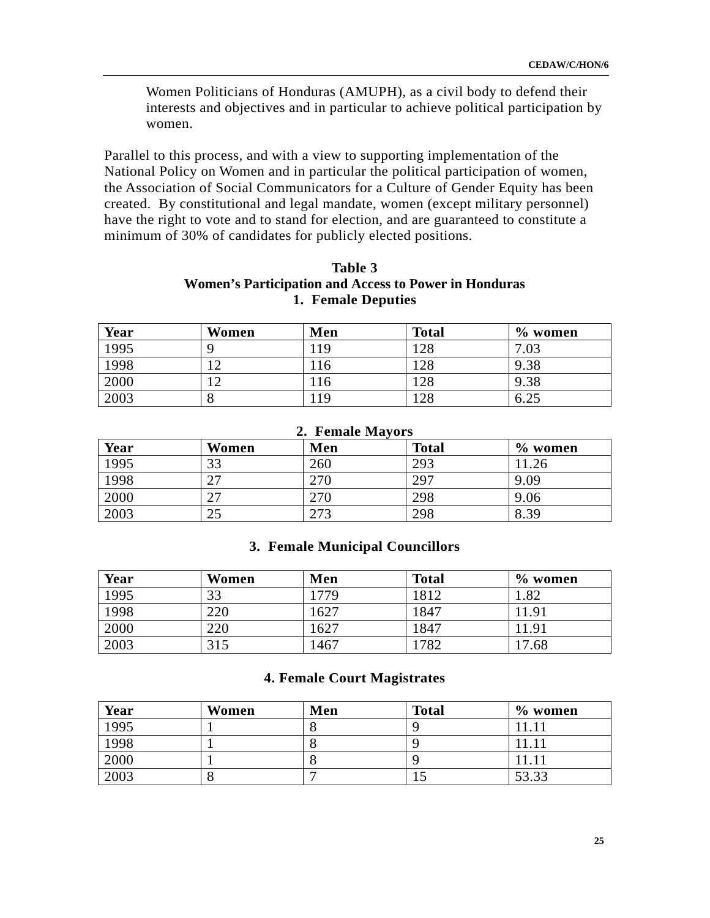Women Politicians of Honduras (AMUPH), as a civil body to defend their interests and objectives and in particular to achieve political participation by women.

Parallel to this process, and with a view to supporting implementation of the National Policy on Women and in particular the political participation of women, the Association of Social Communicators for a Culture of Gender Equity has been created. By constitutional and legal mandate, women (except military personnel) have the right to vote and to stand for election, and are guaranteed to constitute a minimum of 30% of candidates for publicly elected positions.

**Table 3**
**Women's Participation and Access to Power in Honduras**

**1. Female Deputies**

| Year | Women | Men | Total | % women |
|---|---|---|---|---|
| 1995 | 9 | 119 | 128 | 7.03 |
| 1998 | 12 | 116 | 128 | 9.38 |
| 2000 | 12 | 116 | 128 | 9.38 |
| 2003 | 8 | 119 | 128 | 6.25 |

**2. Female Mayors**

| Year | Women | Men | Total | % women |
|---|---|---|---|---|
| 1995 | 33 | 260 | 293 | 11.26 |
| 1998 | 27 | 270 | 297 | 9.09 |
| 2000 | 27 | 270 | 298 | 9.06 |
| 2003 | 25 | 273 | 298 | 8.39 |

**3. Female Municipal Councillors**

| Year | Women | Men | Total | % women |
|---|---|---|---|---|
| 1995 | 33 | 1779 | 1812 | 1.82 |
| 1998 | 220 | 1627 | 1847 | 11.91 |
| 2000 | 220 | 1627 | 1847 | 11.91 |
| 2003 | 315 | 1467 | 1782 | 17.68 |

**4. Female Court Magistrates**

| Year | Women | Men | Total | % women |
|---|---|---|---|---|
| 1995 | 1 | 8 | 9 | 11.11 |
| 1998 | 1 | 8 | 9 | 11.11 |
| 2000 | 1 | 8 | 9 | 11.11 |
| 2003 | 8 | 7 | 15 | 53.33 |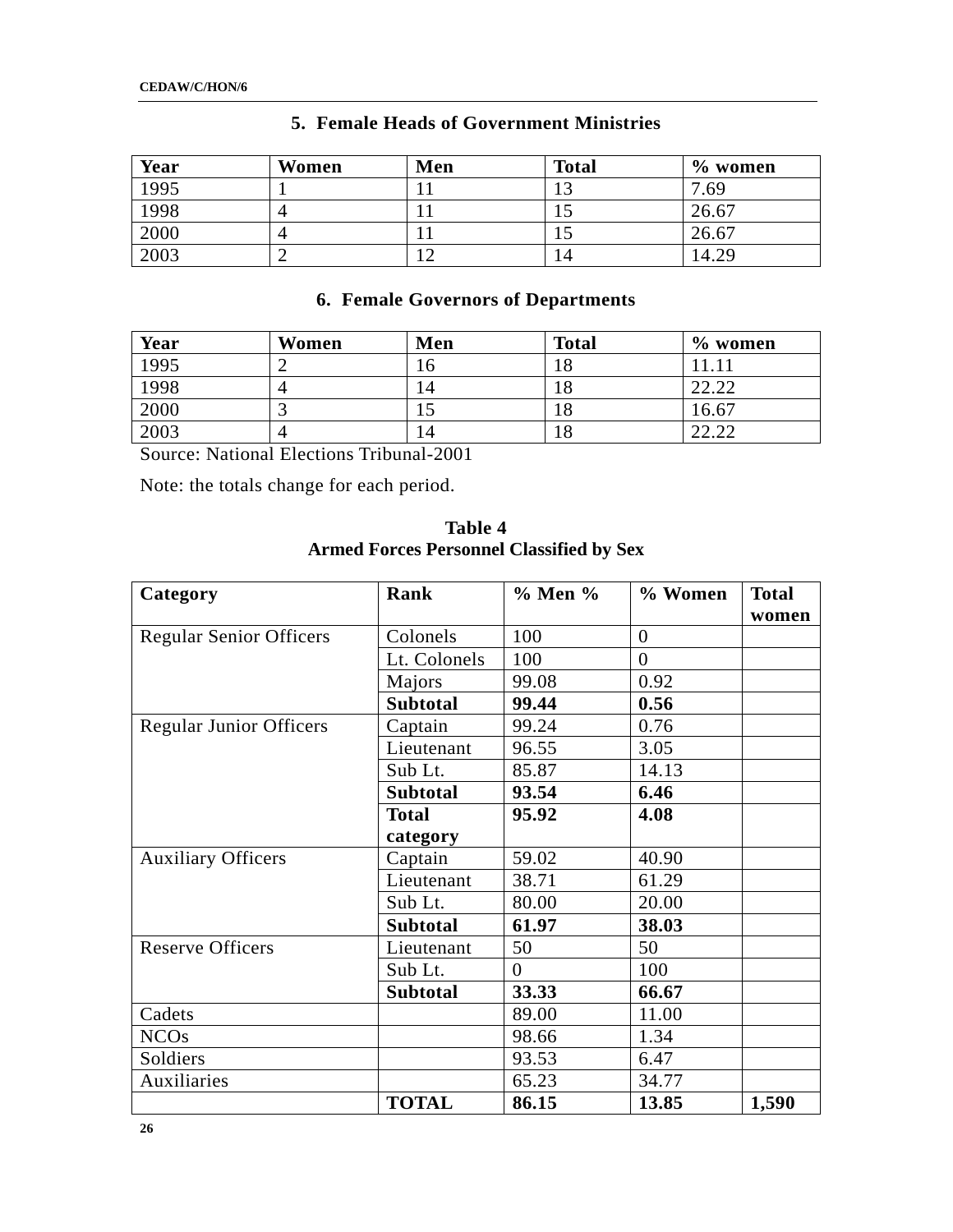### 5. Female Heads of Government Ministries

| Year | Women | Men | Total | % women |
|---|---|---|---|---|
| 1995 | 1 | 11 | 13 | 7.69 |
| 1998 | 4 | 11 | 15 | 26.67 |
| 2000 | 4 | 11 | 15 | 26.67 |
| 2003 | 2 | 12 | 14 | 14.29 |

### 6. Female Governors of Departments

| Year | Women | Men | Total | % women |
|---|---|---|---|---|
| 1995 | 2 | 16 | 18 | 11.11 |
| 1998 | 4 | 14 | 18 | 22.22 |
| 2000 | 3 | 15 | 18 | 16.67 |
| 2003 | 4 | 14 | 18 | 22.22 |

Source: National Elections Tribunal-2001

Note: the totals change for each period.

**Table 4**
**Armed Forces Personnel Classified by Sex**

| Category | Rank | % Men % | % Women | Total women |
|---|---|---|---|---|
| Regular Senior Officers | Colonels | 100 | 0 | |
| | Lt. Colonels | 100 | 0 | |
| | Majors | 99.08 | 0.92 | |
| | **Subtotal** | **99.44** | **0.56** | |
| Regular Junior Officers | Captain | 99.24 | 0.76 | |
| | Lieutenant | 96.55 | 3.05 | |
| | Sub Lt. | 85.87 | 14.13 | |
| | **Subtotal** | **93.54** | **6.46** | |
| | **Total category** | **95.92** | **4.08** | |
| Auxiliary Officers | Captain | 59.02 | 40.90 | |
| | Lieutenant | 38.71 | 61.29 | |
| | Sub Lt. | 80.00 | 20.00 | |
| | **Subtotal** | **61.97** | **38.03** | |
| Reserve Officers | Lieutenant | 50 | 50 | |
| | Sub Lt. | 0 | 100 | |
| | **Subtotal** | **33.33** | **66.67** | |
| Cadets | | 89.00 | 11.00 | |
| NCOs | | 98.66 | 1.34 | |
| Soldiers | | 93.53 | 6.47 | |
| Auxiliaries | | 65.23 | 34.77 | |
| | **TOTAL** | **86.15** | **13.85** | **1,590** |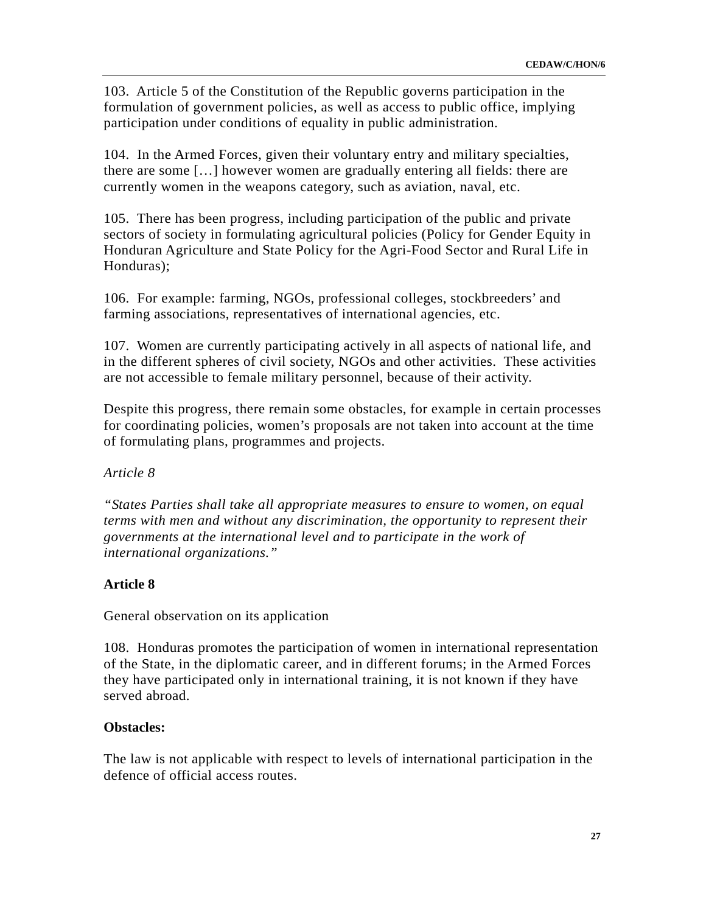103. Article 5 of the Constitution of the Republic governs participation in the formulation of government policies, as well as access to public office, implying participation under conditions of equality in public administration.

104. In the Armed Forces, given their voluntary entry and military specialties, there are some […] however women are gradually entering all fields: there are currently women in the weapons category, such as aviation, naval, etc.

105. There has been progress, including participation of the public and private sectors of society in formulating agricultural policies (Policy for Gender Equity in Honduran Agriculture and State Policy for the Agri-Food Sector and Rural Life in Honduras);

106. For example: farming, NGOs, professional colleges, stockbreeders' and farming associations, representatives of international agencies, etc.

107. Women are currently participating actively in all aspects of national life, and in the different spheres of civil society, NGOs and other activities. These activities are not accessible to female military personnel, because of their activity.

Despite this progress, there remain some obstacles, for example in certain processes for coordinating policies, women's proposals are not taken into account at the time of formulating plans, programmes and projects.

*Article 8*

*"States Parties shall take all appropriate measures to ensure to women, on equal terms with men and without any discrimination, the opportunity to represent their governments at the international level and to participate in the work of international organizations."*

**Article 8**

General observation on its application

108. Honduras promotes the participation of women in international representation of the State, in the diplomatic career, and in different forums; in the Armed Forces they have participated only in international training, it is not known if they have served abroad.

**Obstacles:**

The law is not applicable with respect to levels of international participation in the defence of official access routes.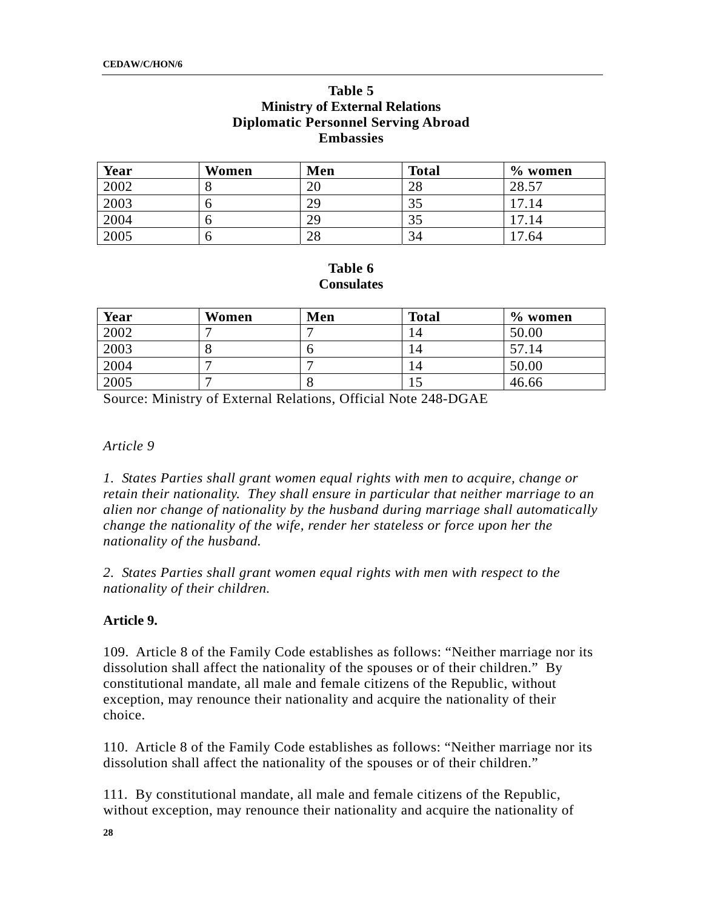**Table 5**
**Ministry of External Relations**
**Diplomatic Personnel Serving Abroad**
**Embassies**

| Year | Women | Men | Total | % women |
|---|---|---|---|---|
| 2002 | 8 | 20 | 28 | 28.57 |
| 2003 | 6 | 29 | 35 | 17.14 |
| 2004 | 6 | 29 | 35 | 17.14 |
| 2005 | 6 | 28 | 34 | 17.64 |

**Table 6**
**Consulates**

| Year | Women | Men | Total | % women |
|---|---|---|---|---|
| 2002 | 7 | 7 | 14 | 50.00 |
| 2003 | 8 | 6 | 14 | 57.14 |
| 2004 | 7 | 7 | 14 | 50.00 |
| 2005 | 7 | 8 | 15 | 46.66 |

Source: Ministry of External Relations, Official Note 248-DGAE

*Article 9*

*1. States Parties shall grant women equal rights with men to acquire, change or retain their nationality. They shall ensure in particular that neither marriage to an alien nor change of nationality by the husband during marriage shall automatically change the nationality of the wife, render her stateless or force upon her the nationality of the husband.*

*2. States Parties shall grant women equal rights with men with respect to the nationality of their children.*

**Article 9.**

109. Article 8 of the Family Code establishes as follows: "Neither marriage nor its dissolution shall affect the nationality of the spouses or of their children." By constitutional mandate, all male and female citizens of the Republic, without exception, may renounce their nationality and acquire the nationality of their choice.

110. Article 8 of the Family Code establishes as follows: "Neither marriage nor its dissolution shall affect the nationality of the spouses or of their children."

111. By constitutional mandate, all male and female citizens of the Republic, without exception, may renounce their nationality and acquire the nationality of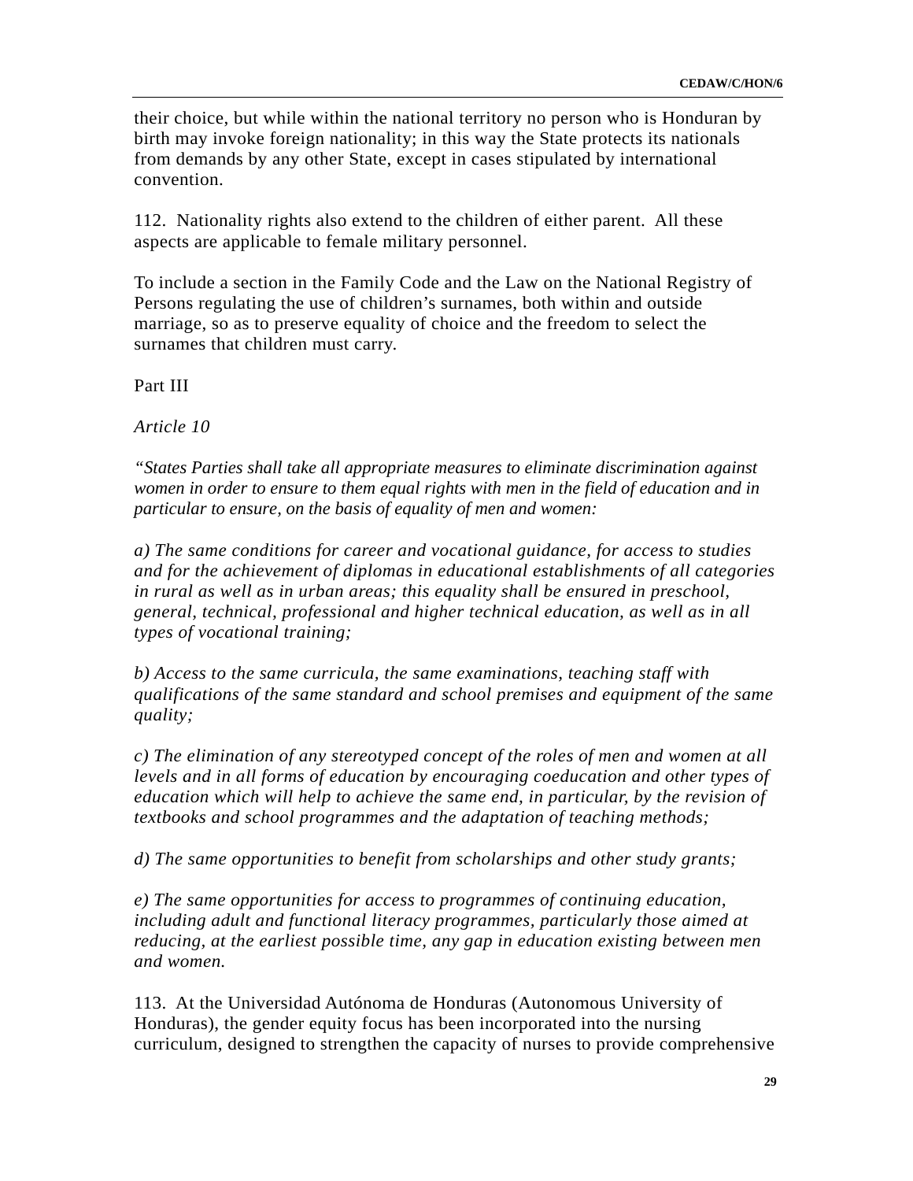their choice, but while within the national territory no person who is Honduran by birth may invoke foreign nationality; in this way the State protects its nationals from demands by any other State, except in cases stipulated by international convention.

112. Nationality rights also extend to the children of either parent. All these aspects are applicable to female military personnel.

To include a section in the Family Code and the Law on the National Registry of Persons regulating the use of children's surnames, both within and outside marriage, so as to preserve equality of choice and the freedom to select the surnames that children must carry.

Part III

*Article 10*

*"States Parties shall take all appropriate measures to eliminate discrimination against women in order to ensure to them equal rights with men in the field of education and in particular to ensure, on the basis of equality of men and women:*

*a) The same conditions for career and vocational guidance, for access to studies and for the achievement of diplomas in educational establishments of all categories in rural as well as in urban areas; this equality shall be ensured in preschool, general, technical, professional and higher technical education, as well as in all types of vocational training;*

*b) Access to the same curricula, the same examinations, teaching staff with qualifications of the same standard and school premises and equipment of the same quality;*

*c) The elimination of any stereotyped concept of the roles of men and women at all levels and in all forms of education by encouraging coeducation and other types of education which will help to achieve the same end, in particular, by the revision of textbooks and school programmes and the adaptation of teaching methods;*

*d) The same opportunities to benefit from scholarships and other study grants;*

*e) The same opportunities for access to programmes of continuing education, including adult and functional literacy programmes, particularly those aimed at reducing, at the earliest possible time, any gap in education existing between men and women.*

113. At the Universidad Autónoma de Honduras (Autonomous University of Honduras), the gender equity focus has been incorporated into the nursing curriculum, designed to strengthen the capacity of nurses to provide comprehensive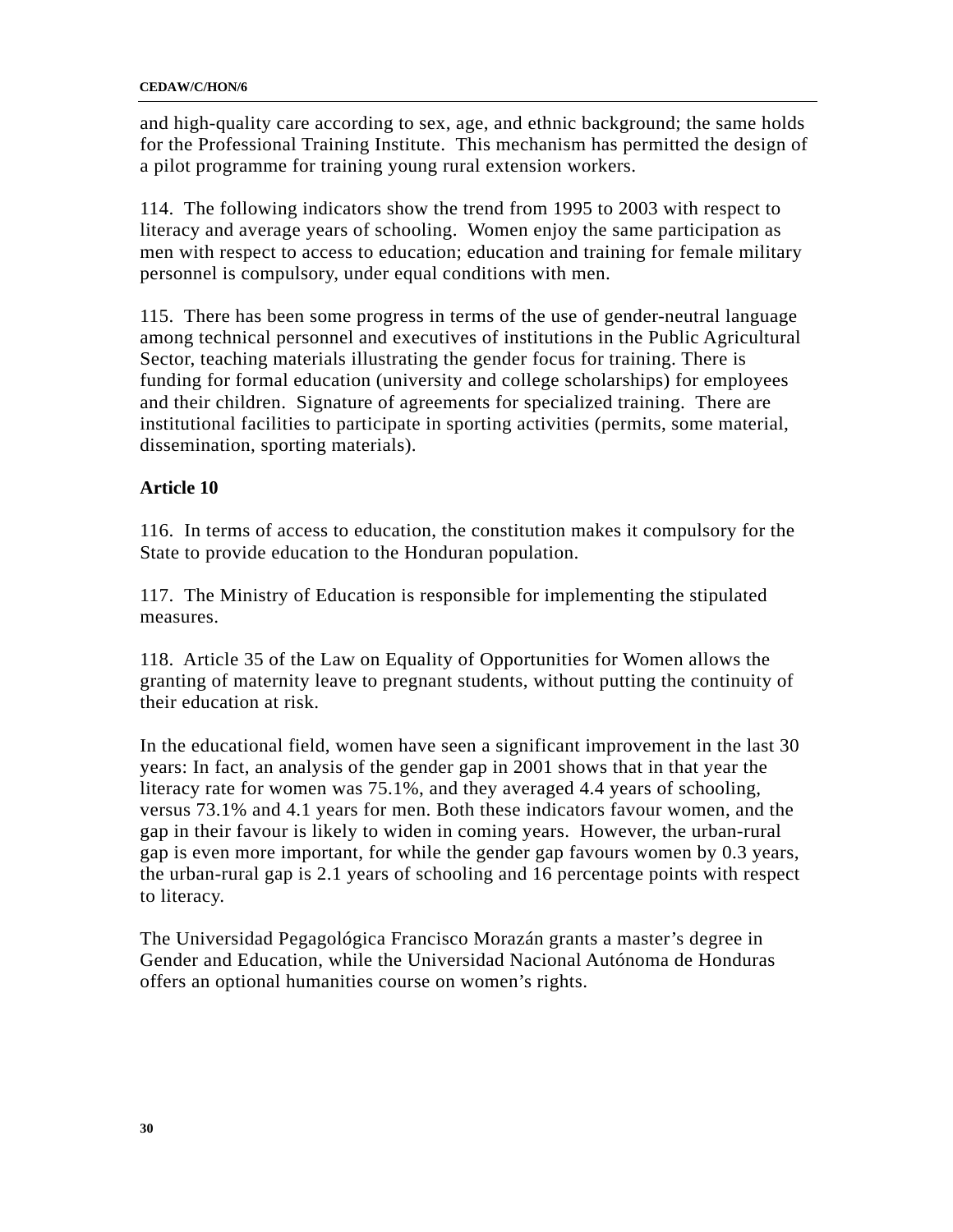and high-quality care according to sex, age, and ethnic background; the same holds for the Professional Training Institute. This mechanism has permitted the design of a pilot programme for training young rural extension workers.

114. The following indicators show the trend from 1995 to 2003 with respect to literacy and average years of schooling. Women enjoy the same participation as men with respect to access to education; education and training for female military personnel is compulsory, under equal conditions with men.

115. There has been some progress in terms of the use of gender-neutral language among technical personnel and executives of institutions in the Public Agricultural Sector, teaching materials illustrating the gender focus for training. There is funding for formal education (university and college scholarships) for employees and their children. Signature of agreements for specialized training. There are institutional facilities to participate in sporting activities (permits, some material, dissemination, sporting materials).

**Article 10**

116. In terms of access to education, the constitution makes it compulsory for the State to provide education to the Honduran population.

117. The Ministry of Education is responsible for implementing the stipulated measures.

118. Article 35 of the Law on Equality of Opportunities for Women allows the granting of maternity leave to pregnant students, without putting the continuity of their education at risk.

In the educational field, women have seen a significant improvement in the last 30 years: In fact, an analysis of the gender gap in 2001 shows that in that year the literacy rate for women was 75.1%, and they averaged 4.4 years of schooling, versus 73.1% and 4.1 years for men. Both these indicators favour women, and the gap in their favour is likely to widen in coming years. However, the urban-rural gap is even more important, for while the gender gap favours women by 0.3 years, the urban-rural gap is 2.1 years of schooling and 16 percentage points with respect to literacy.

The Universidad Pegagológica Francisco Morazán grants a master's degree in Gender and Education, while the Universidad Nacional Autónoma de Honduras offers an optional humanities course on women's rights.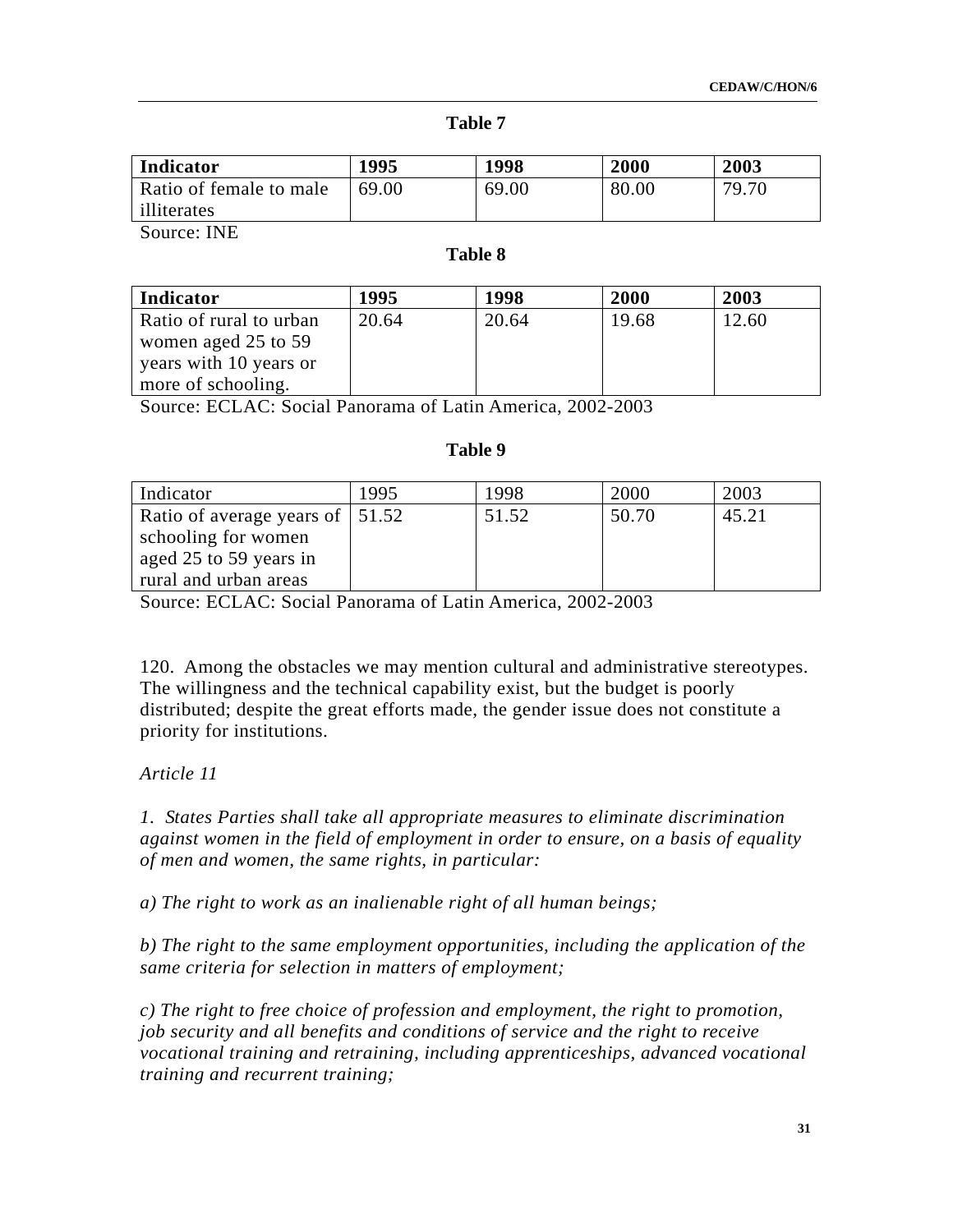**Table 7**

| Indicator | 1995 | 1998 | 2000 | 2003 |
|---|---|---|---|---|
| Ratio of female to male illiterates | 69.00 | 69.00 | 80.00 | 79.70 |

Source: INE

**Table 8**

| Indicator | 1995 | 1998 | 2000 | 2003 |
|---|---|---|---|---|
| Ratio of rural to urban women aged 25 to 59 years with 10 years or more of schooling. | 20.64 | 20.64 | 19.68 | 12.60 |

Source: ECLAC: Social Panorama of Latin America, 2002-2003

**Table 9**

| Indicator | 1995 | 1998 | 2000 | 2003 |
|---|---|---|---|---|
| Ratio of average years of schooling for women aged 25 to 59 years in rural and urban areas | 51.52 | 51.52 | 50.70 | 45.21 |

Source: ECLAC: Social Panorama of Latin America, 2002-2003

120. Among the obstacles we may mention cultural and administrative stereotypes. The willingness and the technical capability exist, but the budget is poorly distributed; despite the great efforts made, the gender issue does not constitute a priority for institutions.

*Article 11*

*1. States Parties shall take all appropriate measures to eliminate discrimination against women in the field of employment in order to ensure, on a basis of equality of men and women, the same rights, in particular:*

*a) The right to work as an inalienable right of all human beings;*

*b) The right to the same employment opportunities, including the application of the same criteria for selection in matters of employment;*

*c) The right to free choice of profession and employment, the right to promotion, job security and all benefits and conditions of service and the right to receive vocational training and retraining, including apprenticeships, advanced vocational training and recurrent training;*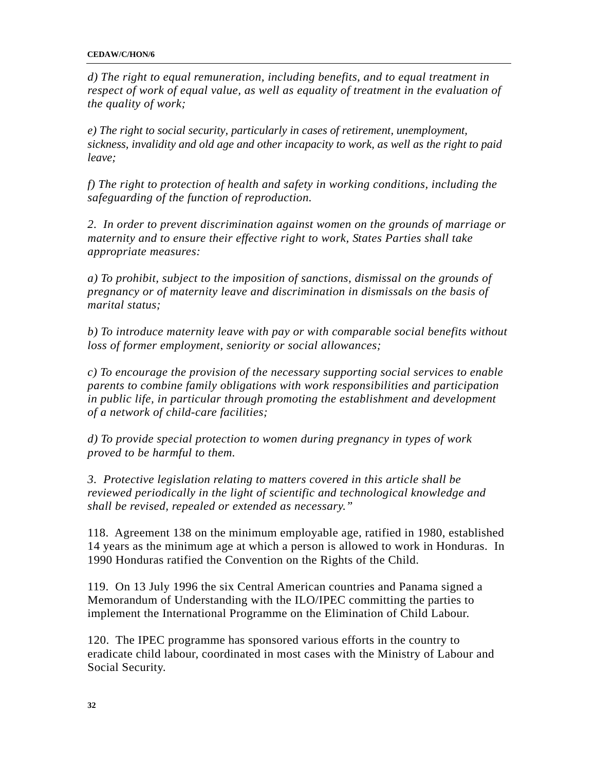*d) The right to equal remuneration, including benefits, and to equal treatment in respect of work of equal value, as well as equality of treatment in the evaluation of the quality of work;*

*e) The right to social security, particularly in cases of retirement, unemployment, sickness, invalidity and old age and other incapacity to work, as well as the right to paid leave;*

*f) The right to protection of health and safety in working conditions, including the safeguarding of the function of reproduction.*

*2. In order to prevent discrimination against women on the grounds of marriage or maternity and to ensure their effective right to work, States Parties shall take appropriate measures:*

*a) To prohibit, subject to the imposition of sanctions, dismissal on the grounds of pregnancy or of maternity leave and discrimination in dismissals on the basis of marital status;*

*b) To introduce maternity leave with pay or with comparable social benefits without loss of former employment, seniority or social allowances;*

*c) To encourage the provision of the necessary supporting social services to enable parents to combine family obligations with work responsibilities and participation in public life, in particular through promoting the establishment and development of a network of child-care facilities;*

*d) To provide special protection to women during pregnancy in types of work proved to be harmful to them.*

*3. Protective legislation relating to matters covered in this article shall be reviewed periodically in the light of scientific and technological knowledge and shall be revised, repealed or extended as necessary."*

118. Agreement 138 on the minimum employable age, ratified in 1980, established 14 years as the minimum age at which a person is allowed to work in Honduras. In 1990 Honduras ratified the Convention on the Rights of the Child.

119. On 13 July 1996 the six Central American countries and Panama signed a Memorandum of Understanding with the ILO/IPEC committing the parties to implement the International Programme on the Elimination of Child Labour.

120. The IPEC programme has sponsored various efforts in the country to eradicate child labour, coordinated in most cases with the Ministry of Labour and Social Security.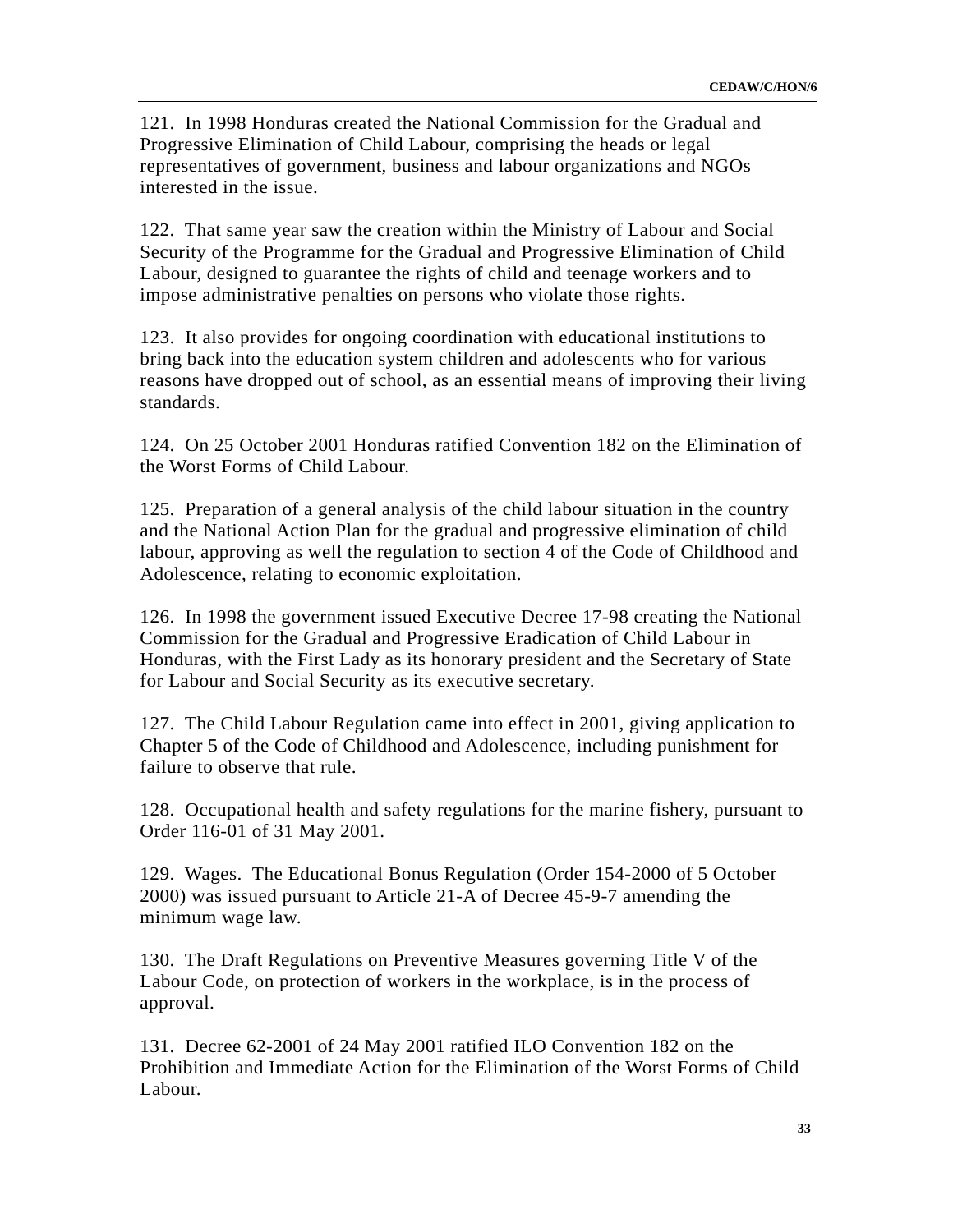121. In 1998 Honduras created the National Commission for the Gradual and Progressive Elimination of Child Labour, comprising the heads or legal representatives of government, business and labour organizations and NGOs interested in the issue.

122. That same year saw the creation within the Ministry of Labour and Social Security of the Programme for the Gradual and Progressive Elimination of Child Labour, designed to guarantee the rights of child and teenage workers and to impose administrative penalties on persons who violate those rights.

123. It also provides for ongoing coordination with educational institutions to bring back into the education system children and adolescents who for various reasons have dropped out of school, as an essential means of improving their living standards.

124. On 25 October 2001 Honduras ratified Convention 182 on the Elimination of the Worst Forms of Child Labour.

125. Preparation of a general analysis of the child labour situation in the country and the National Action Plan for the gradual and progressive elimination of child labour, approving as well the regulation to section 4 of the Code of Childhood and Adolescence, relating to economic exploitation.

126. In 1998 the government issued Executive Decree 17-98 creating the National Commission for the Gradual and Progressive Eradication of Child Labour in Honduras, with the First Lady as its honorary president and the Secretary of State for Labour and Social Security as its executive secretary.

127. The Child Labour Regulation came into effect in 2001, giving application to Chapter 5 of the Code of Childhood and Adolescence, including punishment for failure to observe that rule.

128. Occupational health and safety regulations for the marine fishery, pursuant to Order 116-01 of 31 May 2001.

129. Wages. The Educational Bonus Regulation (Order 154-2000 of 5 October 2000) was issued pursuant to Article 21-A of Decree 45-9-7 amending the minimum wage law.

130. The Draft Regulations on Preventive Measures governing Title V of the Labour Code, on protection of workers in the workplace, is in the process of approval.

131. Decree 62-2001 of 24 May 2001 ratified ILO Convention 182 on the Prohibition and Immediate Action for the Elimination of the Worst Forms of Child Labour.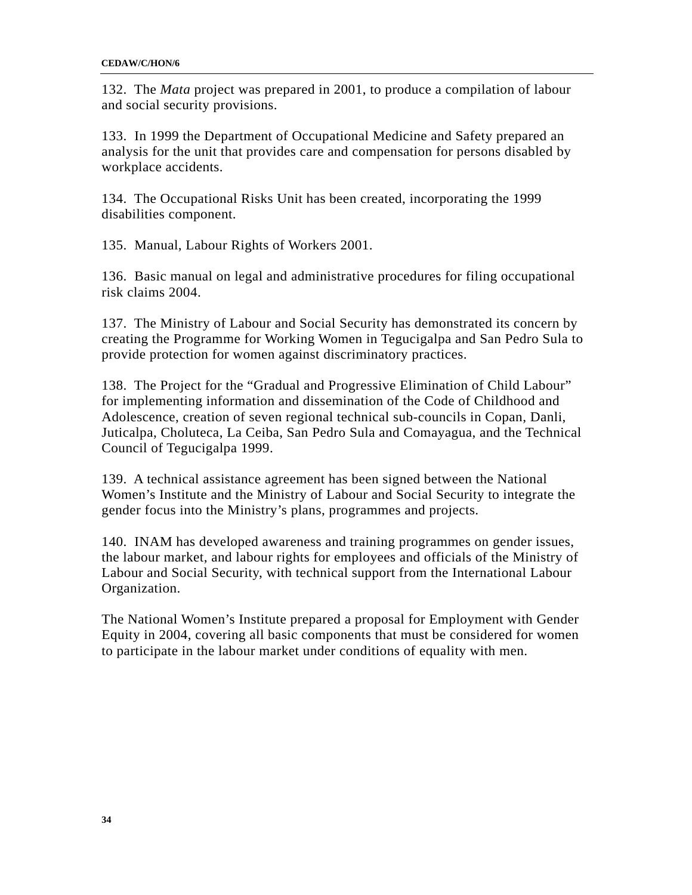132. The *Mata* project was prepared in 2001, to produce a compilation of labour and social security provisions.

133. In 1999 the Department of Occupational Medicine and Safety prepared an analysis for the unit that provides care and compensation for persons disabled by workplace accidents.

134. The Occupational Risks Unit has been created, incorporating the 1999 disabilities component.

135. Manual, Labour Rights of Workers 2001.

136. Basic manual on legal and administrative procedures for filing occupational risk claims 2004.

137. The Ministry of Labour and Social Security has demonstrated its concern by creating the Programme for Working Women in Tegucigalpa and San Pedro Sula to provide protection for women against discriminatory practices.

138. The Project for the "Gradual and Progressive Elimination of Child Labour" for implementing information and dissemination of the Code of Childhood and Adolescence, creation of seven regional technical sub-councils in Copan, Danli, Juticalpa, Choluteca, La Ceiba, San Pedro Sula and Comayagua, and the Technical Council of Tegucigalpa 1999.

139. A technical assistance agreement has been signed between the National Women's Institute and the Ministry of Labour and Social Security to integrate the gender focus into the Ministry's plans, programmes and projects.

140. INAM has developed awareness and training programmes on gender issues, the labour market, and labour rights for employees and officials of the Ministry of Labour and Social Security, with technical support from the International Labour Organization.

The National Women's Institute prepared a proposal for Employment with Gender Equity in 2004, covering all basic components that must be considered for women to participate in the labour market under conditions of equality with men.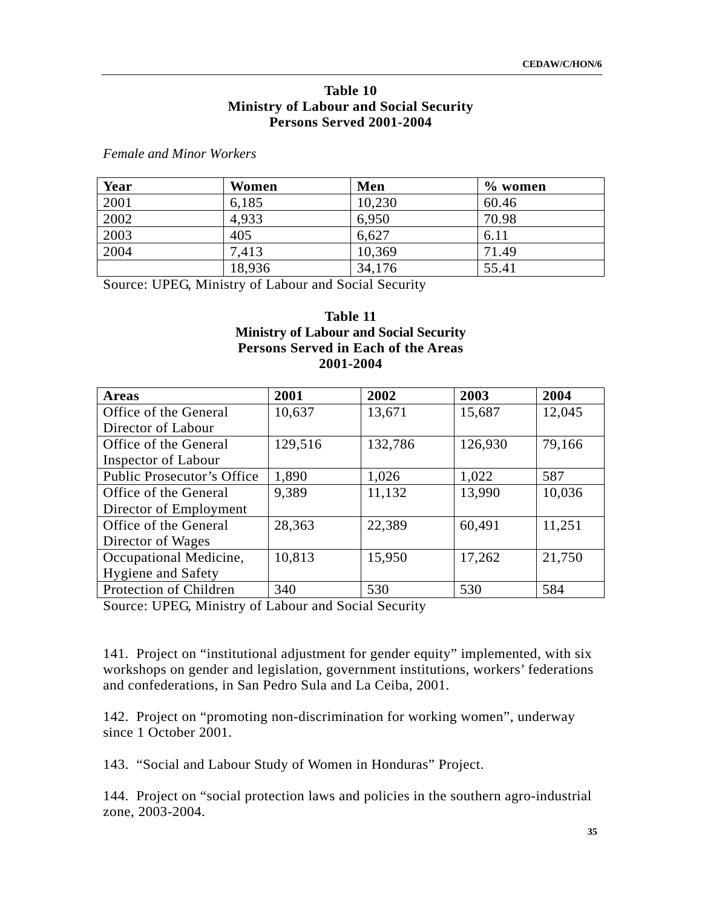**Table 10**
**Ministry of Labour and Social Security**
**Persons Served 2001-2004**

*Female and Minor Workers*

| Year | Women | Men | % women |
|---|---|---|---|
| 2001 | 6,185 | 10,230 | 60.46 |
| 2002 | 4,933 | 6,950 | 70.98 |
| 2003 | 405 | 6,627 | 6.11 |
| 2004 | 7,413 | 10,369 | 71.49 |
|  | 18,936 | 34,176 | 55.41 |

Source: UPEG, Ministry of Labour and Social Security

**Table 11**
**Ministry of Labour and Social Security**
**Persons Served in Each of the Areas**
**2001-2004**

| Areas | 2001 | 2002 | 2003 | 2004 |
|---|---|---|---|---|
| Office of the General Director of Labour | 10,637 | 13,671 | 15,687 | 12,045 |
| Office of the General Inspector of Labour | 129,516 | 132,786 | 126,930 | 79,166 |
| Public Prosecutor's Office | 1,890 | 1,026 | 1,022 | 587 |
| Office of the General Director of Employment | 9,389 | 11,132 | 13,990 | 10,036 |
| Office of the General Director of Wages | 28,363 | 22,389 | 60,491 | 11,251 |
| Occupational Medicine, Hygiene and Safety | 10,813 | 15,950 | 17,262 | 21,750 |
| Protection of Children | 340 | 530 | 530 | 584 |

Source: UPEG, Ministry of Labour and Social Security

141. Project on "institutional adjustment for gender equity" implemented, with six workshops on gender and legislation, government institutions, workers' federations and confederations, in San Pedro Sula and La Ceiba, 2001.

142. Project on "promoting non-discrimination for working women", underway since 1 October 2001.

143. "Social and Labour Study of Women in Honduras" Project.

144. Project on "social protection laws and policies in the southern agro-industrial zone, 2003-2004.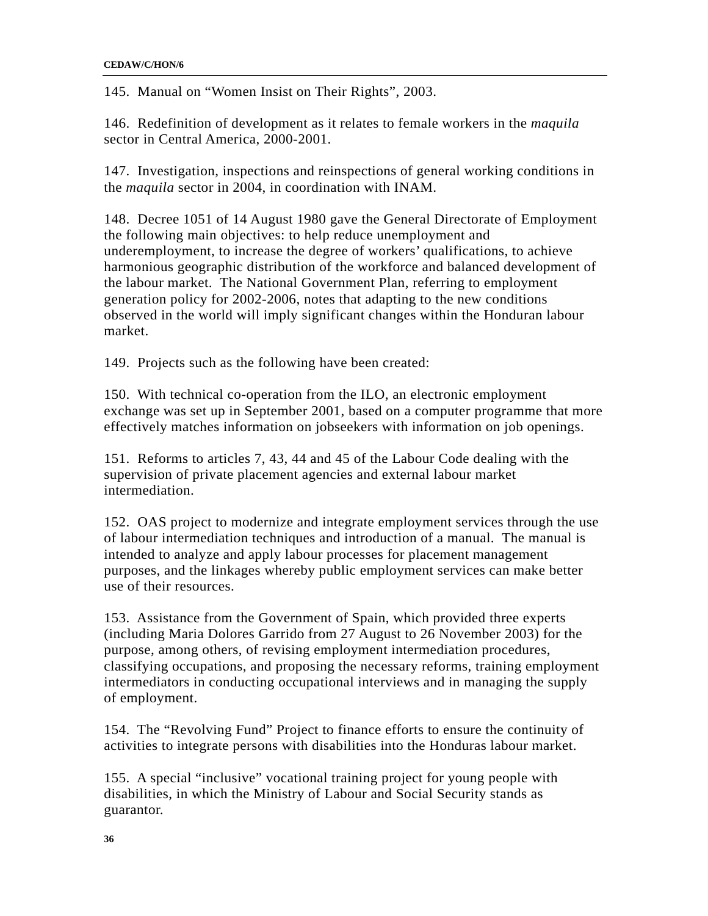145. Manual on “Women Insist on Their Rights”, 2003.

146. Redefinition of development as it relates to female workers in the *maquila* sector in Central America, 2000-2001.

147. Investigation, inspections and reinspections of general working conditions in the *maquila* sector in 2004, in coordination with INAM.

148. Decree 1051 of 14 August 1980 gave the General Directorate of Employment the following main objectives: to help reduce unemployment and underemployment, to increase the degree of workers’ qualifications, to achieve harmonious geographic distribution of the workforce and balanced development of the labour market. The National Government Plan, referring to employment generation policy for 2002-2006, notes that adapting to the new conditions observed in the world will imply significant changes within the Honduran labour market.

149. Projects such as the following have been created:

150. With technical co-operation from the ILO, an electronic employment exchange was set up in September 2001, based on a computer programme that more effectively matches information on jobseekers with information on job openings.

151. Reforms to articles 7, 43, 44 and 45 of the Labour Code dealing with the supervision of private placement agencies and external labour market intermediation.

152. OAS project to modernize and integrate employment services through the use of labour intermediation techniques and introduction of a manual. The manual is intended to analyze and apply labour processes for placement management purposes, and the linkages whereby public employment services can make better use of their resources.

153. Assistance from the Government of Spain, which provided three experts (including Maria Dolores Garrido from 27 August to 26 November 2003) for the purpose, among others, of revising employment intermediation procedures, classifying occupations, and proposing the necessary reforms, training employment intermediators in conducting occupational interviews and in managing the supply of employment.

154. The “Revolving Fund” Project to finance efforts to ensure the continuity of activities to integrate persons with disabilities into the Honduras labour market.

155. A special “inclusive” vocational training project for young people with disabilities, in which the Ministry of Labour and Social Security stands as guarantor.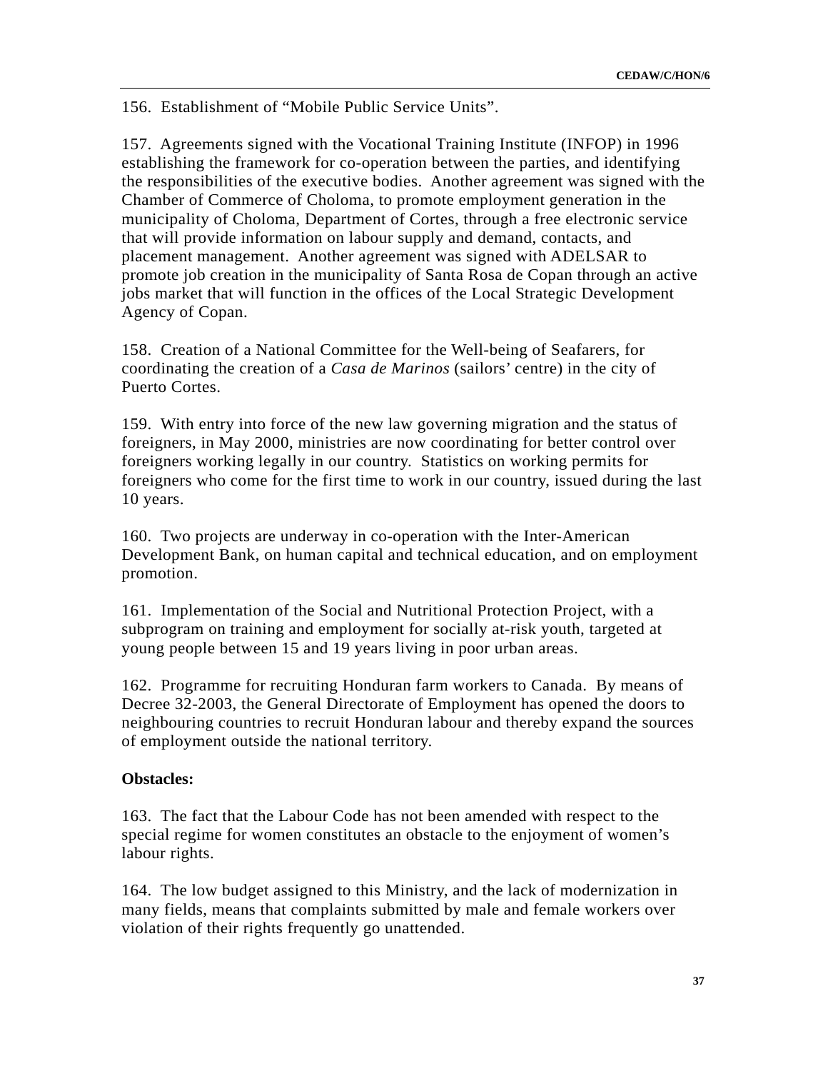156. Establishment of "Mobile Public Service Units".

157. Agreements signed with the Vocational Training Institute (INFOP) in 1996 establishing the framework for co-operation between the parties, and identifying the responsibilities of the executive bodies. Another agreement was signed with the Chamber of Commerce of Choloma, to promote employment generation in the municipality of Choloma, Department of Cortes, through a free electronic service that will provide information on labour supply and demand, contacts, and placement management. Another agreement was signed with ADELSAR to promote job creation in the municipality of Santa Rosa de Copan through an active jobs market that will function in the offices of the Local Strategic Development Agency of Copan.

158. Creation of a National Committee for the Well-being of Seafarers, for coordinating the creation of a *Casa de Marinos* (sailors' centre) in the city of Puerto Cortes.

159. With entry into force of the new law governing migration and the status of foreigners, in May 2000, ministries are now coordinating for better control over foreigners working legally in our country. Statistics on working permits for foreigners who come for the first time to work in our country, issued during the last 10 years.

160. Two projects are underway in co-operation with the Inter-American Development Bank, on human capital and technical education, and on employment promotion.

161. Implementation of the Social and Nutritional Protection Project, with a subprogram on training and employment for socially at-risk youth, targeted at young people between 15 and 19 years living in poor urban areas.

162. Programme for recruiting Honduran farm workers to Canada. By means of Decree 32-2003, the General Directorate of Employment has opened the doors to neighbouring countries to recruit Honduran labour and thereby expand the sources of employment outside the national territory.

**Obstacles:**

163. The fact that the Labour Code has not been amended with respect to the special regime for women constitutes an obstacle to the enjoyment of women's labour rights.

164. The low budget assigned to this Ministry, and the lack of modernization in many fields, means that complaints submitted by male and female workers over violation of their rights frequently go unattended.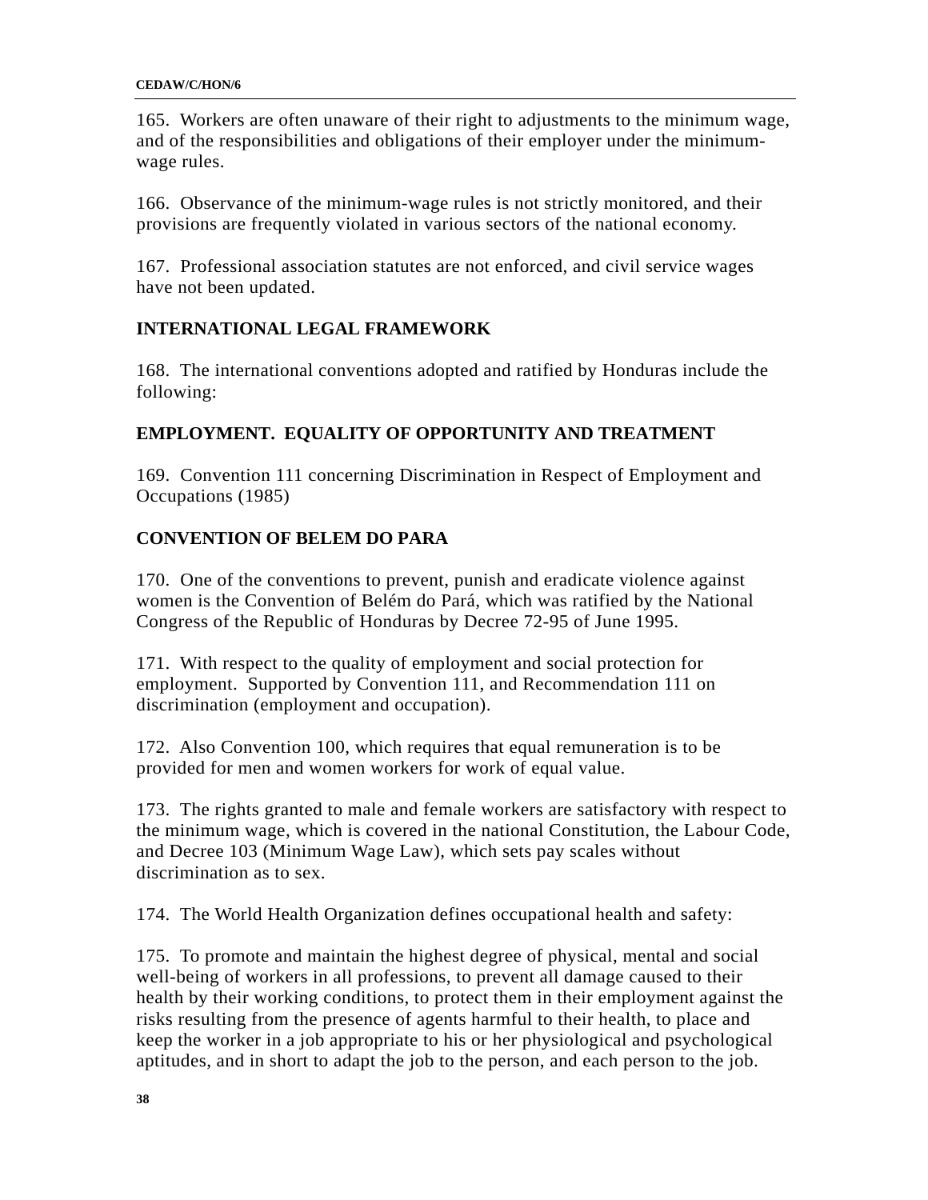165. Workers are often unaware of their right to adjustments to the minimum wage, and of the responsibilities and obligations of their employer under the minimum-wage rules.

166. Observance of the minimum-wage rules is not strictly monitored, and their provisions are frequently violated in various sectors of the national economy.

167. Professional association statutes are not enforced, and civil service wages have not been updated.

**INTERNATIONAL LEGAL FRAMEWORK**

168. The international conventions adopted and ratified by Honduras include the following:

**EMPLOYMENT. EQUALITY OF OPPORTUNITY AND TREATMENT**

169. Convention 111 concerning Discrimination in Respect of Employment and Occupations (1985)

**CONVENTION OF BELEM DO PARA**

170. One of the conventions to prevent, punish and eradicate violence against women is the Convention of Belém do Pará, which was ratified by the National Congress of the Republic of Honduras by Decree 72-95 of June 1995.

171. With respect to the quality of employment and social protection for employment. Supported by Convention 111, and Recommendation 111 on discrimination (employment and occupation).

172. Also Convention 100, which requires that equal remuneration is to be provided for men and women workers for work of equal value.

173. The rights granted to male and female workers are satisfactory with respect to the minimum wage, which is covered in the national Constitution, the Labour Code, and Decree 103 (Minimum Wage Law), which sets pay scales without discrimination as to sex.

174. The World Health Organization defines occupational health and safety:

175. To promote and maintain the highest degree of physical, mental and social well-being of workers in all professions, to prevent all damage caused to their health by their working conditions, to protect them in their employment against the risks resulting from the presence of agents harmful to their health, to place and keep the worker in a job appropriate to his or her physiological and psychological aptitudes, and in short to adapt the job to the person, and each person to the job.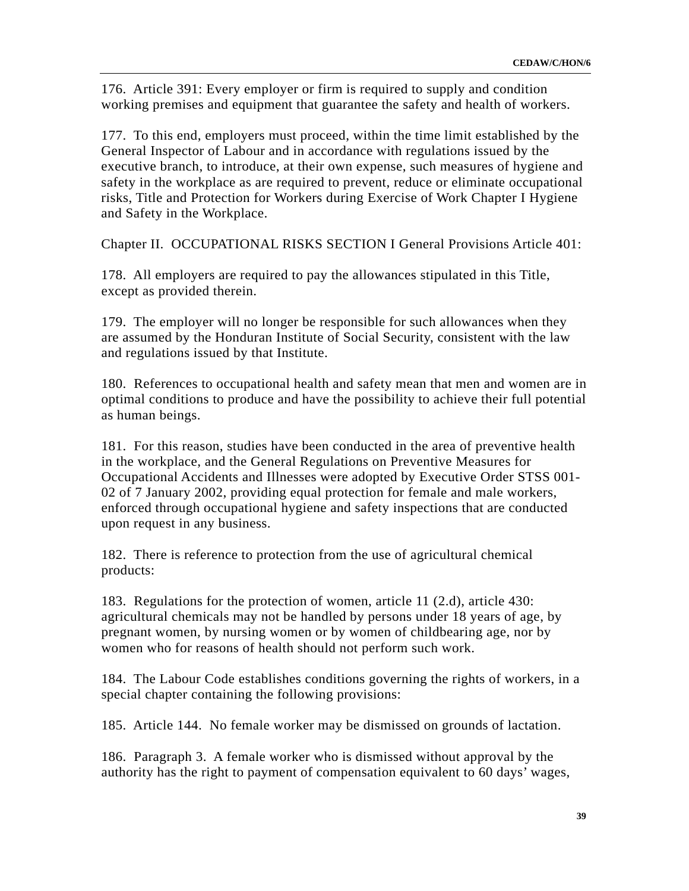176. Article 391: Every employer or firm is required to supply and condition working premises and equipment that guarantee the safety and health of workers.

177. To this end, employers must proceed, within the time limit established by the General Inspector of Labour and in accordance with regulations issued by the executive branch, to introduce, at their own expense, such measures of hygiene and safety in the workplace as are required to prevent, reduce or eliminate occupational risks, Title and Protection for Workers during Exercise of Work Chapter I Hygiene and Safety in the Workplace.

Chapter II. OCCUPATIONAL RISKS SECTION I General Provisions Article 401:

178. All employers are required to pay the allowances stipulated in this Title, except as provided therein.

179. The employer will no longer be responsible for such allowances when they are assumed by the Honduran Institute of Social Security, consistent with the law and regulations issued by that Institute.

180. References to occupational health and safety mean that men and women are in optimal conditions to produce and have the possibility to achieve their full potential as human beings.

181. For this reason, studies have been conducted in the area of preventive health in the workplace, and the General Regulations on Preventive Measures for Occupational Accidents and Illnesses were adopted by Executive Order STSS 001-02 of 7 January 2002, providing equal protection for female and male workers, enforced through occupational hygiene and safety inspections that are conducted upon request in any business.

182. There is reference to protection from the use of agricultural chemical products:

183. Regulations for the protection of women, article 11 (2.d), article 430: agricultural chemicals may not be handled by persons under 18 years of age, by pregnant women, by nursing women or by women of childbearing age, nor by women who for reasons of health should not perform such work.

184. The Labour Code establishes conditions governing the rights of workers, in a special chapter containing the following provisions:

185. Article 144. No female worker may be dismissed on grounds of lactation.

186. Paragraph 3. A female worker who is dismissed without approval by the authority has the right to payment of compensation equivalent to 60 days' wages,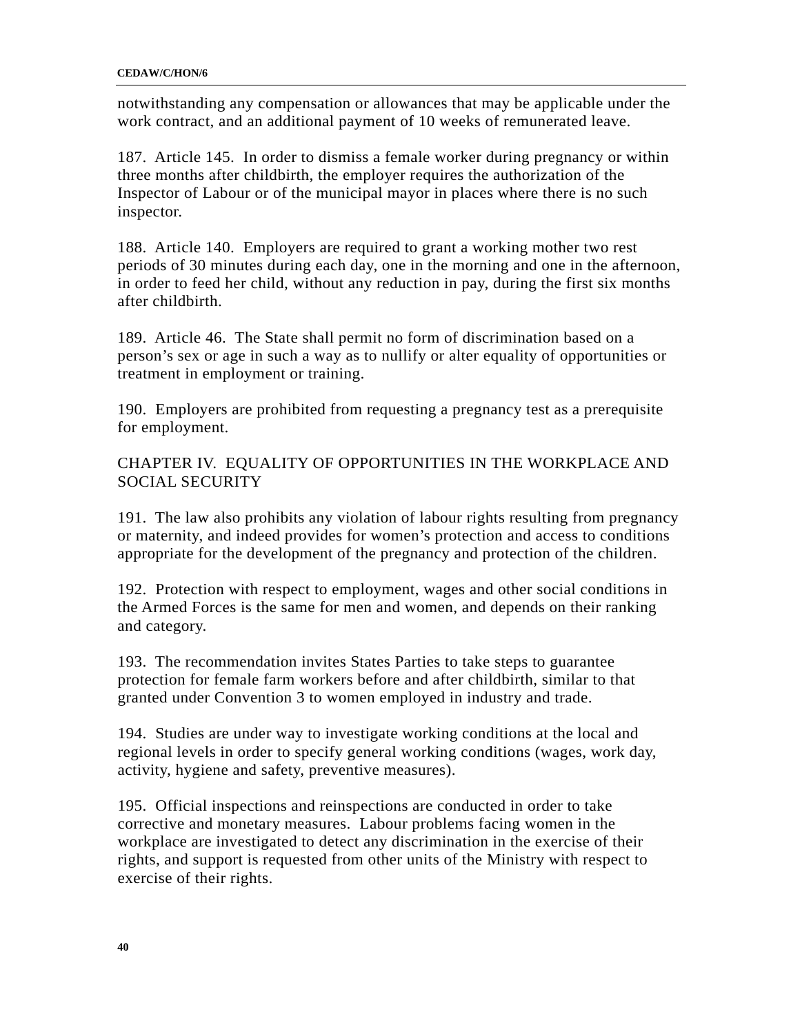notwithstanding any compensation or allowances that may be applicable under the work contract, and an additional payment of 10 weeks of remunerated leave.

187. Article 145. In order to dismiss a female worker during pregnancy or within three months after childbirth, the employer requires the authorization of the Inspector of Labour or of the municipal mayor in places where there is no such inspector.

188. Article 140. Employers are required to grant a working mother two rest periods of 30 minutes during each day, one in the morning and one in the afternoon, in order to feed her child, without any reduction in pay, during the first six months after childbirth.

189. Article 46. The State shall permit no form of discrimination based on a person's sex or age in such a way as to nullify or alter equality of opportunities or treatment in employment or training.

190. Employers are prohibited from requesting a pregnancy test as a prerequisite for employment.

## CHAPTER IV. EQUALITY OF OPPORTUNITIES IN THE WORKPLACE AND SOCIAL SECURITY

191. The law also prohibits any violation of labour rights resulting from pregnancy or maternity, and indeed provides for women's protection and access to conditions appropriate for the development of the pregnancy and protection of the children.

192. Protection with respect to employment, wages and other social conditions in the Armed Forces is the same for men and women, and depends on their ranking and category.

193. The recommendation invites States Parties to take steps to guarantee protection for female farm workers before and after childbirth, similar to that granted under Convention 3 to women employed in industry and trade.

194. Studies are under way to investigate working conditions at the local and regional levels in order to specify general working conditions (wages, work day, activity, hygiene and safety, preventive measures).

195. Official inspections and reinspections are conducted in order to take corrective and monetary measures. Labour problems facing women in the workplace are investigated to detect any discrimination in the exercise of their rights, and support is requested from other units of the Ministry with respect to exercise of their rights.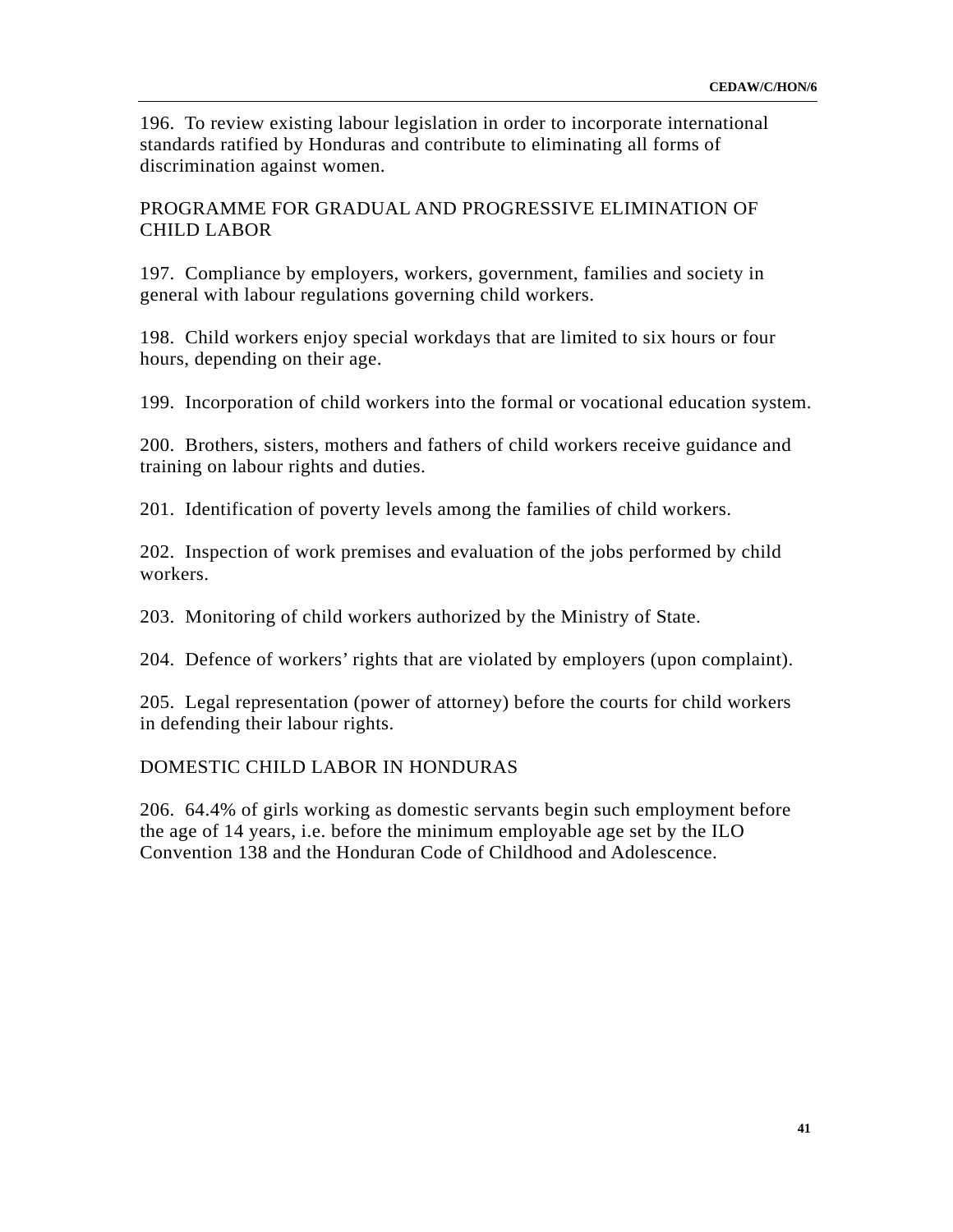196. To review existing labour legislation in order to incorporate international standards ratified by Honduras and contribute to eliminating all forms of discrimination against women.

## PROGRAMME FOR GRADUAL AND PROGRESSIVE ELIMINATION OF CHILD LABOR

197. Compliance by employers, workers, government, families and society in general with labour regulations governing child workers.

198. Child workers enjoy special workdays that are limited to six hours or four hours, depending on their age.

199. Incorporation of child workers into the formal or vocational education system.

200. Brothers, sisters, mothers and fathers of child workers receive guidance and training on labour rights and duties.

201. Identification of poverty levels among the families of child workers.

202. Inspection of work premises and evaluation of the jobs performed by child workers.

203. Monitoring of child workers authorized by the Ministry of State.

204. Defence of workers' rights that are violated by employers (upon complaint).

205. Legal representation (power of attorney) before the courts for child workers in defending their labour rights.

## DOMESTIC CHILD LABOR IN HONDURAS

206. 64.4% of girls working as domestic servants begin such employment before the age of 14 years, i.e. before the minimum employable age set by the ILO Convention 138 and the Honduran Code of Childhood and Adolescence.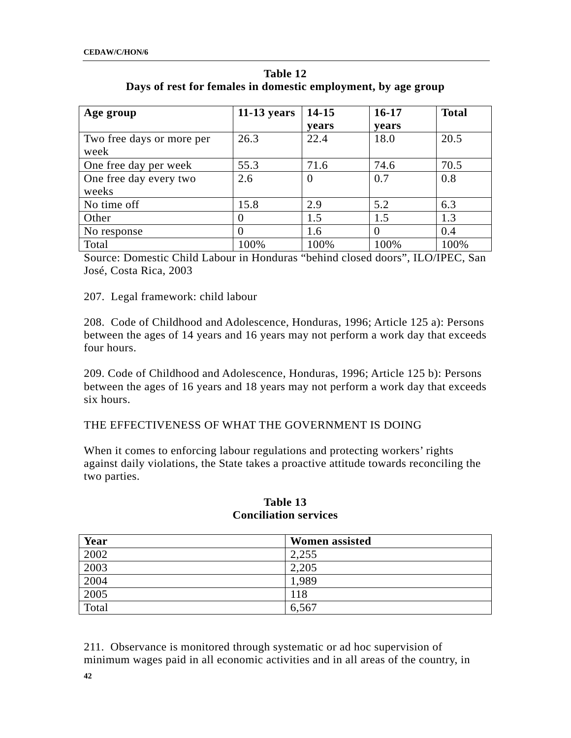**Table 12**
**Days of rest for females in domestic employment, by age group**

| Age group | 11-13 years | 14-15 years | 16-17 years | Total |
|---|---|---|---|---|
| Two free days or more per week | 26.3 | 22.4 | 18.0 | 20.5 |
| One free day per week | 55.3 | 71.6 | 74.6 | 70.5 |
| One free day every two weeks | 2.6 | 0 | 0.7 | 0.8 |
| No time off | 15.8 | 2.9 | 5.2 | 6.3 |
| Other | 0 | 1.5 | 1.5 | 1.3 |
| No response | 0 | 1.6 | 0 | 0.4 |
| Total | 100% | 100% | 100% | 100% |

Source: Domestic Child Labour in Honduras “behind closed doors”, ILO/IPEC, San José, Costa Rica, 2003

207. Legal framework: child labour

208. Code of Childhood and Adolescence, Honduras, 1996; Article 125 a): Persons between the ages of 14 years and 16 years may not perform a work day that exceeds four hours.

209. Code of Childhood and Adolescence, Honduras, 1996; Article 125 b): Persons between the ages of 16 years and 18 years may not perform a work day that exceeds six hours.

THE EFFECTIVENESS OF WHAT THE GOVERNMENT IS DOING

When it comes to enforcing labour regulations and protecting workers’ rights against daily violations, the State takes a proactive attitude towards reconciling the two parties.

**Table 13**
**Conciliation services**

| Year | Women assisted |
|---|---|
| 2002 | 2,255 |
| 2003 | 2,205 |
| 2004 | 1,989 |
| 2005 | 118 |
| Total | 6,567 |

211. Observance is monitored through systematic or ad hoc supervision of minimum wages paid in all economic activities and in all areas of the country, in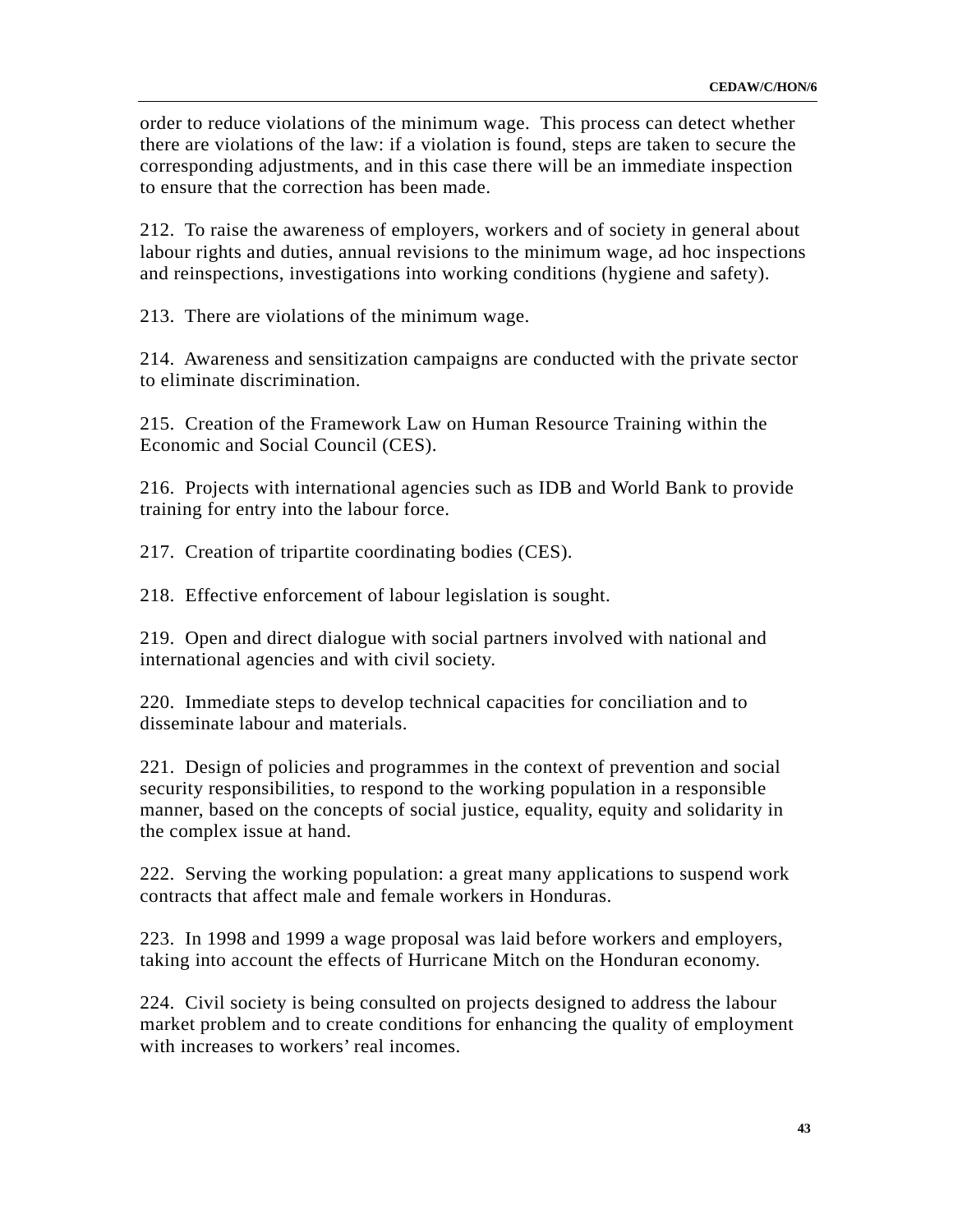order to reduce violations of the minimum wage. This process can detect whether there are violations of the law: if a violation is found, steps are taken to secure the corresponding adjustments, and in this case there will be an immediate inspection to ensure that the correction has been made.

212. To raise the awareness of employers, workers and of society in general about labour rights and duties, annual revisions to the minimum wage, ad hoc inspections and reinspections, investigations into working conditions (hygiene and safety).

213. There are violations of the minimum wage.

214. Awareness and sensitization campaigns are conducted with the private sector to eliminate discrimination.

215. Creation of the Framework Law on Human Resource Training within the Economic and Social Council (CES).

216. Projects with international agencies such as IDB and World Bank to provide training for entry into the labour force.

217. Creation of tripartite coordinating bodies (CES).

218. Effective enforcement of labour legislation is sought.

219. Open and direct dialogue with social partners involved with national and international agencies and with civil society.

220. Immediate steps to develop technical capacities for conciliation and to disseminate labour and materials.

221. Design of policies and programmes in the context of prevention and social security responsibilities, to respond to the working population in a responsible manner, based on the concepts of social justice, equality, equity and solidarity in the complex issue at hand.

222. Serving the working population: a great many applications to suspend work contracts that affect male and female workers in Honduras.

223. In 1998 and 1999 a wage proposal was laid before workers and employers, taking into account the effects of Hurricane Mitch on the Honduran economy.

224. Civil society is being consulted on projects designed to address the labour market problem and to create conditions for enhancing the quality of employment with increases to workers' real incomes.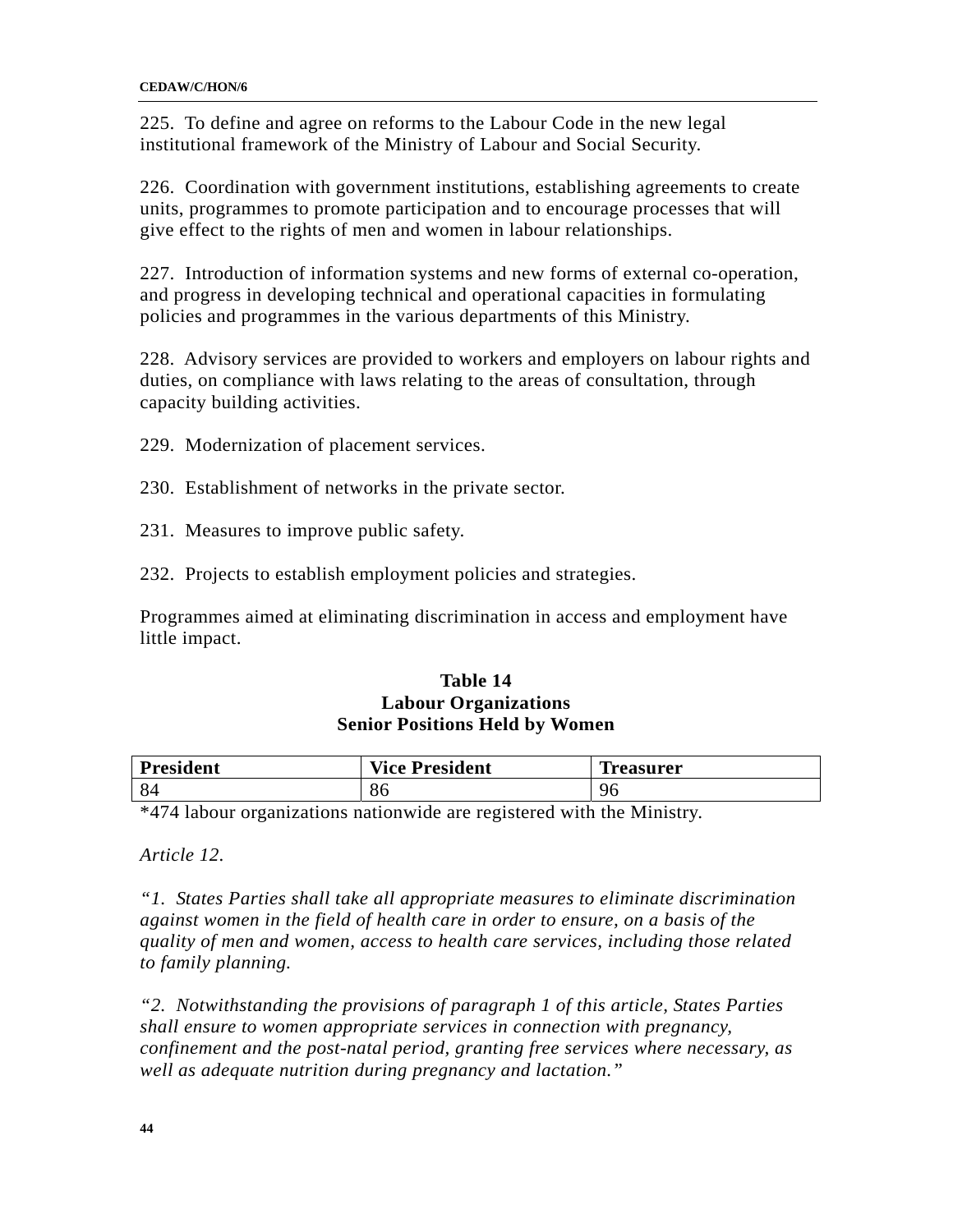225. To define and agree on reforms to the Labour Code in the new legal institutional framework of the Ministry of Labour and Social Security.

226. Coordination with government institutions, establishing agreements to create units, programmes to promote participation and to encourage processes that will give effect to the rights of men and women in labour relationships.

227. Introduction of information systems and new forms of external co-operation, and progress in developing technical and operational capacities in formulating policies and programmes in the various departments of this Ministry.

228. Advisory services are provided to workers and employers on labour rights and duties, on compliance with laws relating to the areas of consultation, through capacity building activities.

229. Modernization of placement services.

230. Establishment of networks in the private sector.

231. Measures to improve public safety.

232. Projects to establish employment policies and strategies.

Programmes aimed at eliminating discrimination in access and employment have little impact.

**Table 14**
**Labour Organizations**
**Senior Positions Held by Women**

| President | Vice President | Treasurer |
|---|---|---|
| 84 | 86 | 96 |

*474 labour organizations nationwide are registered with the Ministry.

*Article 12.*

*“1. States Parties shall take all appropriate measures to eliminate discrimination against women in the field of health care in order to ensure, on a basis of the quality of men and women, access to health care services, including those related to family planning.*

*“2. Notwithstanding the provisions of paragraph 1 of this article, States Parties shall ensure to women appropriate services in connection with pregnancy, confinement and the post-natal period, granting free services where necessary, as well as adequate nutrition during pregnancy and lactation.”*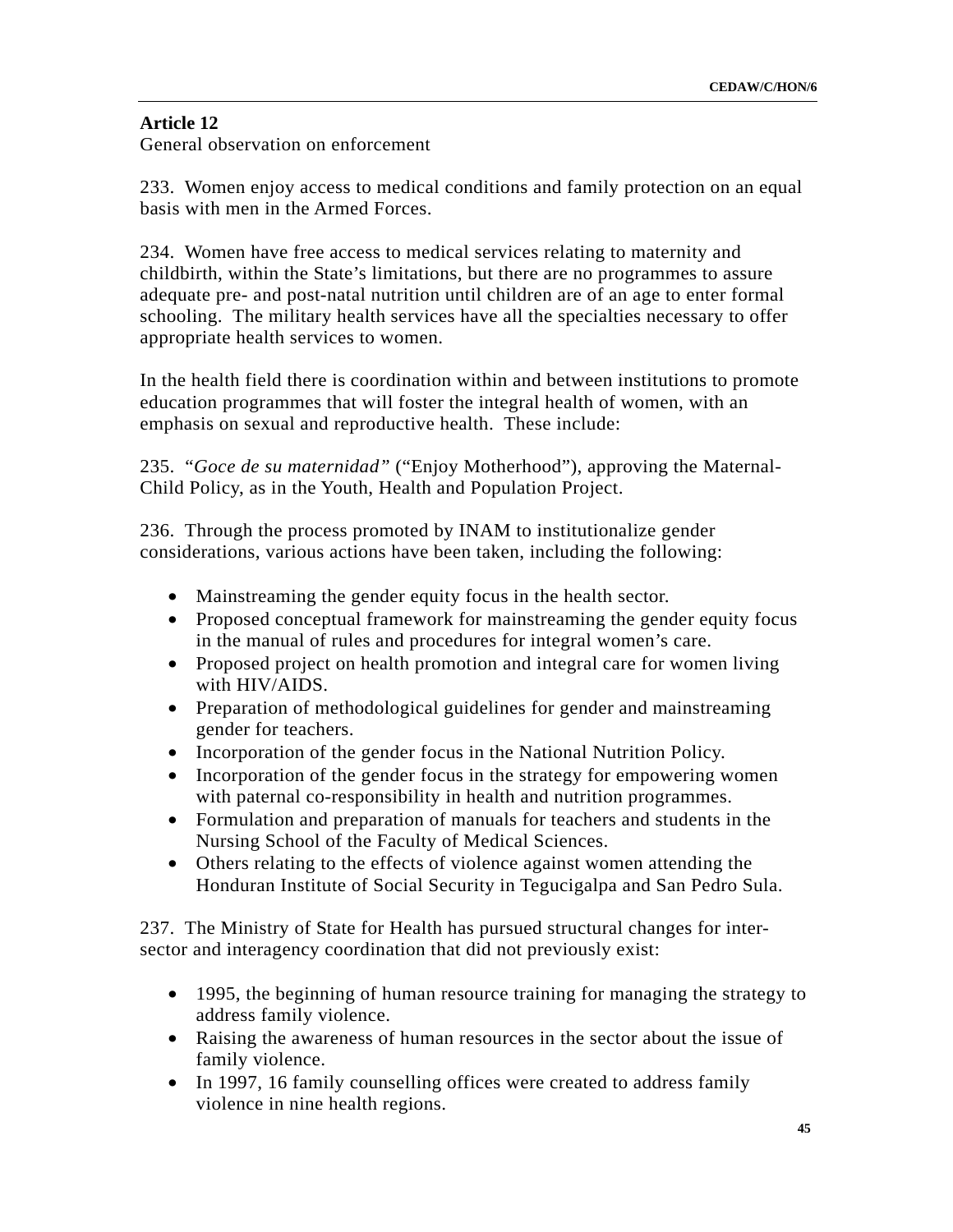**Article 12**
General observation on enforcement

233. Women enjoy access to medical conditions and family protection on an equal basis with men in the Armed Forces.

234. Women have free access to medical services relating to maternity and childbirth, within the State's limitations, but there are no programmes to assure adequate pre- and post-natal nutrition until children are of an age to enter formal schooling. The military health services have all the specialties necessary to offer appropriate health services to women.

In the health field there is coordination within and between institutions to promote education programmes that will foster the integral health of women, with an emphasis on sexual and reproductive health. These include:

235. "*Goce de su maternidad"* ("Enjoy Motherhood"), approving the Maternal-Child Policy, as in the Youth, Health and Population Project.

236. Through the process promoted by INAM to institutionalize gender considerations, various actions have been taken, including the following:

- Mainstreaming the gender equity focus in the health sector.
- Proposed conceptual framework for mainstreaming the gender equity focus in the manual of rules and procedures for integral women's care.
- Proposed project on health promotion and integral care for women living with HIV/AIDS.
- Preparation of methodological guidelines for gender and mainstreaming gender for teachers.
- Incorporation of the gender focus in the National Nutrition Policy.
- Incorporation of the gender focus in the strategy for empowering women with paternal co-responsibility in health and nutrition programmes.
- Formulation and preparation of manuals for teachers and students in the Nursing School of the Faculty of Medical Sciences.
- Others relating to the effects of violence against women attending the Honduran Institute of Social Security in Tegucigalpa and San Pedro Sula.

237. The Ministry of State for Health has pursued structural changes for inter-sector and interagency coordination that did not previously exist:

- 1995, the beginning of human resource training for managing the strategy to address family violence.
- Raising the awareness of human resources in the sector about the issue of family violence.
- In 1997, 16 family counselling offices were created to address family violence in nine health regions.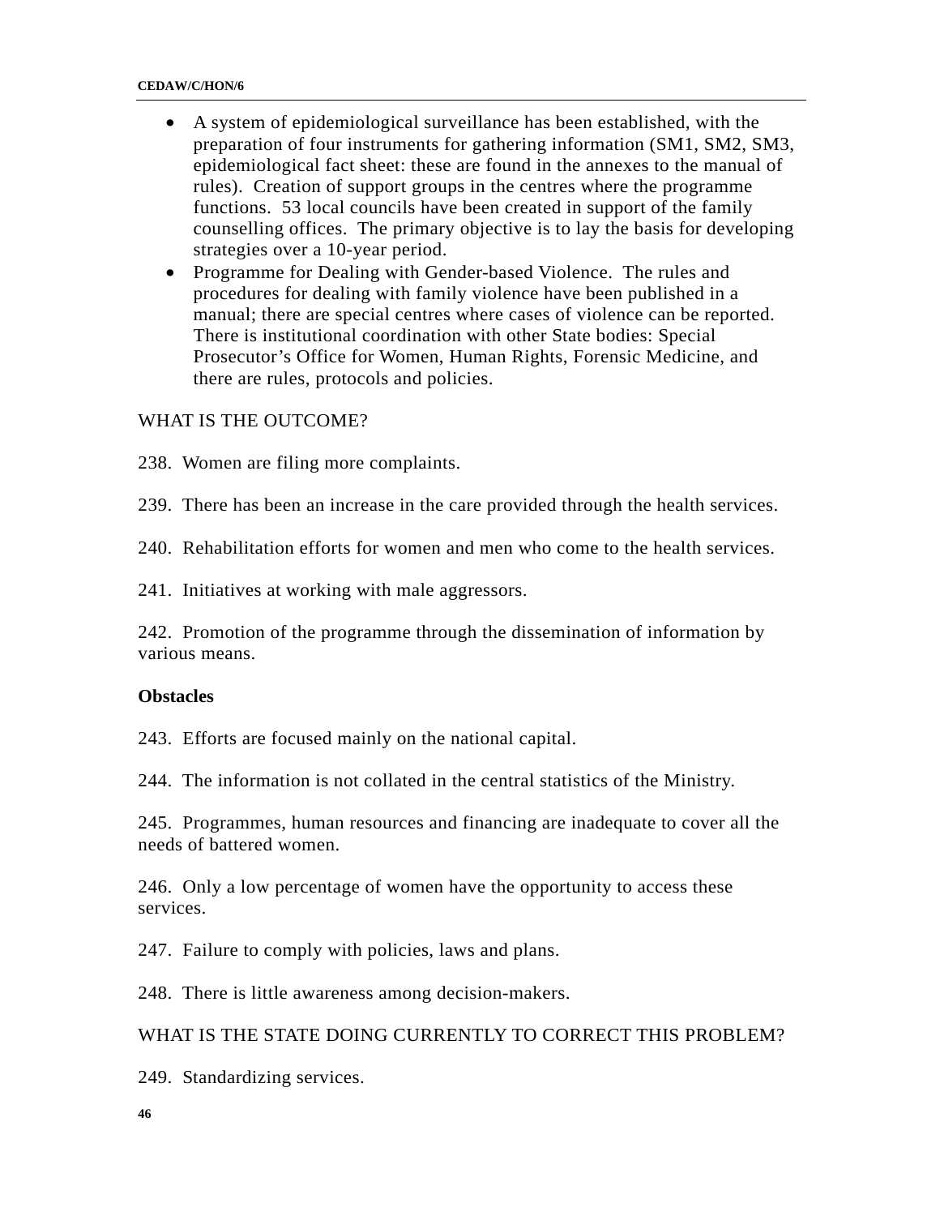- A system of epidemiological surveillance has been established, with the preparation of four instruments for gathering information (SM1, SM2, SM3, epidemiological fact sheet: these are found in the annexes to the manual of rules). Creation of support groups in the centres where the programme functions. 53 local councils have been created in support of the family counselling offices. The primary objective is to lay the basis for developing strategies over a 10-year period.
- Programme for Dealing with Gender-based Violence. The rules and procedures for dealing with family violence have been published in a manual; there are special centres where cases of violence can be reported. There is institutional coordination with other State bodies: Special Prosecutor's Office for Women, Human Rights, Forensic Medicine, and there are rules, protocols and policies.

WHAT IS THE OUTCOME?

238. Women are filing more complaints.

239. There has been an increase in the care provided through the health services.

240. Rehabilitation efforts for women and men who come to the health services.

241. Initiatives at working with male aggressors.

242. Promotion of the programme through the dissemination of information by various means.

**Obstacles**

243. Efforts are focused mainly on the national capital.

244. The information is not collated in the central statistics of the Ministry.

245. Programmes, human resources and financing are inadequate to cover all the needs of battered women.

246. Only a low percentage of women have the opportunity to access these services.

247. Failure to comply with policies, laws and plans.

248. There is little awareness among decision-makers.

WHAT IS THE STATE DOING CURRENTLY TO CORRECT THIS PROBLEM?

249. Standardizing services.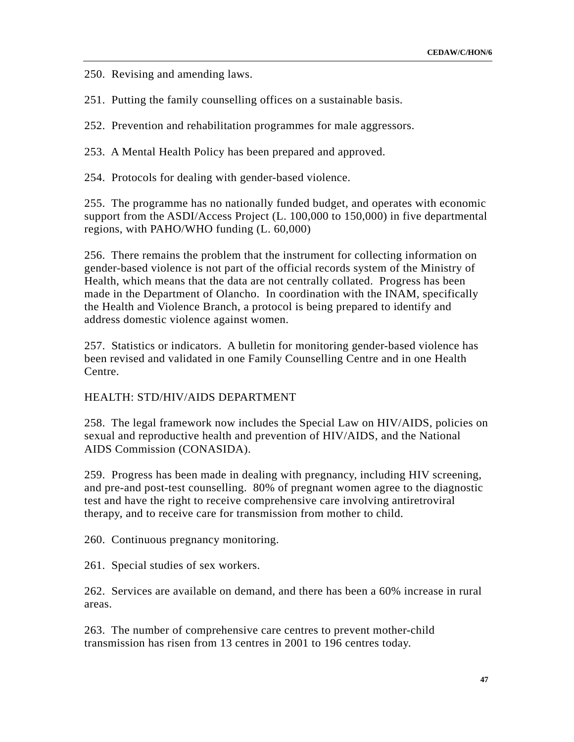250. Revising and amending laws.

251. Putting the family counselling offices on a sustainable basis.

252. Prevention and rehabilitation programmes for male aggressors.

253. A Mental Health Policy has been prepared and approved.

254. Protocols for dealing with gender-based violence.

255. The programme has no nationally funded budget, and operates with economic support from the ASDI/Access Project (L. 100,000 to 150,000) in five departmental regions, with PAHO/WHO funding (L. 60,000)

256. There remains the problem that the instrument for collecting information on gender-based violence is not part of the official records system of the Ministry of Health, which means that the data are not centrally collated. Progress has been made in the Department of Olancho. In coordination with the INAM, specifically the Health and Violence Branch, a protocol is being prepared to identify and address domestic violence against women.

257. Statistics or indicators. A bulletin for monitoring gender-based violence has been revised and validated in one Family Counselling Centre and in one Health Centre.

HEALTH: STD/HIV/AIDS DEPARTMENT

258. The legal framework now includes the Special Law on HIV/AIDS, policies on sexual and reproductive health and prevention of HIV/AIDS, and the National AIDS Commission (CONASIDA).

259. Progress has been made in dealing with pregnancy, including HIV screening, and pre-and post-test counselling. 80% of pregnant women agree to the diagnostic test and have the right to receive comprehensive care involving antiretroviral therapy, and to receive care for transmission from mother to child.

260. Continuous pregnancy monitoring.

261. Special studies of sex workers.

262. Services are available on demand, and there has been a 60% increase in rural areas.

263. The number of comprehensive care centres to prevent mother-child transmission has risen from 13 centres in 2001 to 196 centres today.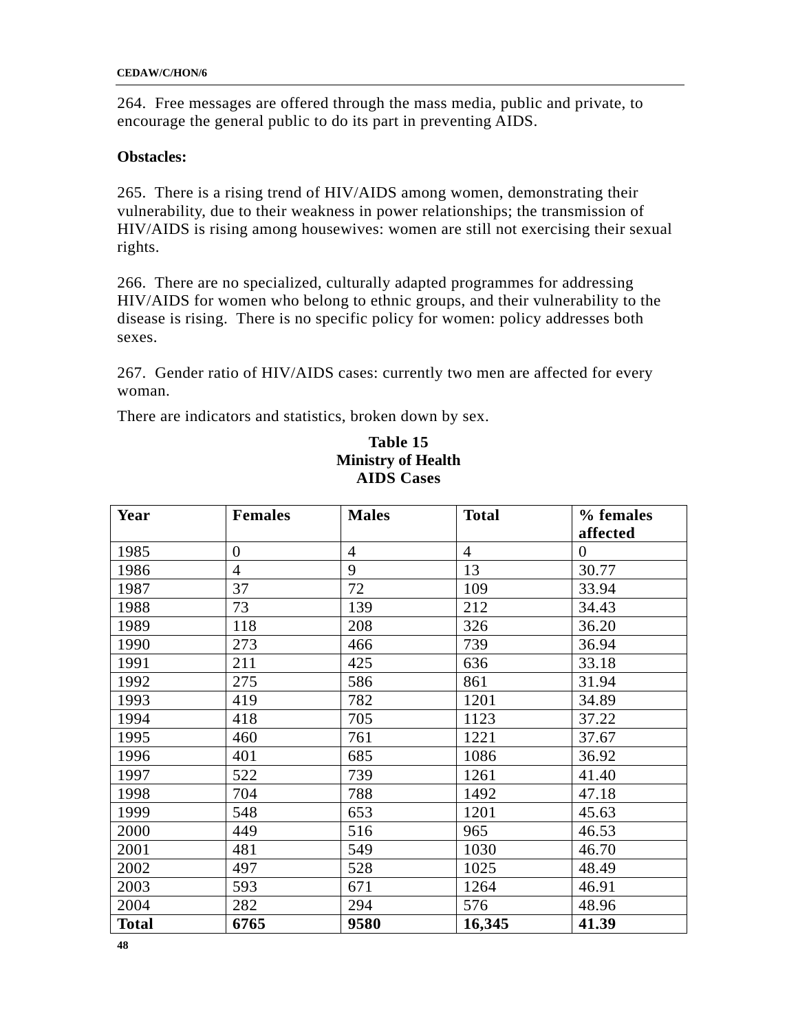264. Free messages are offered through the mass media, public and private, to encourage the general public to do its part in preventing AIDS.

**Obstacles:**

265. There is a rising trend of HIV/AIDS among women, demonstrating their vulnerability, due to their weakness in power relationships; the transmission of HIV/AIDS is rising among housewives: women are still not exercising their sexual rights.

266. There are no specialized, culturally adapted programmes for addressing HIV/AIDS for women who belong to ethnic groups, and their vulnerability to the disease is rising. There is no specific policy for women: policy addresses both sexes.

267. Gender ratio of HIV/AIDS cases: currently two men are affected for every woman.

There are indicators and statistics, broken down by sex.

**Table 15**
**Ministry of Health**
**AIDS Cases**

| Year | Females | Males | Total | % females affected |
|---|---|---|---|---|
| 1985 | 0 | 4 | 4 | 0 |
| 1986 | 4 | 9 | 13 | 30.77 |
| 1987 | 37 | 72 | 109 | 33.94 |
| 1988 | 73 | 139 | 212 | 34.43 |
| 1989 | 118 | 208 | 326 | 36.20 |
| 1990 | 273 | 466 | 739 | 36.94 |
| 1991 | 211 | 425 | 636 | 33.18 |
| 1992 | 275 | 586 | 861 | 31.94 |
| 1993 | 419 | 782 | 1201 | 34.89 |
| 1994 | 418 | 705 | 1123 | 37.22 |
| 1995 | 460 | 761 | 1221 | 37.67 |
| 1996 | 401 | 685 | 1086 | 36.92 |
| 1997 | 522 | 739 | 1261 | 41.40 |
| 1998 | 704 | 788 | 1492 | 47.18 |
| 1999 | 548 | 653 | 1201 | 45.63 |
| 2000 | 449 | 516 | 965 | 46.53 |
| 2001 | 481 | 549 | 1030 | 46.70 |
| 2002 | 497 | 528 | 1025 | 48.49 |
| 2003 | 593 | 671 | 1264 | 46.91 |
| 2004 | 282 | 294 | 576 | 48.96 |
| **Total** | **6765** | **9580** | **16,345** | **41.39** |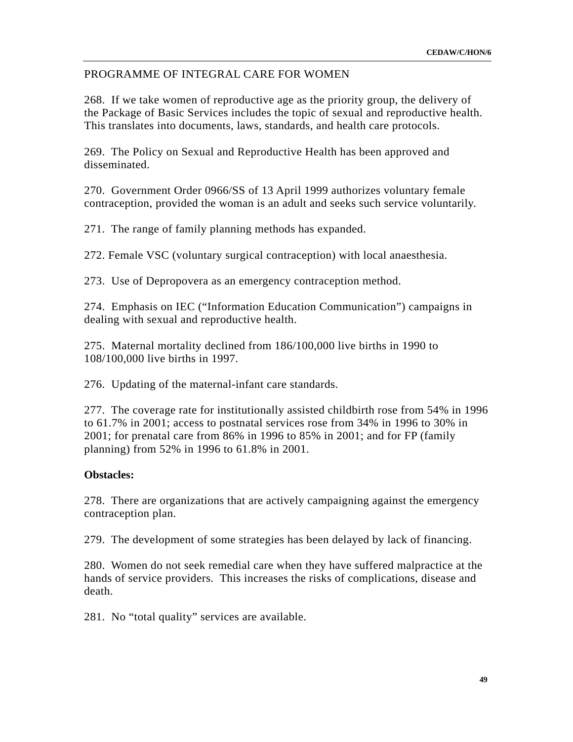PROGRAMME OF INTEGRAL CARE FOR WOMEN

268. If we take women of reproductive age as the priority group, the delivery of the Package of Basic Services includes the topic of sexual and reproductive health. This translates into documents, laws, standards, and health care protocols.

269. The Policy on Sexual and Reproductive Health has been approved and disseminated.

270. Government Order 0966/SS of 13 April 1999 authorizes voluntary female contraception, provided the woman is an adult and seeks such service voluntarily.

271. The range of family planning methods has expanded.

272. Female VSC (voluntary surgical contraception) with local anaesthesia.

273. Use of Depropovera as an emergency contraception method.

274. Emphasis on IEC ("Information Education Communication") campaigns in dealing with sexual and reproductive health.

275. Maternal mortality declined from 186/100,000 live births in 1990 to 108/100,000 live births in 1997.

276. Updating of the maternal-infant care standards.

277. The coverage rate for institutionally assisted childbirth rose from 54% in 1996 to 61.7% in 2001; access to postnatal services rose from 34% in 1996 to 30% in 2001; for prenatal care from 86% in 1996 to 85% in 2001; and for FP (family planning) from 52% in 1996 to 61.8% in 2001.

**Obstacles:**

278. There are organizations that are actively campaigning against the emergency contraception plan.

279. The development of some strategies has been delayed by lack of financing.

280. Women do not seek remedial care when they have suffered malpractice at the hands of service providers. This increases the risks of complications, disease and death.

281. No "total quality" services are available.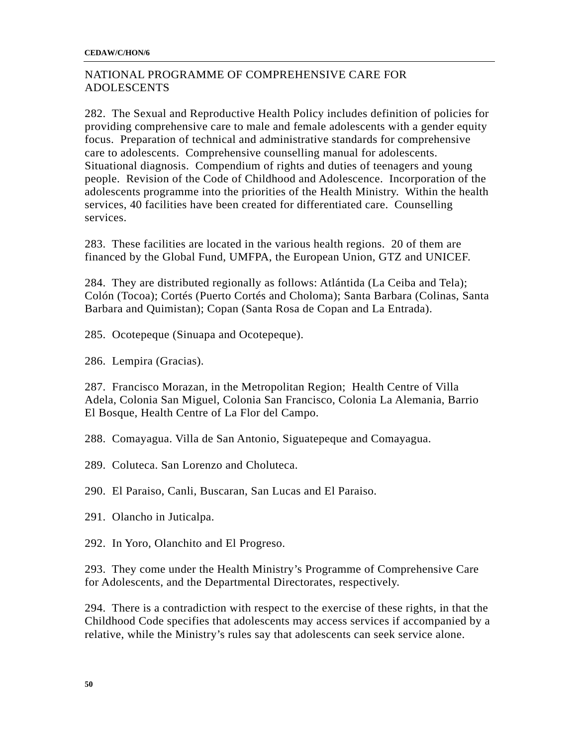## NATIONAL PROGRAMME OF COMPREHENSIVE CARE FOR ADOLESCENTS

282. The Sexual and Reproductive Health Policy includes definition of policies for providing comprehensive care to male and female adolescents with a gender equity focus. Preparation of technical and administrative standards for comprehensive care to adolescents. Comprehensive counselling manual for adolescents. Situational diagnosis. Compendium of rights and duties of teenagers and young people. Revision of the Code of Childhood and Adolescence. Incorporation of the adolescents programme into the priorities of the Health Ministry. Within the health services, 40 facilities have been created for differentiated care. Counselling services.

283. These facilities are located in the various health regions. 20 of them are financed by the Global Fund, UMFPA, the European Union, GTZ and UNICEF.

284. They are distributed regionally as follows: Atlántida (La Ceiba and Tela); Colón (Tocoa); Cortés (Puerto Cortés and Choloma); Santa Barbara (Colinas, Santa Barbara and Quimistan); Copan (Santa Rosa de Copan and La Entrada).

285. Ocotepeque (Sinuapa and Ocotepeque).

286. Lempira (Gracias).

287. Francisco Morazan, in the Metropolitan Region; Health Centre of Villa Adela, Colonia San Miguel, Colonia San Francisco, Colonia La Alemania, Barrio El Bosque, Health Centre of La Flor del Campo.

288. Comayagua. Villa de San Antonio, Siguatepeque and Comayagua.

289. Coluteca. San Lorenzo and Choluteca.

290. El Paraiso, Canli, Buscaran, San Lucas and El Paraiso.

291. Olancho in Juticalpa.

292. In Yoro, Olanchito and El Progreso.

293. They come under the Health Ministry's Programme of Comprehensive Care for Adolescents, and the Departmental Directorates, respectively.

294. There is a contradiction with respect to the exercise of these rights, in that the Childhood Code specifies that adolescents may access services if accompanied by a relative, while the Ministry's rules say that adolescents can seek service alone.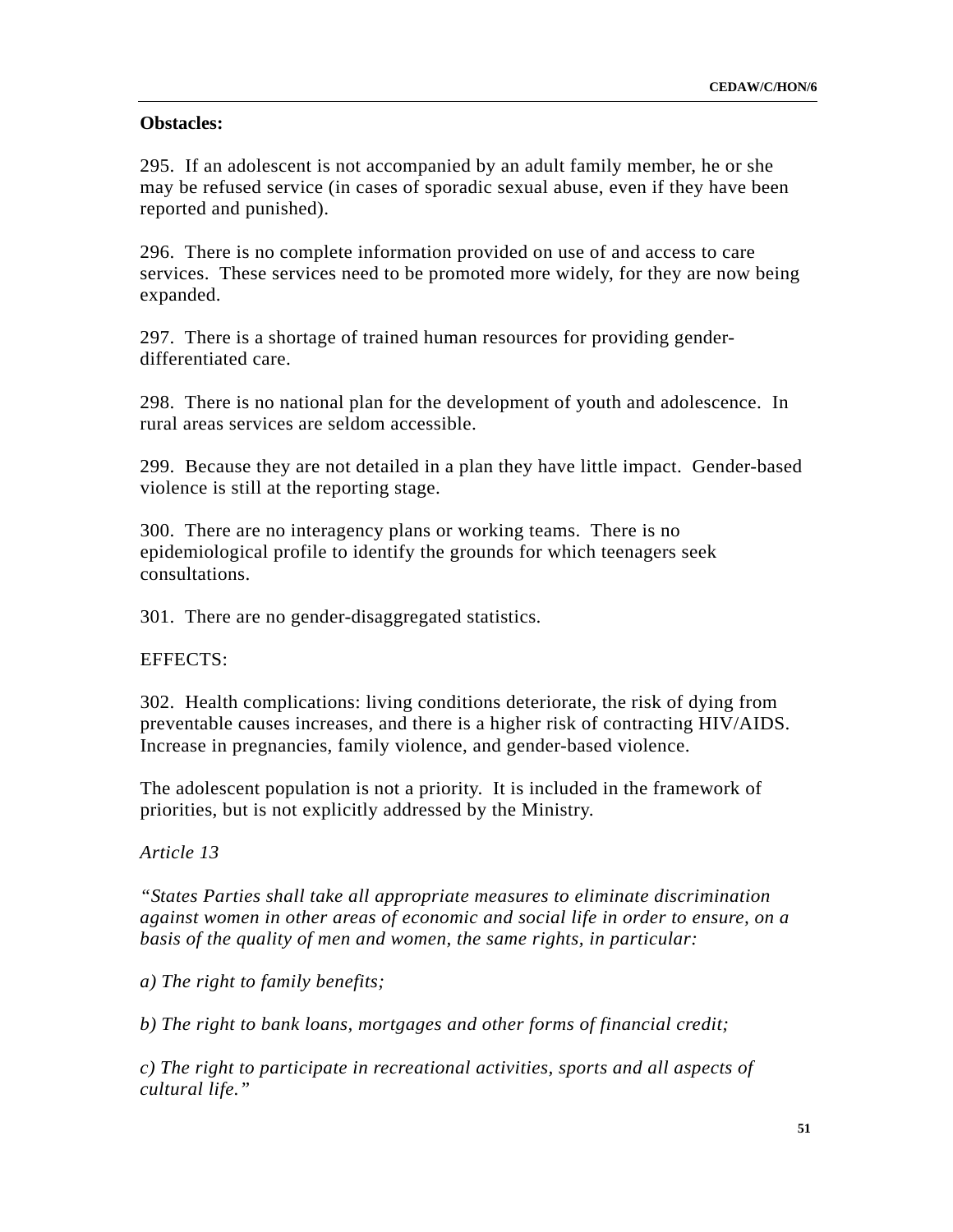**Obstacles:**

295. If an adolescent is not accompanied by an adult family member, he or she may be refused service (in cases of sporadic sexual abuse, even if they have been reported and punished).

296. There is no complete information provided on use of and access to care services. These services need to be promoted more widely, for they are now being expanded.

297. There is a shortage of trained human resources for providing gender-differentiated care.

298. There is no national plan for the development of youth and adolescence. In rural areas services are seldom accessible.

299. Because they are not detailed in a plan they have little impact. Gender-based violence is still at the reporting stage.

300. There are no interagency plans or working teams. There is no epidemiological profile to identify the grounds for which teenagers seek consultations.

301. There are no gender-disaggregated statistics.

EFFECTS:

302. Health complications: living conditions deteriorate, the risk of dying from preventable causes increases, and there is a higher risk of contracting HIV/AIDS. Increase in pregnancies, family violence, and gender-based violence.

The adolescent population is not a priority. It is included in the framework of priorities, but is not explicitly addressed by the Ministry.

*Article 13*

*"States Parties shall take all appropriate measures to eliminate discrimination against women in other areas of economic and social life in order to ensure, on a basis of the quality of men and women, the same rights, in particular:*

*a) The right to family benefits;*

*b) The right to bank loans, mortgages and other forms of financial credit;*

*c) The right to participate in recreational activities, sports and all aspects of cultural life."*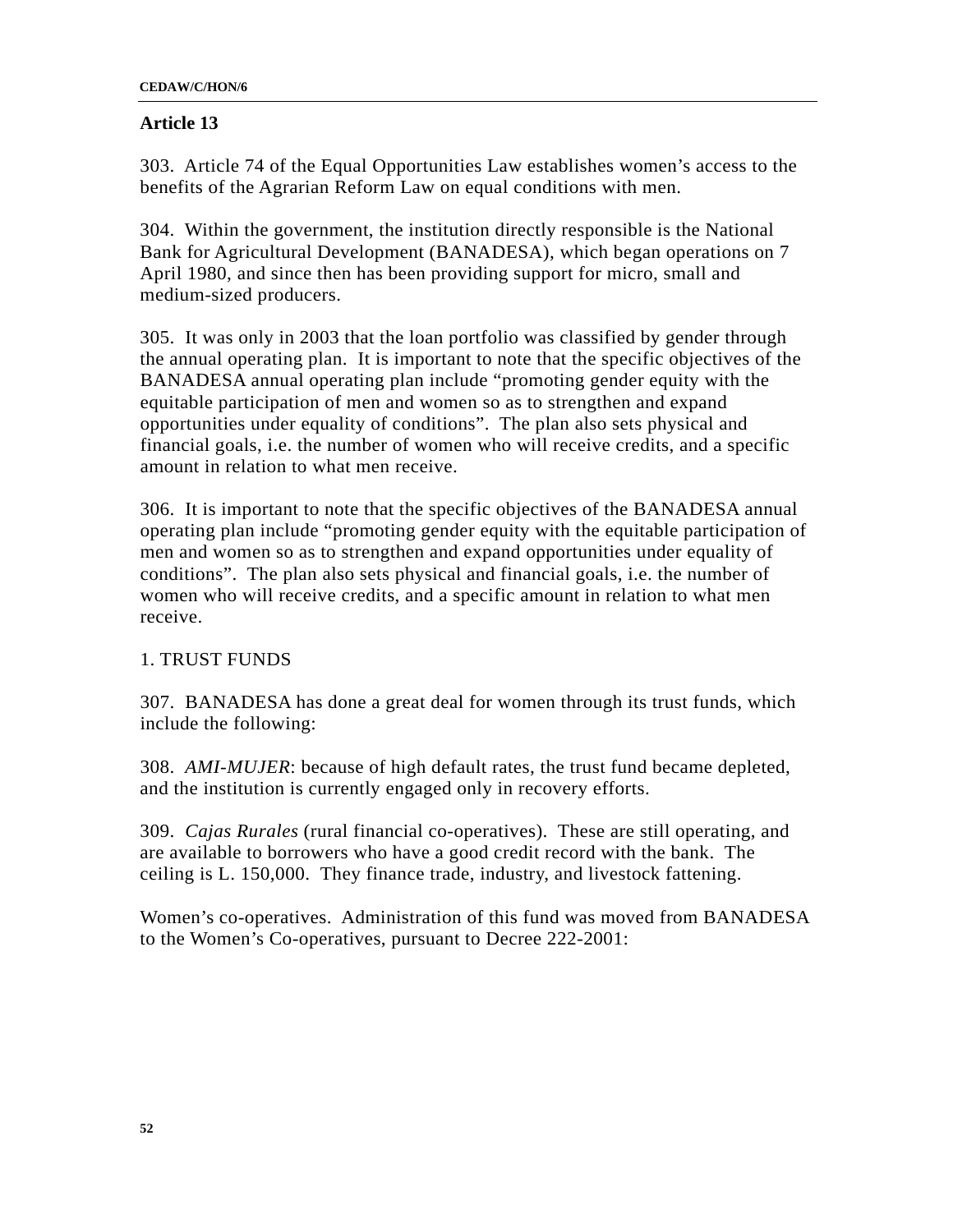## Article 13

303.  Article 74 of the Equal Opportunities Law establishes women's access to the benefits of the Agrarian Reform Law on equal conditions with men.

304.  Within the government, the institution directly responsible is the National Bank for Agricultural Development (BANADESA), which began operations on 7 April 1980, and since then has been providing support for micro, small and medium-sized producers.

305.  It was only in 2003 that the loan portfolio was classified by gender through the annual operating plan.  It is important to note that the specific objectives of the BANADESA annual operating plan include "promoting gender equity with the equitable participation of men and women so as to strengthen and expand opportunities under equality of conditions".  The plan also sets physical and financial goals, i.e. the number of women who will receive credits, and a specific amount in relation to what men receive.

306.  It is important to note that the specific objectives of the BANADESA annual operating plan include "promoting gender equity with the equitable participation of men and women so as to strengthen and expand opportunities under equality of conditions".  The plan also sets physical and financial goals, i.e. the number of women who will receive credits, and a specific amount in relation to what men receive.

1. TRUST FUNDS

307.  BANADESA has done a great deal for women through its trust funds, which include the following:

308.  *AMI-MUJER*: because of high default rates, the trust fund became depleted, and the institution is currently engaged only in recovery efforts.

309.  *Cajas Rurales* (rural financial co-operatives).  These are still operating, and are available to borrowers who have a good credit record with the bank.  The ceiling is L. 150,000.  They finance trade, industry, and livestock fattening.

Women's co-operatives.  Administration of this fund was moved from BANADESA to the Women's Co-operatives, pursuant to Decree 222-2001: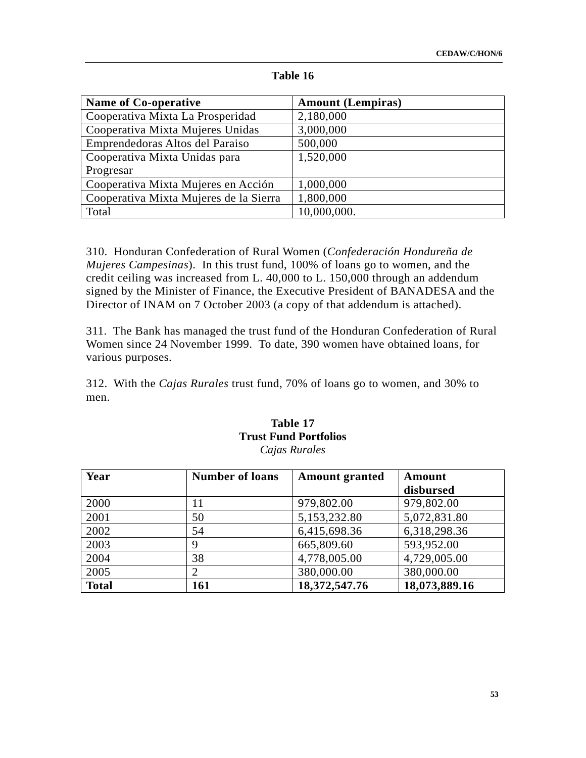**Table 16**

| Name of Co-operative | Amount (Lempiras) |
|---|---|
| Cooperativa Mixta La Prosperidad | 2,180,000 |
| Cooperativa Mixta Mujeres Unidas | 3,000,000 |
| Emprendedoras Altos del Paraiso | 500,000 |
| Cooperativa Mixta Unidas para Progresar | 1,520,000 |
| Cooperativa Mixta Mujeres en Acción | 1,000,000 |
| Cooperativa Mixta Mujeres de la Sierra | 1,800,000 |
| Total | 10,000,000. |

310. Honduran Confederation of Rural Women (*Confederación Hondureña de Mujeres Campesinas*). In this trust fund, 100% of loans go to women, and the credit ceiling was increased from L. 40,000 to L. 150,000 through an addendum signed by the Minister of Finance, the Executive President of BANADESA and the Director of INAM on 7 October 2003 (a copy of that addendum is attached).

311. The Bank has managed the trust fund of the Honduran Confederation of Rural Women since 24 November 1999. To date, 390 women have obtained loans, for various purposes.

312. With the *Cajas Rurales* trust fund, 70% of loans go to women, and 30% to men.

**Table 17**
**Trust Fund Portfolios**
*Cajas Rurales*

| Year | Number of loans | Amount granted | Amount disbursed |
|---|---|---|---|
| 2000 | 11 | 979,802.00 | 979,802.00 |
| 2001 | 50 | 5,153,232.80 | 5,072,831.80 |
| 2002 | 54 | 6,415,698.36 | 6,318,298.36 |
| 2003 | 9 | 665,809.60 | 593,952.00 |
| 2004 | 38 | 4,778,005.00 | 4,729,005.00 |
| 2005 | 2 | 380,000.00 | 380,000.00 |
| **Total** | **161** | **18,372,547.76** | **18,073,889.16** |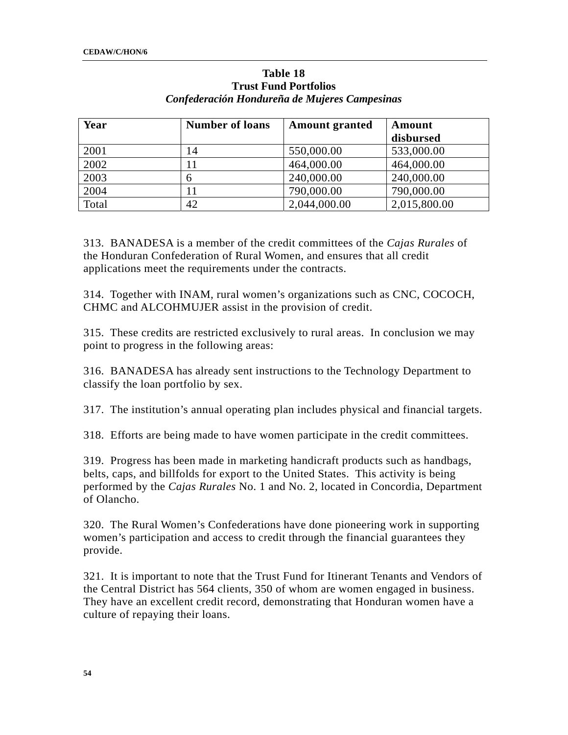**Table 18**
**Trust Fund Portfolios**
***Confederación Hondureña de Mujeres Campesinas***

| Year | Number of loans | Amount granted | Amount disbursed |
|---|---|---|---|
| 2001 | 14 | 550,000.00 | 533,000.00 |
| 2002 | 11 | 464,000.00 | 464,000.00 |
| 2003 | 6 | 240,000.00 | 240,000.00 |
| 2004 | 11 | 790,000.00 | 790,000.00 |
| Total | 42 | 2,044,000.00 | 2,015,800.00 |

313. BANADESA is a member of the credit committees of the *Cajas Rurales* of the Honduran Confederation of Rural Women, and ensures that all credit applications meet the requirements under the contracts.

314. Together with INAM, rural women's organizations such as CNC, COCOCH, CHMC and ALCOHMUJER assist in the provision of credit.

315. These credits are restricted exclusively to rural areas. In conclusion we may point to progress in the following areas:

316. BANADESA has already sent instructions to the Technology Department to classify the loan portfolio by sex.

317. The institution's annual operating plan includes physical and financial targets.

318. Efforts are being made to have women participate in the credit committees.

319. Progress has been made in marketing handicraft products such as handbags, belts, caps, and billfolds for export to the United States. This activity is being performed by the *Cajas Rurales* No. 1 and No. 2, located in Concordia, Department of Olancho.

320. The Rural Women's Confederations have done pioneering work in supporting women's participation and access to credit through the financial guarantees they provide.

321. It is important to note that the Trust Fund for Itinerant Tenants and Vendors of the Central District has 564 clients, 350 of whom are women engaged in business. They have an excellent credit record, demonstrating that Honduran women have a culture of repaying their loans.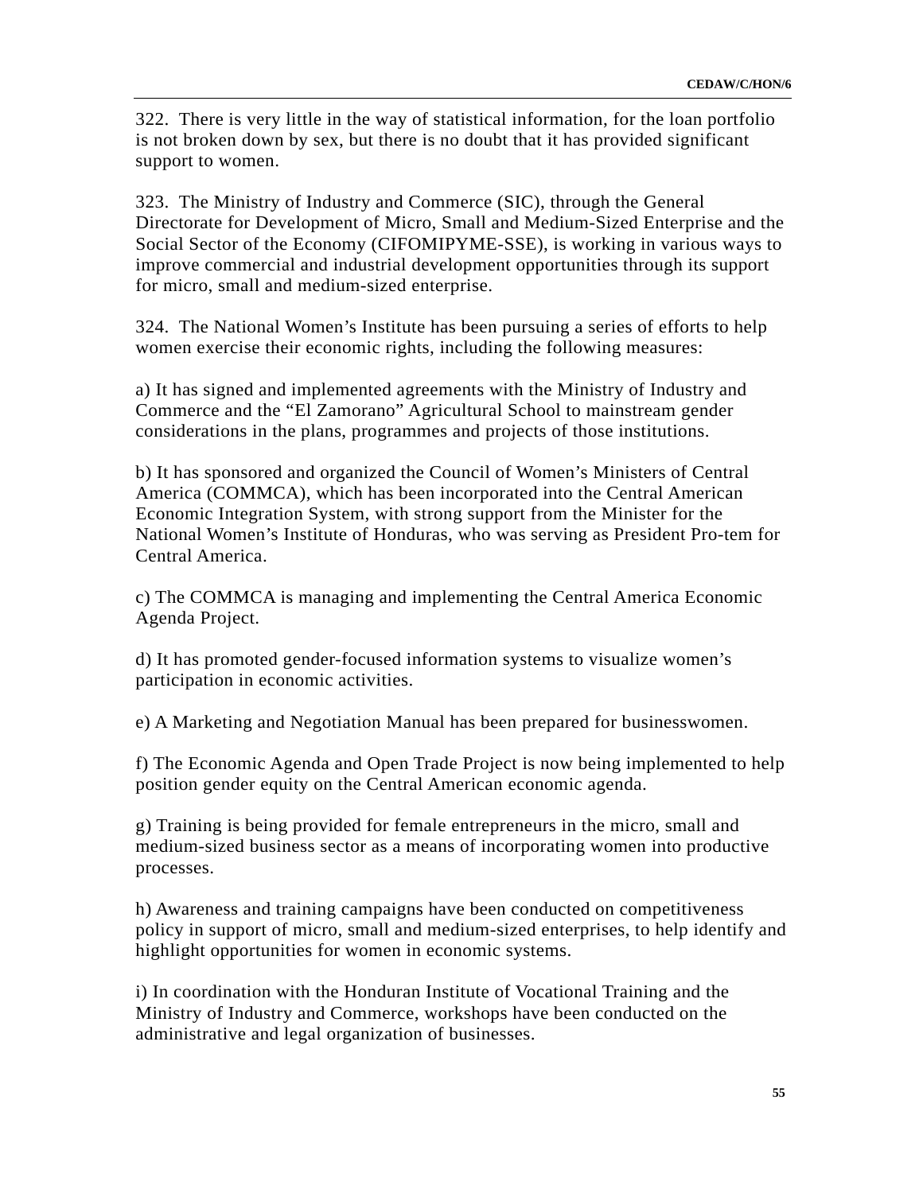322. There is very little in the way of statistical information, for the loan portfolio is not broken down by sex, but there is no doubt that it has provided significant support to women.

323. The Ministry of Industry and Commerce (SIC), through the General Directorate for Development of Micro, Small and Medium-Sized Enterprise and the Social Sector of the Economy (CIFOMIPYME-SSE), is working in various ways to improve commercial and industrial development opportunities through its support for micro, small and medium-sized enterprise.

324. The National Women's Institute has been pursuing a series of efforts to help women exercise their economic rights, including the following measures:

a) It has signed and implemented agreements with the Ministry of Industry and Commerce and the "El Zamorano" Agricultural School to mainstream gender considerations in the plans, programmes and projects of those institutions.

b) It has sponsored and organized the Council of Women's Ministers of Central America (COMMCA), which has been incorporated into the Central American Economic Integration System, with strong support from the Minister for the National Women's Institute of Honduras, who was serving as President Pro-tem for Central America.

c) The COMMCA is managing and implementing the Central America Economic Agenda Project.

d) It has promoted gender-focused information systems to visualize women's participation in economic activities.

e) A Marketing and Negotiation Manual has been prepared for businesswomen.

f) The Economic Agenda and Open Trade Project is now being implemented to help position gender equity on the Central American economic agenda.

g) Training is being provided for female entrepreneurs in the micro, small and medium-sized business sector as a means of incorporating women into productive processes.

h) Awareness and training campaigns have been conducted on competitiveness policy in support of micro, small and medium-sized enterprises, to help identify and highlight opportunities for women in economic systems.

i) In coordination with the Honduran Institute of Vocational Training and the Ministry of Industry and Commerce, workshops have been conducted on the administrative and legal organization of businesses.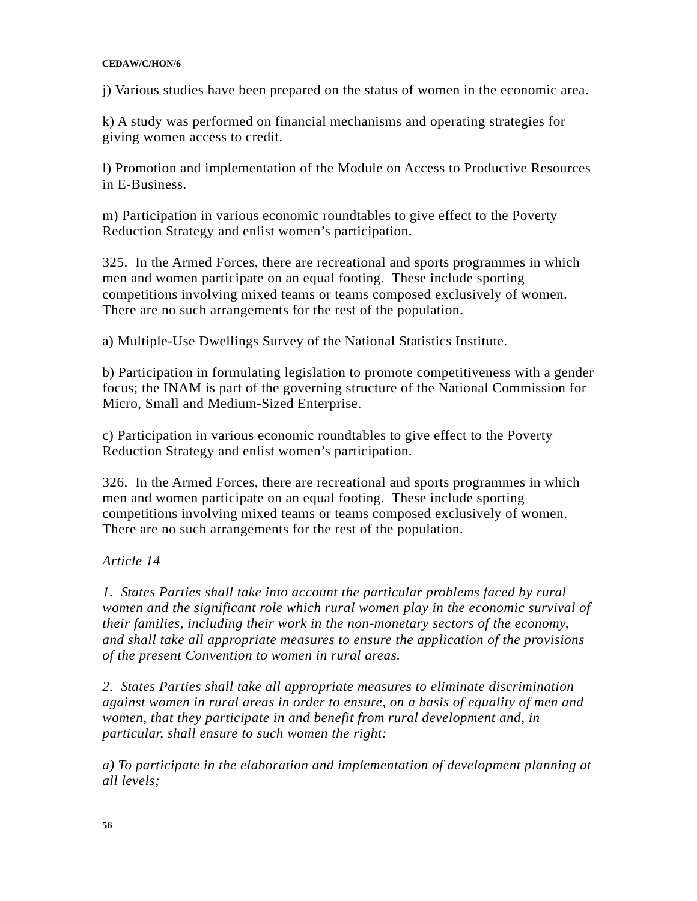j) Various studies have been prepared on the status of women in the economic area.

k) A study was performed on financial mechanisms and operating strategies for giving women access to credit.

l) Promotion and implementation of the Module on Access to Productive Resources in E-Business.

m) Participation in various economic roundtables to give effect to the Poverty Reduction Strategy and enlist women's participation.

325. In the Armed Forces, there are recreational and sports programmes in which men and women participate on an equal footing. These include sporting competitions involving mixed teams or teams composed exclusively of women. There are no such arrangements for the rest of the population.

a) Multiple-Use Dwellings Survey of the National Statistics Institute.

b) Participation in formulating legislation to promote competitiveness with a gender focus; the INAM is part of the governing structure of the National Commission for Micro, Small and Medium-Sized Enterprise.

c) Participation in various economic roundtables to give effect to the Poverty Reduction Strategy and enlist women's participation.

326. In the Armed Forces, there are recreational and sports programmes in which men and women participate on an equal footing. These include sporting competitions involving mixed teams or teams composed exclusively of women. There are no such arrangements for the rest of the population.

*Article 14*

*1. States Parties shall take into account the particular problems faced by rural women and the significant role which rural women play in the economic survival of their families, including their work in the non-monetary sectors of the economy, and shall take all appropriate measures to ensure the application of the provisions of the present Convention to women in rural areas.*

*2. States Parties shall take all appropriate measures to eliminate discrimination against women in rural areas in order to ensure, on a basis of equality of men and women, that they participate in and benefit from rural development and, in particular, shall ensure to such women the right:*

*a) To participate in the elaboration and implementation of development planning at all levels;*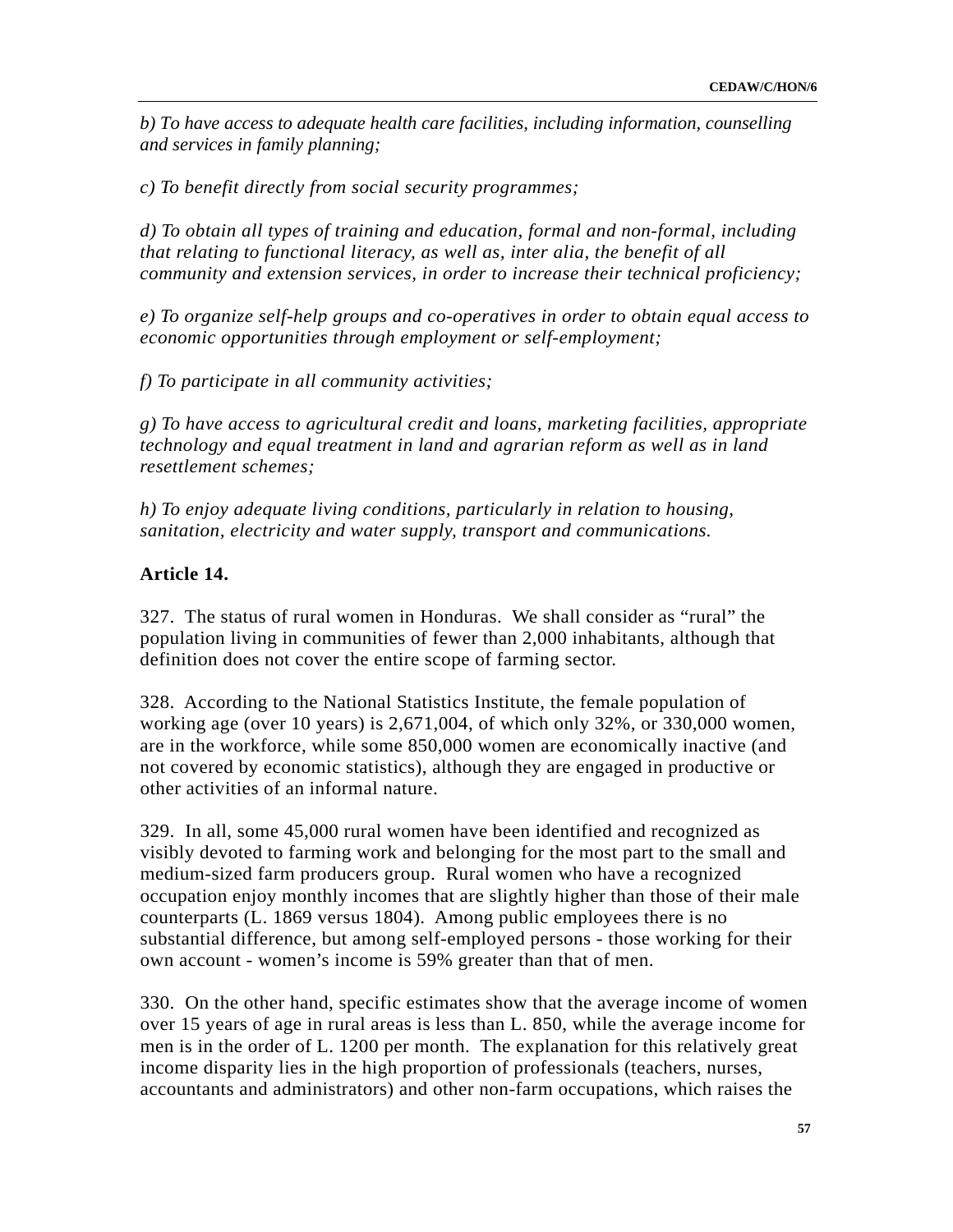*b) To have access to adequate health care facilities, including information, counselling and services in family planning;*

*c) To benefit directly from social security programmes;*

*d) To obtain all types of training and education, formal and non-formal, including that relating to functional literacy, as well as, inter alia, the benefit of all community and extension services, in order to increase their technical proficiency;*

*e) To organize self-help groups and co-operatives in order to obtain equal access to economic opportunities through employment or self-employment;*

*f) To participate in all community activities;*

*g) To have access to agricultural credit and loans, marketing facilities, appropriate technology and equal treatment in land and agrarian reform as well as in land resettlement schemes;*

*h) To enjoy adequate living conditions, particularly in relation to housing, sanitation, electricity and water supply, transport and communications.*

**Article 14.**

327. The status of rural women in Honduras. We shall consider as "rural" the population living in communities of fewer than 2,000 inhabitants, although that definition does not cover the entire scope of farming sector.

328. According to the National Statistics Institute, the female population of working age (over 10 years) is 2,671,004, of which only 32%, or 330,000 women, are in the workforce, while some 850,000 women are economically inactive (and not covered by economic statistics), although they are engaged in productive or other activities of an informal nature.

329. In all, some 45,000 rural women have been identified and recognized as visibly devoted to farming work and belonging for the most part to the small and medium-sized farm producers group. Rural women who have a recognized occupation enjoy monthly incomes that are slightly higher than those of their male counterparts (L. 1869 versus 1804). Among public employees there is no substantial difference, but among self-employed persons - those working for their own account - women's income is 59% greater than that of men.

330. On the other hand, specific estimates show that the average income of women over 15 years of age in rural areas is less than L. 850, while the average income for men is in the order of L. 1200 per month. The explanation for this relatively great income disparity lies in the high proportion of professionals (teachers, nurses, accountants and administrators) and other non-farm occupations, which raises the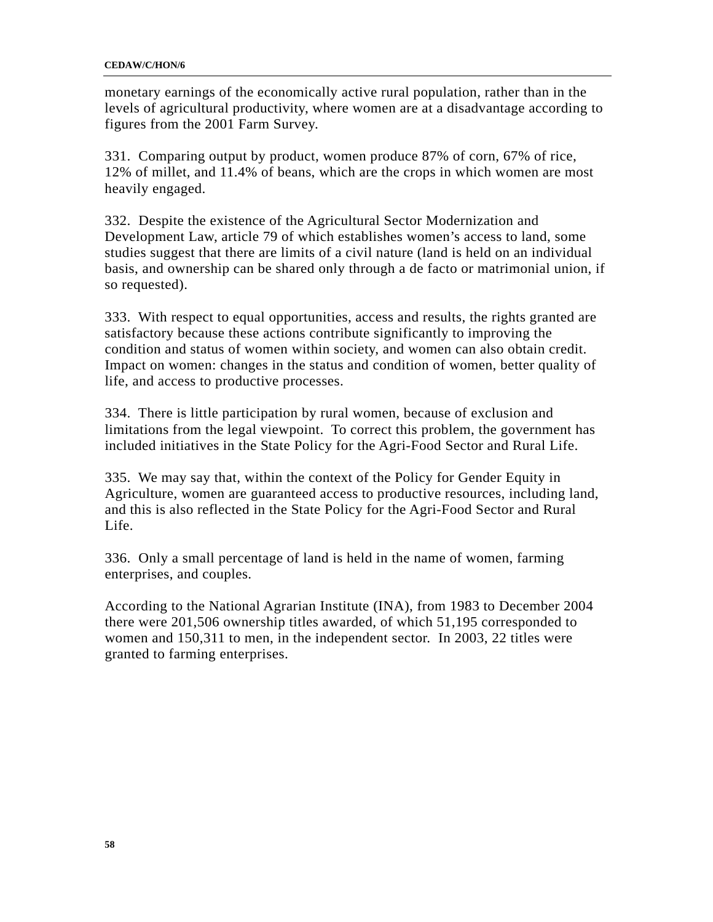monetary earnings of the economically active rural population, rather than in the levels of agricultural productivity, where women are at a disadvantage according to figures from the 2001 Farm Survey.

331. Comparing output by product, women produce 87% of corn, 67% of rice, 12% of millet, and 11.4% of beans, which are the crops in which women are most heavily engaged.

332. Despite the existence of the Agricultural Sector Modernization and Development Law, article 79 of which establishes women's access to land, some studies suggest that there are limits of a civil nature (land is held on an individual basis, and ownership can be shared only through a de facto or matrimonial union, if so requested).

333. With respect to equal opportunities, access and results, the rights granted are satisfactory because these actions contribute significantly to improving the condition and status of women within society, and women can also obtain credit. Impact on women: changes in the status and condition of women, better quality of life, and access to productive processes.

334. There is little participation by rural women, because of exclusion and limitations from the legal viewpoint. To correct this problem, the government has included initiatives in the State Policy for the Agri-Food Sector and Rural Life.

335. We may say that, within the context of the Policy for Gender Equity in Agriculture, women are guaranteed access to productive resources, including land, and this is also reflected in the State Policy for the Agri-Food Sector and Rural Life.

336. Only a small percentage of land is held in the name of women, farming enterprises, and couples.

According to the National Agrarian Institute (INA), from 1983 to December 2004 there were 201,506 ownership titles awarded, of which 51,195 corresponded to women and 150,311 to men, in the independent sector. In 2003, 22 titles were granted to farming enterprises.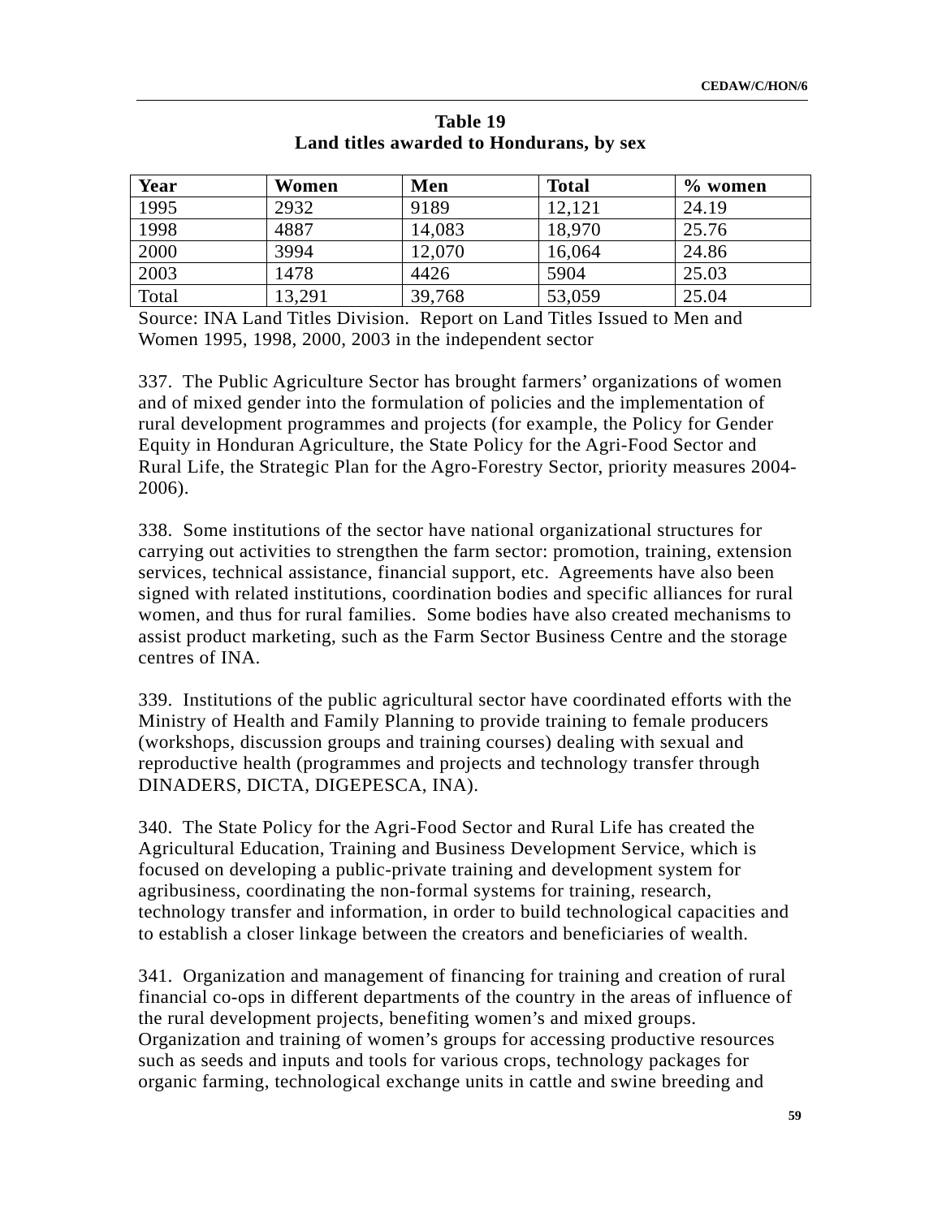**Table 19**
**Land titles awarded to Hondurans, by sex**

| Year | Women | Men | Total | % women |
|---|---|---|---|---|
| 1995 | 2932 | 9189 | 12,121 | 24.19 |
| 1998 | 4887 | 14,083 | 18,970 | 25.76 |
| 2000 | 3994 | 12,070 | 16,064 | 24.86 |
| 2003 | 1478 | 4426 | 5904 | 25.03 |
| Total | 13,291 | 39,768 | 53,059 | 25.04 |

Source: INA Land Titles Division. Report on Land Titles Issued to Men and Women 1995, 1998, 2000, 2003 in the independent sector

337. The Public Agriculture Sector has brought farmers' organizations of women and of mixed gender into the formulation of policies and the implementation of rural development programmes and projects (for example, the Policy for Gender Equity in Honduran Agriculture, the State Policy for the Agri-Food Sector and Rural Life, the Strategic Plan for the Agro-Forestry Sector, priority measures 2004-2006).

338. Some institutions of the sector have national organizational structures for carrying out activities to strengthen the farm sector: promotion, training, extension services, technical assistance, financial support, etc. Agreements have also been signed with related institutions, coordination bodies and specific alliances for rural women, and thus for rural families. Some bodies have also created mechanisms to assist product marketing, such as the Farm Sector Business Centre and the storage centres of INA.

339. Institutions of the public agricultural sector have coordinated efforts with the Ministry of Health and Family Planning to provide training to female producers (workshops, discussion groups and training courses) dealing with sexual and reproductive health (programmes and projects and technology transfer through DINADERS, DICTA, DIGEPESCA, INA).

340. The State Policy for the Agri-Food Sector and Rural Life has created the Agricultural Education, Training and Business Development Service, which is focused on developing a public-private training and development system for agribusiness, coordinating the non-formal systems for training, research, technology transfer and information, in order to build technological capacities and to establish a closer linkage between the creators and beneficiaries of wealth.

341. Organization and management of financing for training and creation of rural financial co-ops in different departments of the country in the areas of influence of the rural development projects, benefiting women's and mixed groups. Organization and training of women's groups for accessing productive resources such as seeds and inputs and tools for various crops, technology packages for organic farming, technological exchange units in cattle and swine breeding and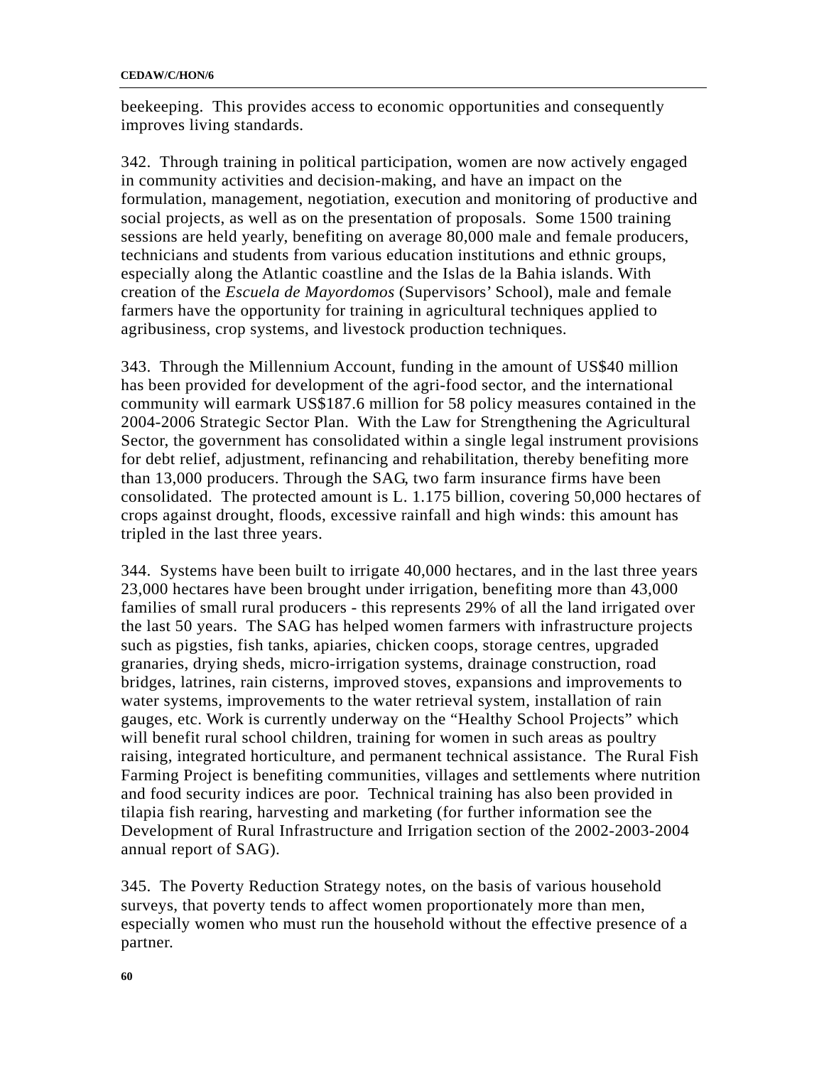beekeeping. This provides access to economic opportunities and consequently improves living standards.

342. Through training in political participation, women are now actively engaged in community activities and decision-making, and have an impact on the formulation, management, negotiation, execution and monitoring of productive and social projects, as well as on the presentation of proposals. Some 1500 training sessions are held yearly, benefiting on average 80,000 male and female producers, technicians and students from various education institutions and ethnic groups, especially along the Atlantic coastline and the Islas de la Bahia islands. With creation of the *Escuela de Mayordomos* (Supervisors' School), male and female farmers have the opportunity for training in agricultural techniques applied to agribusiness, crop systems, and livestock production techniques.

343. Through the Millennium Account, funding in the amount of US$40 million has been provided for development of the agri-food sector, and the international community will earmark US$187.6 million for 58 policy measures contained in the 2004-2006 Strategic Sector Plan. With the Law for Strengthening the Agricultural Sector, the government has consolidated within a single legal instrument provisions for debt relief, adjustment, refinancing and rehabilitation, thereby benefiting more than 13,000 producers. Through the SAG, two farm insurance firms have been consolidated. The protected amount is L. 1.175 billion, covering 50,000 hectares of crops against drought, floods, excessive rainfall and high winds: this amount has tripled in the last three years.

344. Systems have been built to irrigate 40,000 hectares, and in the last three years 23,000 hectares have been brought under irrigation, benefiting more than 43,000 families of small rural producers - this represents 29% of all the land irrigated over the last 50 years. The SAG has helped women farmers with infrastructure projects such as pigsties, fish tanks, apiaries, chicken coops, storage centres, upgraded granaries, drying sheds, micro-irrigation systems, drainage construction, road bridges, latrines, rain cisterns, improved stoves, expansions and improvements to water systems, improvements to the water retrieval system, installation of rain gauges, etc. Work is currently underway on the "Healthy School Projects" which will benefit rural school children, training for women in such areas as poultry raising, integrated horticulture, and permanent technical assistance. The Rural Fish Farming Project is benefiting communities, villages and settlements where nutrition and food security indices are poor. Technical training has also been provided in tilapia fish rearing, harvesting and marketing (for further information see the Development of Rural Infrastructure and Irrigation section of the 2002-2003-2004 annual report of SAG).

345. The Poverty Reduction Strategy notes, on the basis of various household surveys, that poverty tends to affect women proportionately more than men, especially women who must run the household without the effective presence of a partner.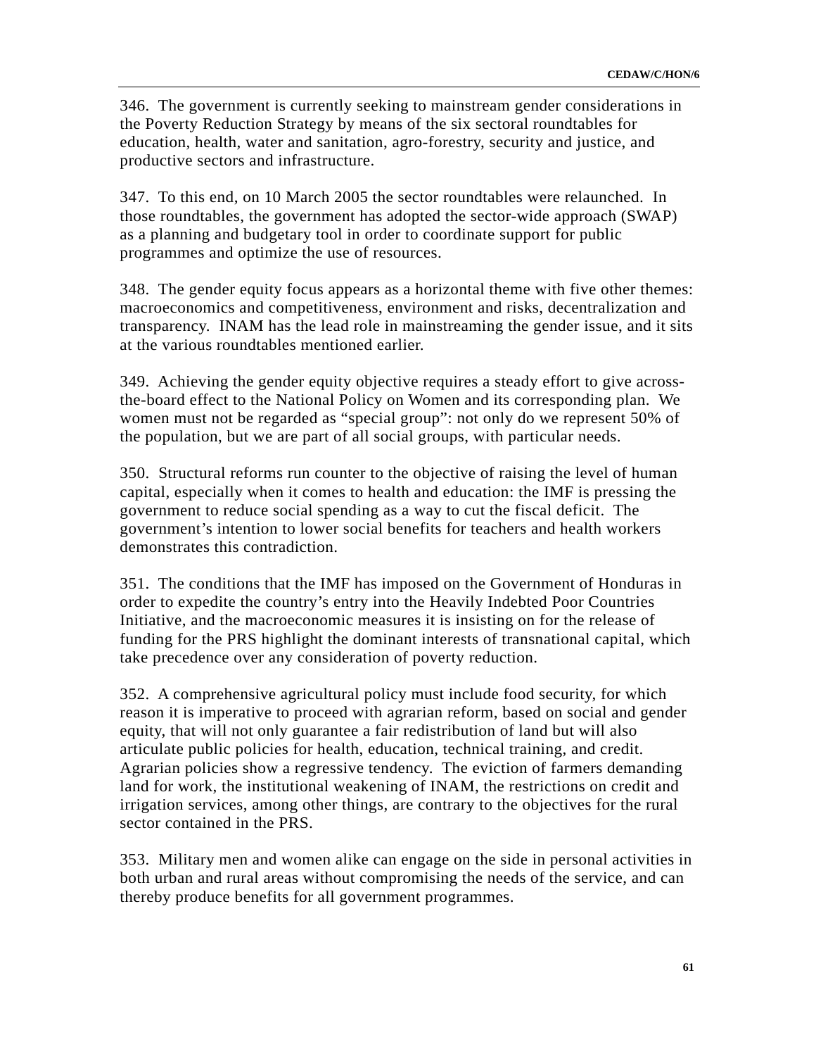346. The government is currently seeking to mainstream gender considerations in the Poverty Reduction Strategy by means of the six sectoral roundtables for education, health, water and sanitation, agro-forestry, security and justice, and productive sectors and infrastructure.

347. To this end, on 10 March 2005 the sector roundtables were relaunched. In those roundtables, the government has adopted the sector-wide approach (SWAP) as a planning and budgetary tool in order to coordinate support for public programmes and optimize the use of resources.

348. The gender equity focus appears as a horizontal theme with five other themes: macroeconomics and competitiveness, environment and risks, decentralization and transparency. INAM has the lead role in mainstreaming the gender issue, and it sits at the various roundtables mentioned earlier.

349. Achieving the gender equity objective requires a steady effort to give across-the-board effect to the National Policy on Women and its corresponding plan. We women must not be regarded as "special group": not only do we represent 50% of the population, but we are part of all social groups, with particular needs.

350. Structural reforms run counter to the objective of raising the level of human capital, especially when it comes to health and education: the IMF is pressing the government to reduce social spending as a way to cut the fiscal deficit. The government's intention to lower social benefits for teachers and health workers demonstrates this contradiction.

351. The conditions that the IMF has imposed on the Government of Honduras in order to expedite the country's entry into the Heavily Indebted Poor Countries Initiative, and the macroeconomic measures it is insisting on for the release of funding for the PRS highlight the dominant interests of transnational capital, which take precedence over any consideration of poverty reduction.

352. A comprehensive agricultural policy must include food security, for which reason it is imperative to proceed with agrarian reform, based on social and gender equity, that will not only guarantee a fair redistribution of land but will also articulate public policies for health, education, technical training, and credit. Agrarian policies show a regressive tendency. The eviction of farmers demanding land for work, the institutional weakening of INAM, the restrictions on credit and irrigation services, among other things, are contrary to the objectives for the rural sector contained in the PRS.

353. Military men and women alike can engage on the side in personal activities in both urban and rural areas without compromising the needs of the service, and can thereby produce benefits for all government programmes.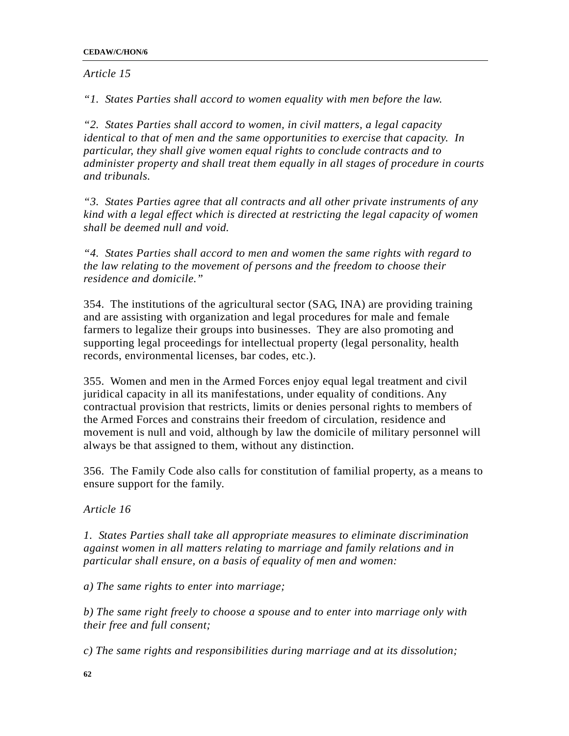*Article 15*

*"1. States Parties shall accord to women equality with men before the law.*

*"2. States Parties shall accord to women, in civil matters, a legal capacity identical to that of men and the same opportunities to exercise that capacity. In particular, they shall give women equal rights to conclude contracts and to administer property and shall treat them equally in all stages of procedure in courts and tribunals.*

*"3. States Parties agree that all contracts and all other private instruments of any kind with a legal effect which is directed at restricting the legal capacity of women shall be deemed null and void.*

*"4. States Parties shall accord to men and women the same rights with regard to the law relating to the movement of persons and the freedom to choose their residence and domicile."*

354. The institutions of the agricultural sector (SAG, INA) are providing training and are assisting with organization and legal procedures for male and female farmers to legalize their groups into businesses. They are also promoting and supporting legal proceedings for intellectual property (legal personality, health records, environmental licenses, bar codes, etc.).

355. Women and men in the Armed Forces enjoy equal legal treatment and civil juridical capacity in all its manifestations, under equality of conditions. Any contractual provision that restricts, limits or denies personal rights to members of the Armed Forces and constrains their freedom of circulation, residence and movement is null and void, although by law the domicile of military personnel will always be that assigned to them, without any distinction.

356. The Family Code also calls for constitution of familial property, as a means to ensure support for the family.

*Article 16*

*1. States Parties shall take all appropriate measures to eliminate discrimination against women in all matters relating to marriage and family relations and in particular shall ensure, on a basis of equality of men and women:*

*a) The same rights to enter into marriage;*

*b) The same right freely to choose a spouse and to enter into marriage only with their free and full consent;*

*c) The same rights and responsibilities during marriage and at its dissolution;*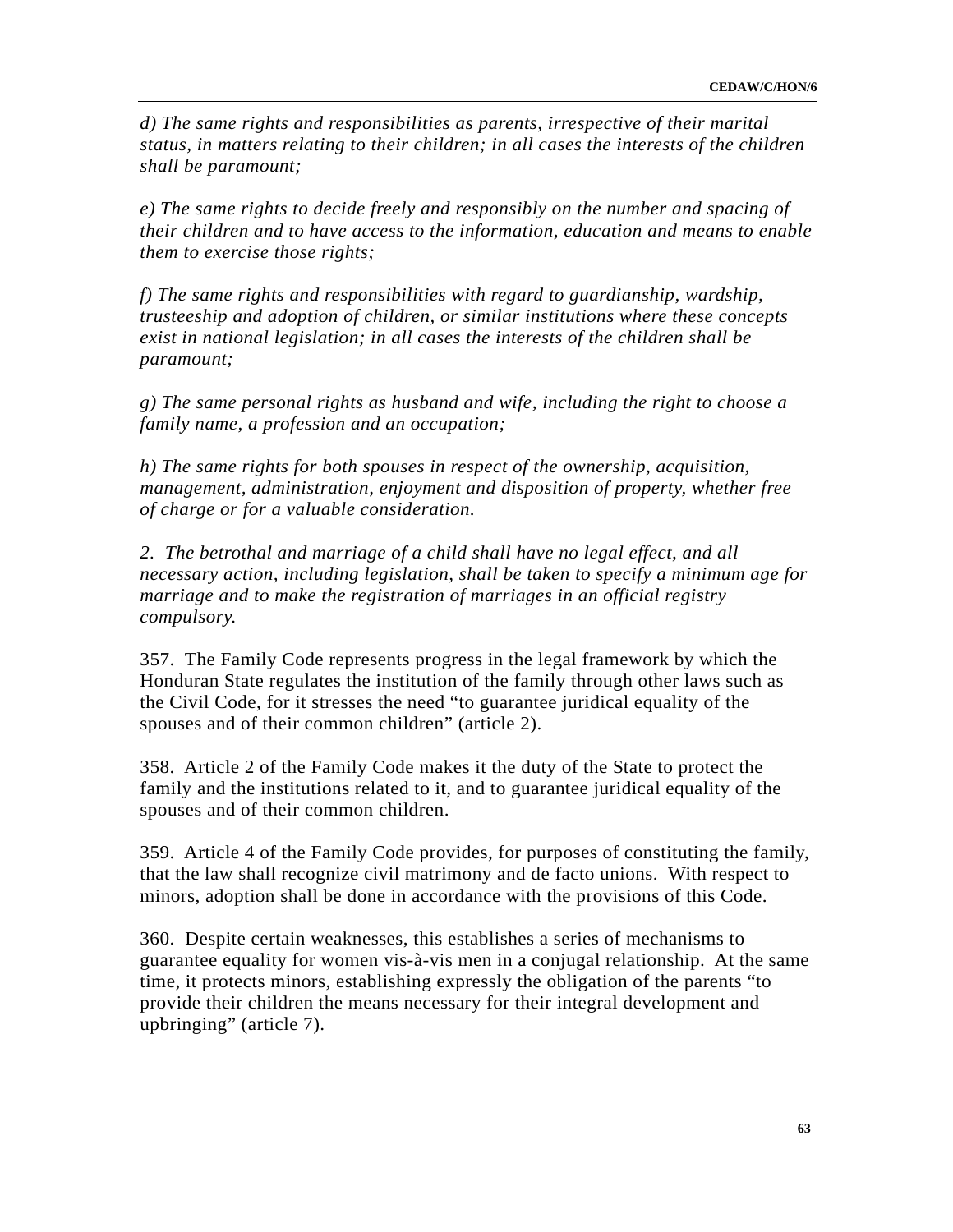*d) The same rights and responsibilities as parents, irrespective of their marital status, in matters relating to their children; in all cases the interests of the children shall be paramount;*

*e) The same rights to decide freely and responsibly on the number and spacing of their children and to have access to the information, education and means to enable them to exercise those rights;*

*f) The same rights and responsibilities with regard to guardianship, wardship, trusteeship and adoption of children, or similar institutions where these concepts exist in national legislation; in all cases the interests of the children shall be paramount;*

*g) The same personal rights as husband and wife, including the right to choose a family name, a profession and an occupation;*

*h) The same rights for both spouses in respect of the ownership, acquisition, management, administration, enjoyment and disposition of property, whether free of charge or for a valuable consideration.*

*2. The betrothal and marriage of a child shall have no legal effect, and all necessary action, including legislation, shall be taken to specify a minimum age for marriage and to make the registration of marriages in an official registry compulsory.*

357. The Family Code represents progress in the legal framework by which the Honduran State regulates the institution of the family through other laws such as the Civil Code, for it stresses the need "to guarantee juridical equality of the spouses and of their common children" (article 2).

358. Article 2 of the Family Code makes it the duty of the State to protect the family and the institutions related to it, and to guarantee juridical equality of the spouses and of their common children.

359. Article 4 of the Family Code provides, for purposes of constituting the family, that the law shall recognize civil matrimony and de facto unions. With respect to minors, adoption shall be done in accordance with the provisions of this Code.

360. Despite certain weaknesses, this establishes a series of mechanisms to guarantee equality for women vis-à-vis men in a conjugal relationship. At the same time, it protects minors, establishing expressly the obligation of the parents "to provide their children the means necessary for their integral development and upbringing" (article 7).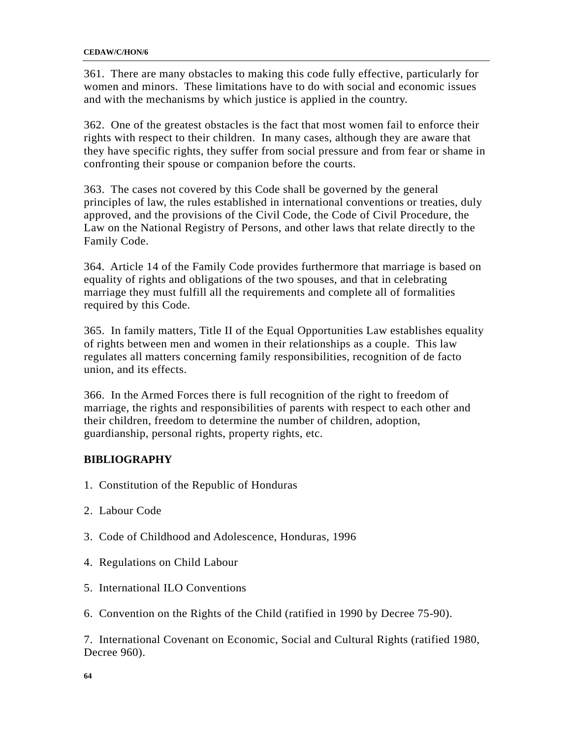361.  There are many obstacles to making this code fully effective, particularly for women and minors.  These limitations have to do with social and economic issues and with the mechanisms by which justice is applied in the country.

362.  One of the greatest obstacles is the fact that most women fail to enforce their rights with respect to their children.  In many cases, although they are aware that they have specific rights, they suffer from social pressure and from fear or shame in confronting their spouse or companion before the courts.

363.  The cases not covered by this Code shall be governed by the general principles of law, the rules established in international conventions or treaties, duly approved, and the provisions of the Civil Code, the Code of Civil Procedure, the Law on the National Registry of Persons, and other laws that relate directly to the Family Code.

364.  Article 14 of the Family Code provides furthermore that marriage is based on equality of rights and obligations of the two spouses, and that in celebrating marriage they must fulfill all the requirements and complete all of formalities required by this Code.

365.  In family matters, Title II of the Equal Opportunities Law establishes equality of rights between men and women in their relationships as a couple.  This law regulates all matters concerning family responsibilities, recognition of de facto union, and its effects.

366.  In the Armed Forces there is full recognition of the right to freedom of marriage, the rights and responsibilities of parents with respect to each other and their children, freedom to determine the number of children, adoption, guardianship, personal rights, property rights, etc.

**BIBLIOGRAPHY**

1.  Constitution of the Republic of Honduras

2.  Labour Code

3.  Code of Childhood and Adolescence, Honduras, 1996

4.  Regulations on Child Labour

5.  International ILO Conventions

6.  Convention on the Rights of the Child (ratified in 1990 by Decree 75-90).

7.  International Covenant on Economic, Social and Cultural Rights (ratified 1980, Decree 960).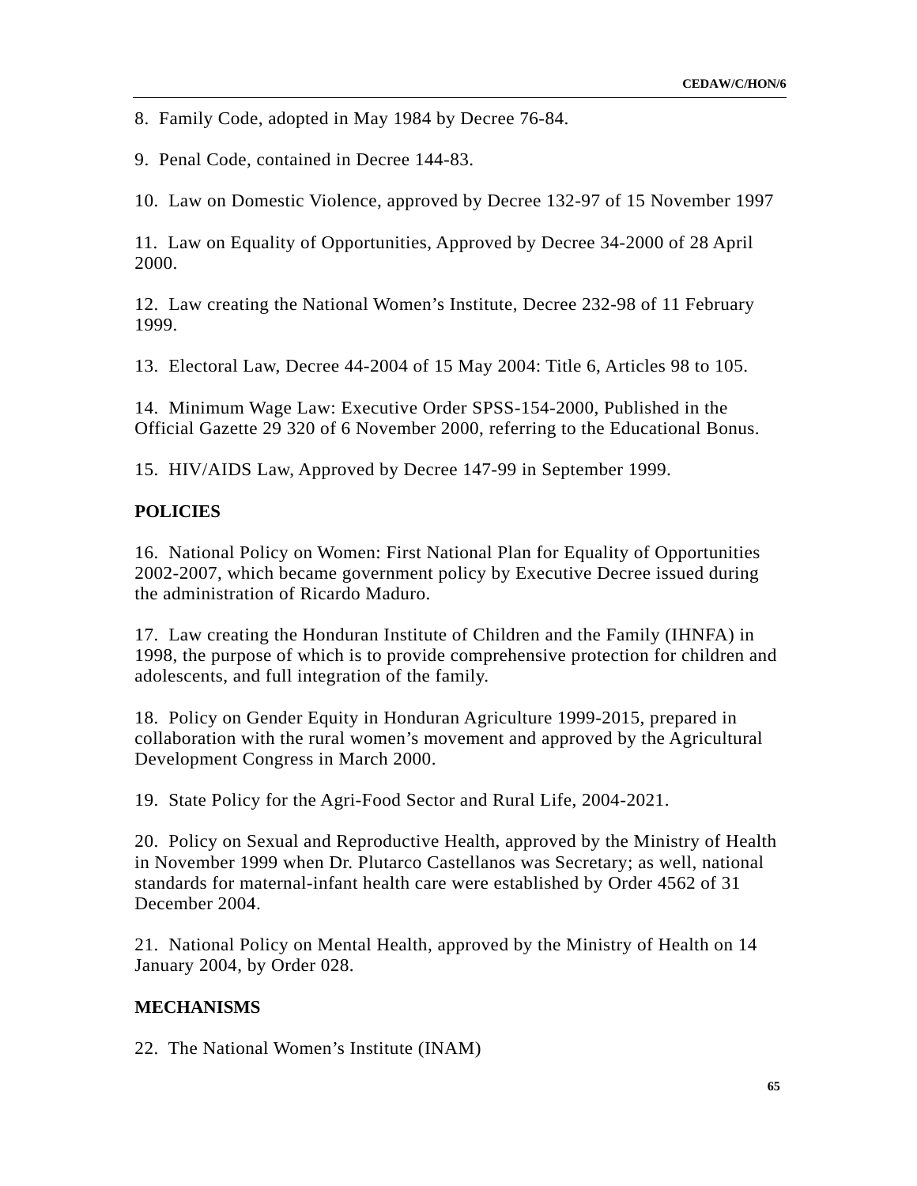8. Family Code, adopted in May 1984 by Decree 76-84.

9. Penal Code, contained in Decree 144-83.

10. Law on Domestic Violence, approved by Decree 132-97 of 15 November 1997

11. Law on Equality of Opportunities, Approved by Decree 34-2000 of 28 April 2000.

12. Law creating the National Women's Institute, Decree 232-98 of 11 February 1999.

13. Electoral Law, Decree 44-2004 of 15 May 2004: Title 6, Articles 98 to 105.

14. Minimum Wage Law: Executive Order SPSS-154-2000, Published in the Official Gazette 29 320 of 6 November 2000, referring to the Educational Bonus.

15. HIV/AIDS Law, Approved by Decree 147-99 in September 1999.

**POLICIES**

16. National Policy on Women: First National Plan for Equality of Opportunities 2002-2007, which became government policy by Executive Decree issued during the administration of Ricardo Maduro.

17. Law creating the Honduran Institute of Children and the Family (IHNFA) in 1998, the purpose of which is to provide comprehensive protection for children and adolescents, and full integration of the family.

18. Policy on Gender Equity in Honduran Agriculture 1999-2015, prepared in collaboration with the rural women's movement and approved by the Agricultural Development Congress in March 2000.

19. State Policy for the Agri-Food Sector and Rural Life, 2004-2021.

20. Policy on Sexual and Reproductive Health, approved by the Ministry of Health in November 1999 when Dr. Plutarco Castellanos was Secretary; as well, national standards for maternal-infant health care were established by Order 4562 of 31 December 2004.

21. National Policy on Mental Health, approved by the Ministry of Health on 14 January 2004, by Order 028.

**MECHANISMS**

22. The National Women's Institute (INAM)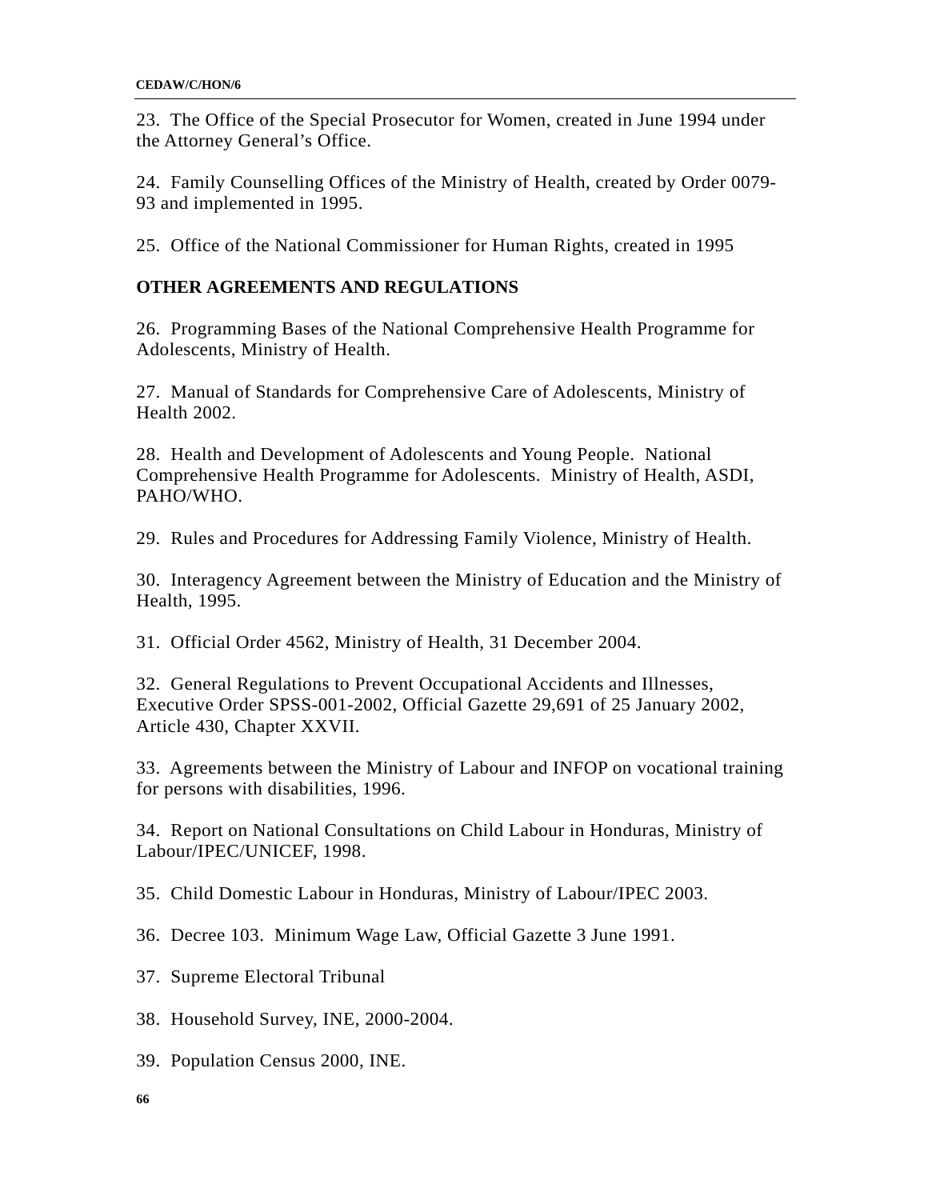23. The Office of the Special Prosecutor for Women, created in June 1994 under the Attorney General's Office.

24. Family Counselling Offices of the Ministry of Health, created by Order 0079-93 and implemented in 1995.

25. Office of the National Commissioner for Human Rights, created in 1995

**OTHER AGREEMENTS AND REGULATIONS**

26. Programming Bases of the National Comprehensive Health Programme for Adolescents, Ministry of Health.

27. Manual of Standards for Comprehensive Care of Adolescents, Ministry of Health 2002.

28. Health and Development of Adolescents and Young People. National Comprehensive Health Programme for Adolescents. Ministry of Health, ASDI, PAHO/WHO.

29. Rules and Procedures for Addressing Family Violence, Ministry of Health.

30. Interagency Agreement between the Ministry of Education and the Ministry of Health, 1995.

31. Official Order 4562, Ministry of Health, 31 December 2004.

32. General Regulations to Prevent Occupational Accidents and Illnesses, Executive Order SPSS-001-2002, Official Gazette 29,691 of 25 January 2002, Article 430, Chapter XXVII.

33. Agreements between the Ministry of Labour and INFOP on vocational training for persons with disabilities, 1996.

34. Report on National Consultations on Child Labour in Honduras, Ministry of Labour/IPEC/UNICEF, 1998.

35. Child Domestic Labour in Honduras, Ministry of Labour/IPEC 2003.

36. Decree 103. Minimum Wage Law, Official Gazette 3 June 1991.

37. Supreme Electoral Tribunal

38. Household Survey, INE, 2000-2004.

39. Population Census 2000, INE.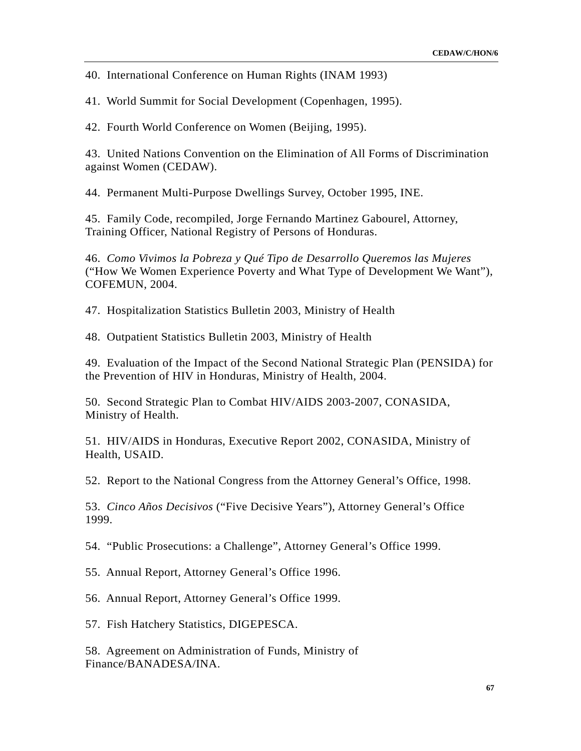40. International Conference on Human Rights (INAM 1993)

41. World Summit for Social Development (Copenhagen, 1995).

42. Fourth World Conference on Women (Beijing, 1995).

43. United Nations Convention on the Elimination of All Forms of Discrimination against Women (CEDAW).

44. Permanent Multi-Purpose Dwellings Survey, October 1995, INE.

45. Family Code, recompiled, Jorge Fernando Martinez Gabourel, Attorney, Training Officer, National Registry of Persons of Honduras.

46. *Como Vivimos la Pobreza y Qué Tipo de Desarrollo Queremos las Mujeres* ("How We Women Experience Poverty and What Type of Development We Want"), COFEMUN, 2004.

47. Hospitalization Statistics Bulletin 2003, Ministry of Health

48. Outpatient Statistics Bulletin 2003, Ministry of Health

49. Evaluation of the Impact of the Second National Strategic Plan (PENSIDA) for the Prevention of HIV in Honduras, Ministry of Health, 2004.

50. Second Strategic Plan to Combat HIV/AIDS 2003-2007, CONASIDA, Ministry of Health.

51. HIV/AIDS in Honduras, Executive Report 2002, CONASIDA, Ministry of Health, USAID.

52. Report to the National Congress from the Attorney General's Office, 1998.

53. *Cinco Años Decisivos* ("Five Decisive Years"), Attorney General's Office 1999.

54. "Public Prosecutions: a Challenge", Attorney General's Office 1999.

55. Annual Report, Attorney General's Office 1996.

56. Annual Report, Attorney General's Office 1999.

57. Fish Hatchery Statistics, DIGEPESCA.

58. Agreement on Administration of Funds, Ministry of Finance/BANADESA/INA.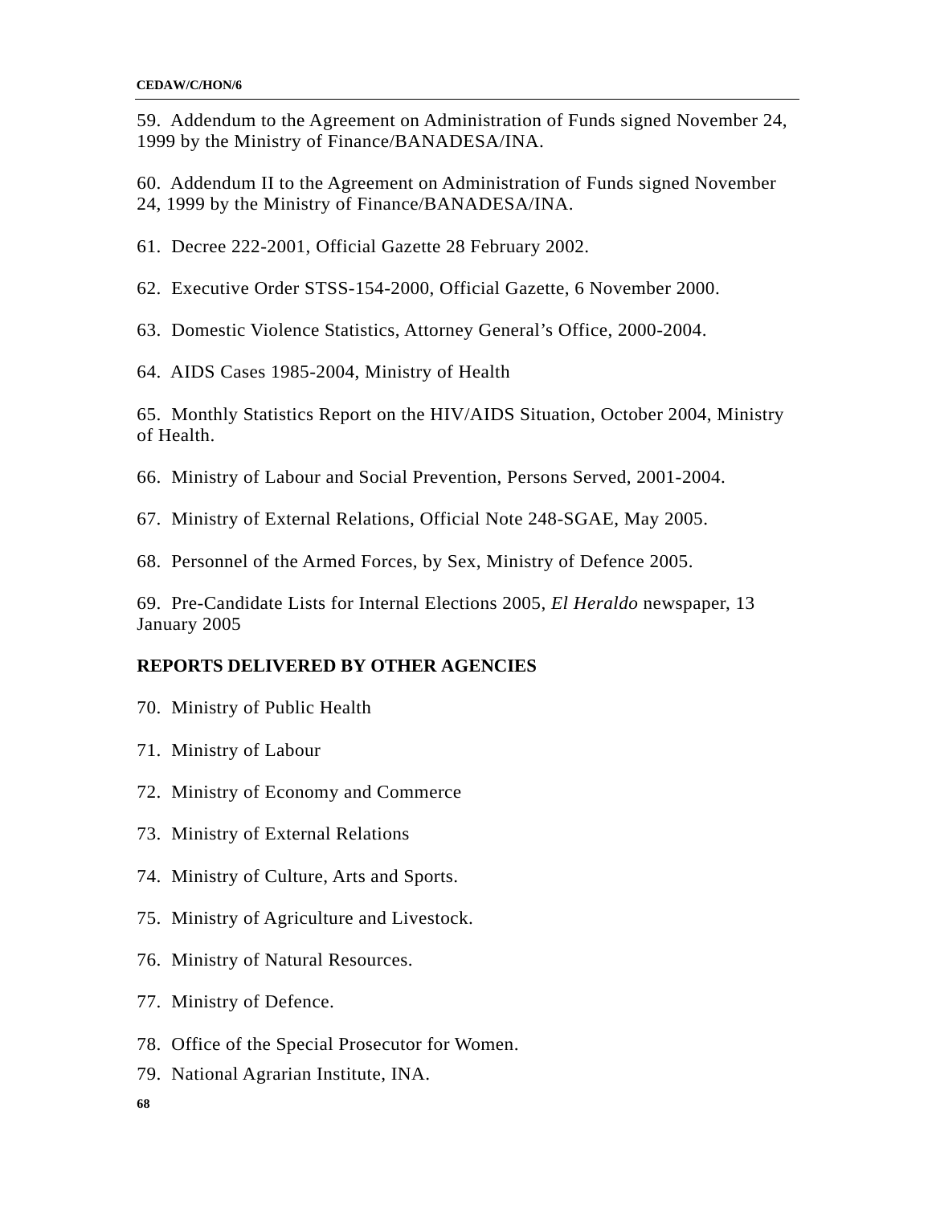59. Addendum to the Agreement on Administration of Funds signed November 24, 1999 by the Ministry of Finance/BANADESA/INA.

60. Addendum II to the Agreement on Administration of Funds signed November 24, 1999 by the Ministry of Finance/BANADESA/INA.

61. Decree 222-2001, Official Gazette 28 February 2002.

62. Executive Order STSS-154-2000, Official Gazette, 6 November 2000.

63. Domestic Violence Statistics, Attorney General's Office, 2000-2004.

64. AIDS Cases 1985-2004, Ministry of Health

65. Monthly Statistics Report on the HIV/AIDS Situation, October 2004, Ministry of Health.

66. Ministry of Labour and Social Prevention, Persons Served, 2001-2004.

67. Ministry of External Relations, Official Note 248-SGAE, May 2005.

68. Personnel of the Armed Forces, by Sex, Ministry of Defence 2005.

69. Pre-Candidate Lists for Internal Elections 2005, *El Heraldo* newspaper, 13 January 2005

**REPORTS DELIVERED BY OTHER AGENCIES**

70. Ministry of Public Health

71. Ministry of Labour

72. Ministry of Economy and Commerce

73. Ministry of External Relations

74. Ministry of Culture, Arts and Sports.

75. Ministry of Agriculture and Livestock.

76. Ministry of Natural Resources.

77. Ministry of Defence.

78. Office of the Special Prosecutor for Women.

79. National Agrarian Institute, INA.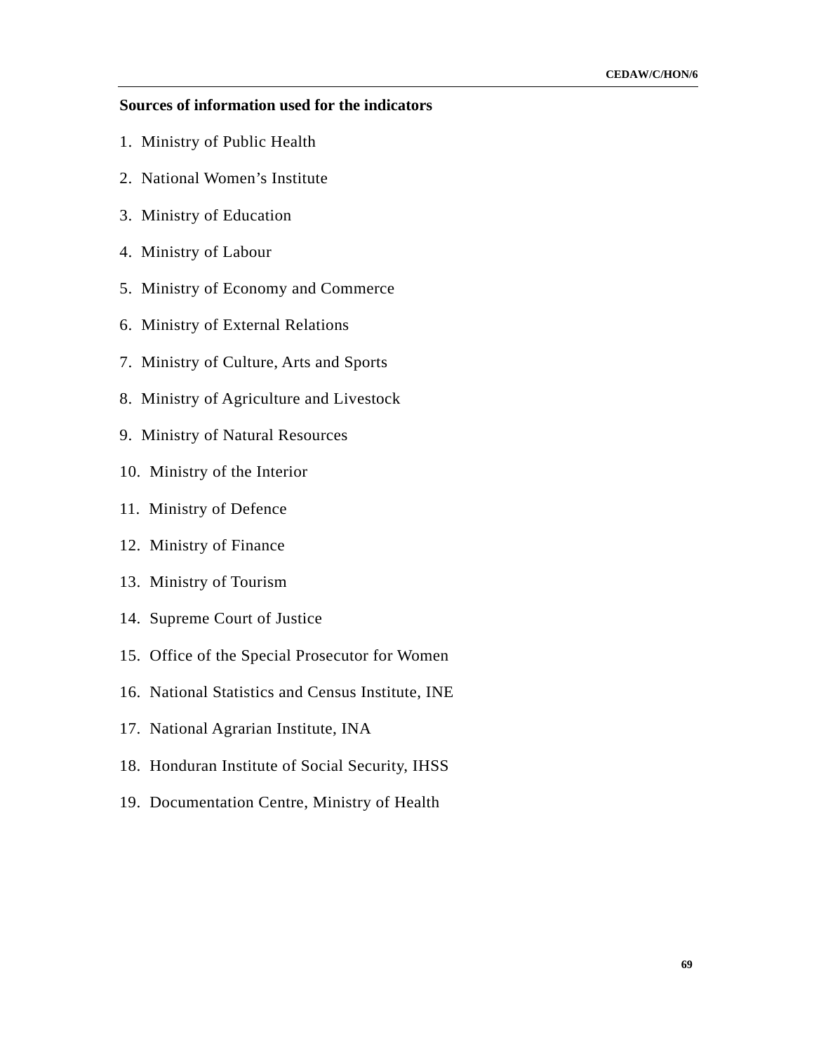**Sources of information used for the indicators**

1. Ministry of Public Health
2. National Women's Institute
3. Ministry of Education
4. Ministry of Labour
5. Ministry of Economy and Commerce
6. Ministry of External Relations
7. Ministry of Culture, Arts and Sports
8. Ministry of Agriculture and Livestock
9. Ministry of Natural Resources
10. Ministry of the Interior
11. Ministry of Defence
12. Ministry of Finance
13. Ministry of Tourism
14. Supreme Court of Justice
15. Office of the Special Prosecutor for Women
16. National Statistics and Census Institute, INE
17. National Agrarian Institute, INA
18. Honduran Institute of Social Security, IHSS
19. Documentation Centre, Ministry of Health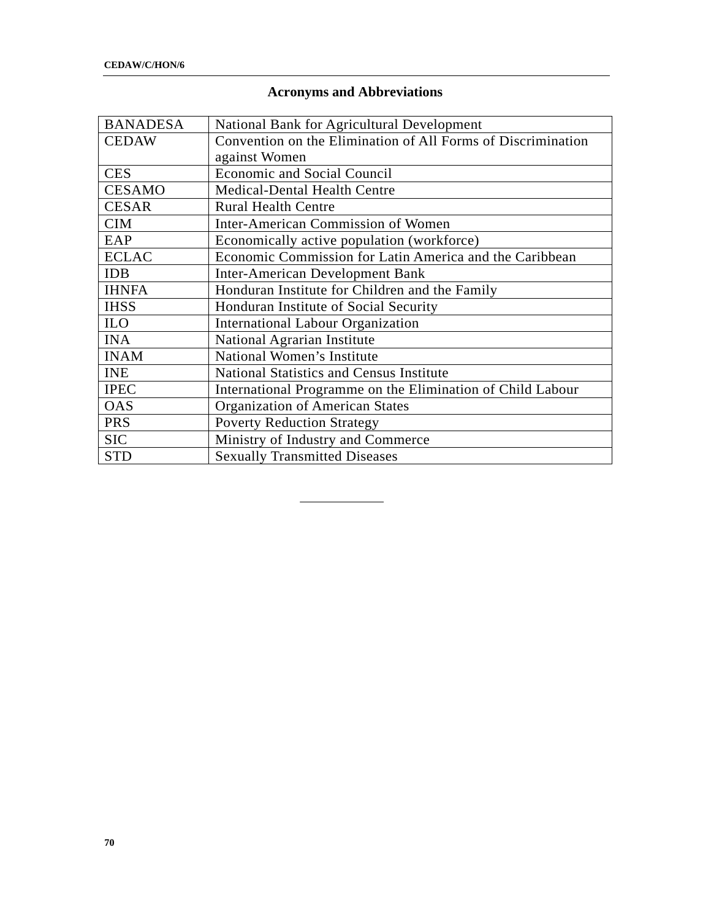## Acronyms and Abbreviations

| | |
|---|---|
| BANADESA | National Bank for Agricultural Development |
| CEDAW | Convention on the Elimination of All Forms of Discrimination against Women |
| CES | Economic and Social Council |
| CESAMO | Medical-Dental Health Centre |
| CESAR | Rural Health Centre |
| CIM | Inter-American Commission of Women |
| EAP | Economically active population (workforce) |
| ECLAC | Economic Commission for Latin America and the Caribbean |
| IDB | Inter-American Development Bank |
| IHNFA | Honduran Institute for Children and the Family |
| IHSS | Honduran Institute of Social Security |
| ILO | International Labour Organization |
| INA | National Agrarian Institute |
| INAM | National Women's Institute |
| INE | National Statistics and Census Institute |
| IPEC | International Programme on the Elimination of Child Labour |
| OAS | Organization of American States |
| PRS | Poverty Reduction Strategy |
| SIC | Ministry of Industry and Commerce |
| STD | Sexually Transmitted Diseases |